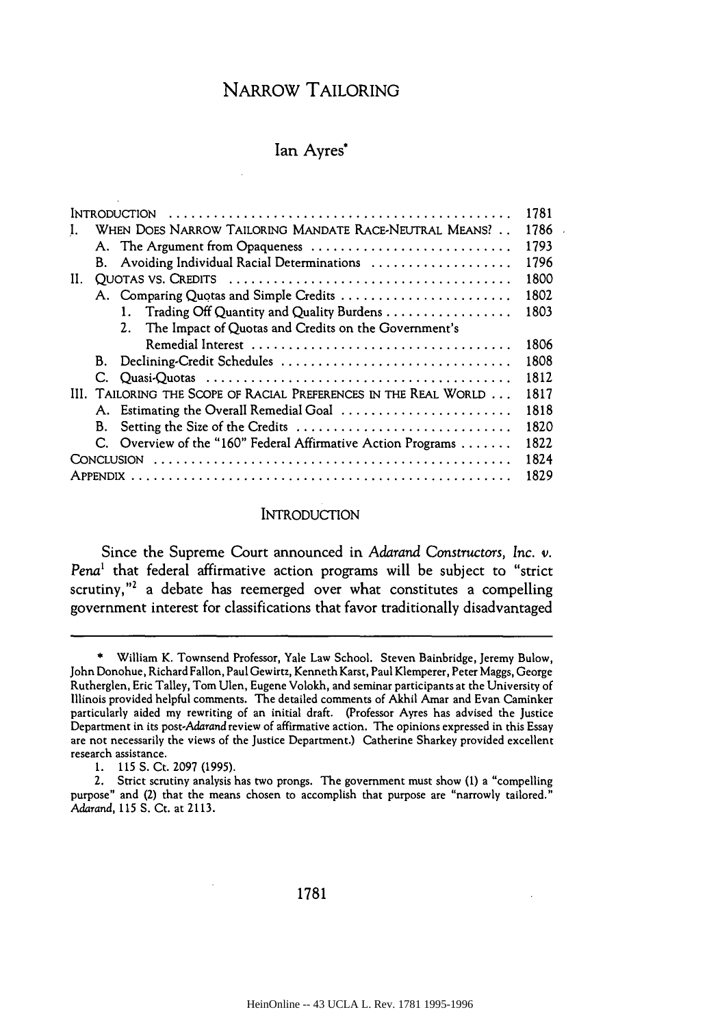# NARROW TAILORING

## Ian Ayres*

| | |
|---|---|
| INTRODUCTION | 1781 |
| I. WHEN DOES NARROW TAILORING MANDATE RACE-NEUTRAL MEANS? | 1786 |
| A. The Argument from Opaqueness | 1793 |
| B. Avoiding Individual Racial Determinations | 1796 |
| II. QUOTAS VS. CREDITS | 1800 |
| A. Comparing Quotas and Simple Credits | 1802 |
| 1. Trading Off Quantity and Quality Burdens | 1803 |
| 2. The Impact of Quotas and Credits on the Government's Remedial Interest | 1806 |
| B. Declining-Credit Schedules | 1808 |
| C. Quasi-Quotas | 1812 |
| III. TAILORING THE SCOPE OF RACIAL PREFERENCES IN THE REAL WORLD | 1817 |
| A. Estimating the Overall Remedial Goal | 1818 |
| B. Setting the Size of the Credits | 1820 |
| C. Overview of the "160" Federal Affirmative Action Programs | 1822 |
| CONCLUSION | 1824 |
| APPENDIX | 1829 |

## INTRODUCTION

Since the Supreme Court announced in *Adarand Constructors, Inc. v. Pena*[1] that federal affirmative action programs will be subject to "strict scrutiny,"[2] a debate has reemerged over what constitutes a compelling government interest for classifications that favor traditionally disadvantaged

---

\* William K. Townsend Professor, Yale Law School. Steven Bainbridge, Jeremy Bulow, John Donohue, Richard Fallon, Paul Gewirtz, Kenneth Karst, Paul Klemperer, Peter Maggs, George Rutherglen, Eric Talley, Tom Ulen, Eugene Volokh, and seminar participants at the University of Illinois provided helpful comments. The detailed comments of Akhil Amar and Evan Caminker particularly aided my rewriting of an initial draft. (Professor Ayres has advised the Justice Department in its post-*Adarand* review of affirmative action. The opinions expressed in this Essay are not necessarily the views of the Justice Department.) Catherine Sharkey provided excellent research assistance.

1. 115 S. Ct. 2097 (1995).

2. Strict scrutiny analysis has two prongs. The government must show (1) a "compelling purpose" and (2) that the means chosen to accomplish that purpose are "narrowly tailored." *Adarand*, 115 S. Ct. at 2113.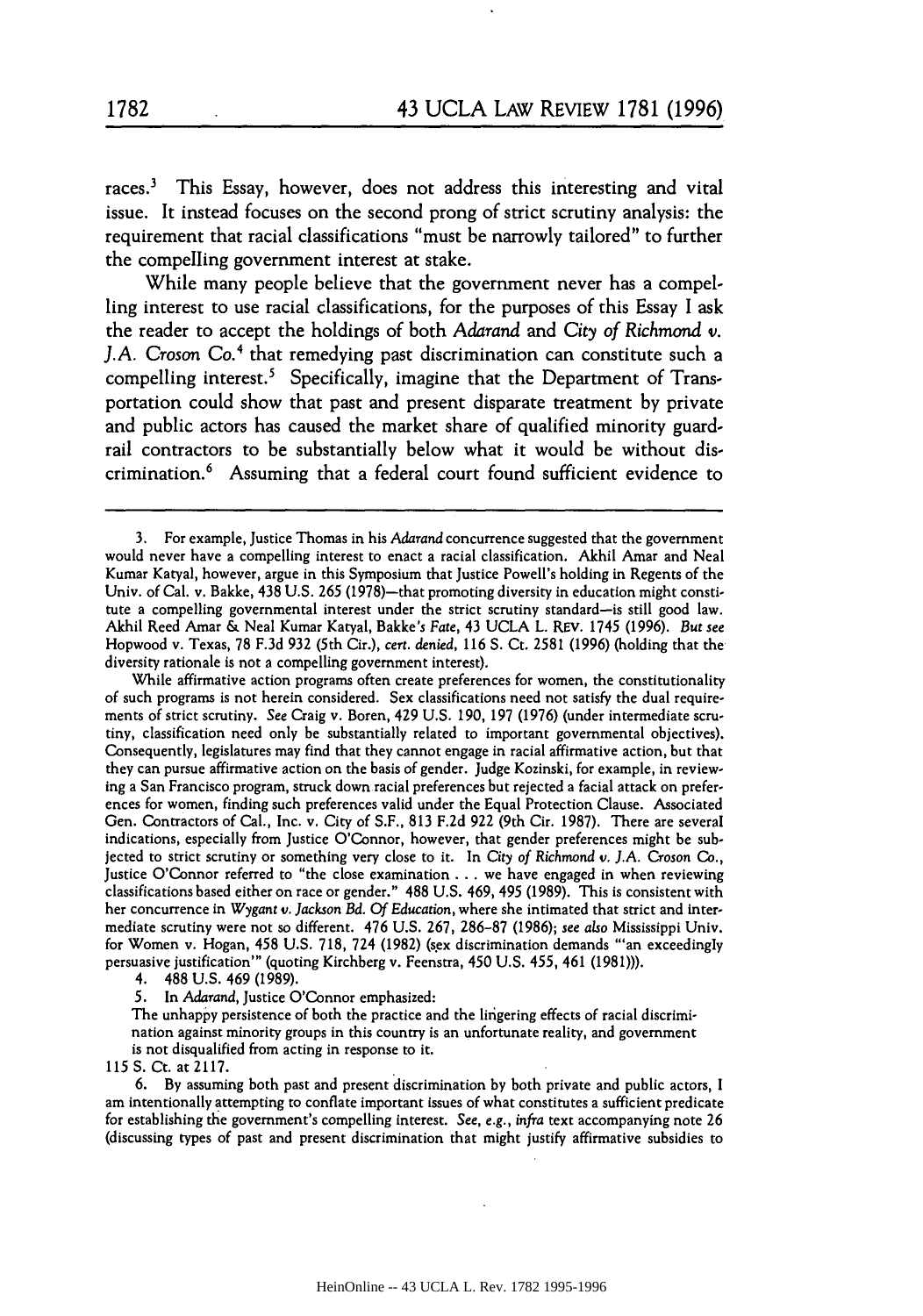races.[3] This Essay, however, does not address this interesting and vital issue. It instead focuses on the second prong of strict scrutiny analysis: the requirement that racial classifications "must be narrowly tailored" to further the compelling government interest at stake.

While many people believe that the government never has a compelling interest to use racial classifications, for the purposes of this Essay I ask the reader to accept the holdings of both *Adarand* and *City of Richmond v. J.A. Croson Co.*[4] that remedying past discrimination can constitute such a compelling interest.[5] Specifically, imagine that the Department of Transportation could show that past and present disparate treatment by private and public actors has caused the market share of qualified minority guardrail contractors to be substantially below what it would be without discrimination.[6] Assuming that a federal court found sufficient evidence to

---

3. For example, Justice Thomas in his *Adarand* concurrence suggested that the government would never have a compelling interest to enact a racial classification. Akhil Amar and Neal Kumar Katyal, however, argue in this Symposium that Justice Powell's holding in Regents of the Univ. of Cal. v. Bakke, 438 U.S. 265 (1978)—that promoting diversity in education might constitute a compelling governmental interest under the strict scrutiny standard—is still good law. Akhil Reed Amar & Neal Kumar Katyal, *Bakke's Fate*, 43 UCLA L. REV. 1745 (1996). *But see* Hopwood v. Texas, 78 F.3d 932 (5th Cir.), *cert. denied*, 116 S. Ct. 2581 (1996) (holding that the diversity rationale is not a compelling government interest).

While affirmative action programs often create preferences for women, the constitutionality of such programs is not herein considered. Sex classifications need not satisfy the dual requirements of strict scrutiny. *See* Craig v. Boren, 429 U.S. 190, 197 (1976) (under intermediate scrutiny, classification need only be substantially related to important governmental objectives). Consequently, legislatures may find that they cannot engage in racial affirmative action, but that they can pursue affirmative action on the basis of gender. Judge Kozinski, for example, in reviewing a San Francisco program, struck down racial preferences but rejected a facial attack on preferences for women, finding such preferences valid under the Equal Protection Clause. Associated Gen. Contractors of Cal., Inc. v. City of S.F., 813 F.2d 922 (9th Cir. 1987). There are several indications, especially from Justice O'Connor, however, that gender preferences might be subjected to strict scrutiny or something very close to it. In *City of Richmond v. J.A. Croson Co.*, Justice O'Connor referred to "the close examination . . . we have engaged in when reviewing classifications based either on race or gender." 488 U.S. 469, 495 (1989). This is consistent with her concurrence in *Wygant v. Jackson Bd. Of Education*, where she intimated that strict and intermediate scrutiny were not so different. 476 U.S. 267, 286–87 (1986); *see also* Mississippi Univ. for Women v. Hogan, 458 U.S. 718, 724 (1982) (sex discrimination demands "'an exceedingly persuasive justification'" (quoting Kirchberg v. Feenstra, 450 U.S. 455, 461 (1981))).

4. 488 U.S. 469 (1989).

5. In *Adarand*, Justice O'Connor emphasized:

> The unhappy persistence of both the practice and the lingering effects of racial discrimination against minority groups in this country is an unfortunate reality, and government is not disqualified from acting in response to it.

115 S. Ct. at 2117.

6. By assuming both past and present discrimination by both private and public actors, I am intentionally attempting to conflate important issues of what constitutes a sufficient predicate for establishing the government's compelling interest. *See, e.g., infra* text accompanying note 26 (discussing types of past and present discrimination that might justify affirmative subsidies to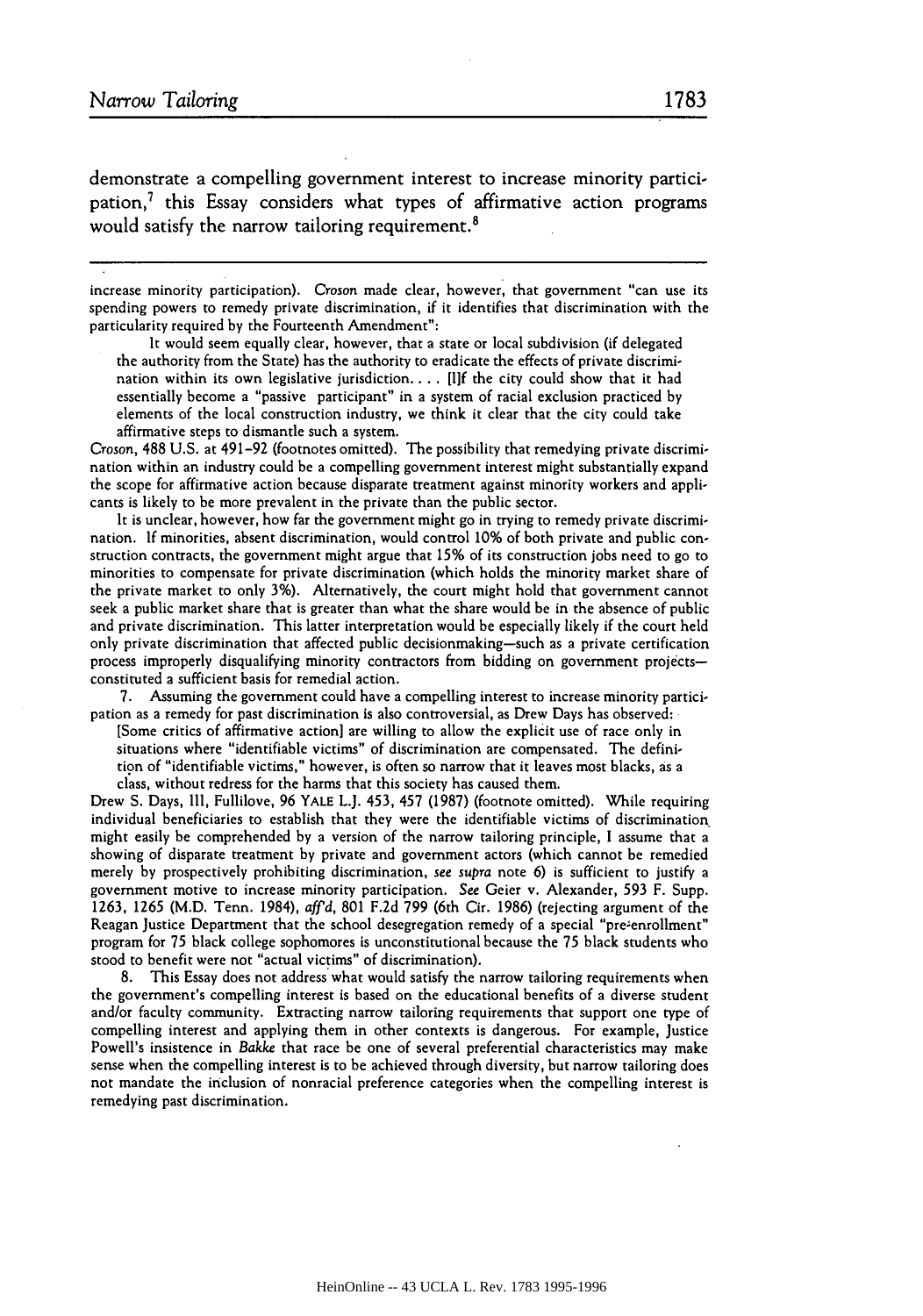demonstrate a compelling government interest to increase minority participation,[7] this Essay considers what types of affirmative action programs would satisfy the narrow tailoring requirement.[8]

---

increase minority participation). *Croson* made clear, however, that government "can use its spending powers to remedy private discrimination, if it identifies that discrimination with the particularity required by the Fourteenth Amendment":

> It would seem equally clear, however, that a state or local subdivision (if delegated the authority from the State) has the authority to eradicate the effects of private discrimination within its own legislative jurisdiction. . . . [I]f the city could show that it had essentially become a "passive participant" in a system of racial exclusion practiced by elements of the local construction industry, we think it clear that the city could take affirmative steps to dismantle such a system.

*Croson*, 488 U.S. at 491–92 (footnotes omitted). The possibility that remedying private discrimination within an industry could be a compelling government interest might substantially expand the scope for affirmative action because disparate treatment against minority workers and applicants is likely to be more prevalent in the private than the public sector.

It is unclear, however, how far the government might go in trying to remedy private discrimination. If minorities, absent discrimination, would control 10% of both private and public construction contracts, the government might argue that 15% of its construction jobs need to go to minorities to compensate for private discrimination (which holds the minority market share of the private market to only 3%). Alternatively, the court might hold that government cannot seek a public market share that is greater than what the share would be in the absence of public and private discrimination. This latter interpretation would be especially likely if the court held only private discrimination that affected public decisionmaking—such as a private certification process improperly disqualifying minority contractors from bidding on government projects—constituted a sufficient basis for remedial action.

7. Assuming the government could have a compelling interest to increase minority participation as a remedy for past discrimination is also controversial, as Drew Days has observed:

> [Some critics of affirmative action] are willing to allow the explicit use of race only in situations where "identifiable victims" of discrimination are compensated. The definition of "identifiable victims," however, is often so narrow that it leaves most blacks, as a class, without redress for the harms that this society has caused them.

Drew S. Days, III, Fullilove, 96 YALE L.J. 453, 457 (1987) (footnote omitted). While requiring individual beneficiaries to establish that they were the identifiable victims of discrimination might easily be comprehended by a version of the narrow tailoring principle, I assume that a showing of disparate treatment by private and government actors (which cannot be remedied merely by prospectively prohibiting discrimination, *see supra* note 6) is sufficient to justify a government motive to increase minority participation. *See* Geier v. Alexander, 593 F. Supp. 1263, 1265 (M.D. Tenn. 1984), *aff'd*, 801 F.2d 799 (6th Cir. 1986) (rejecting argument of the Reagan Justice Department that the school desegregation remedy of a special "pre-enrollment" program for 75 black college sophomores is unconstitutional because the 75 black students who stood to benefit were not "actual victims" of discrimination).

8. This Essay does not address what would satisfy the narrow tailoring requirements when the government's compelling interest is based on the educational benefits of a diverse student and/or faculty community. Extracting narrow tailoring requirements that support one type of compelling interest and applying them in other contexts is dangerous. For example, Justice Powell's insistence in *Bakke* that race be one of several preferential characteristics may make sense when the compelling interest is to be achieved through diversity, but narrow tailoring does not mandate the inclusion of nonracial preference categories when the compelling interest is remedying past discrimination.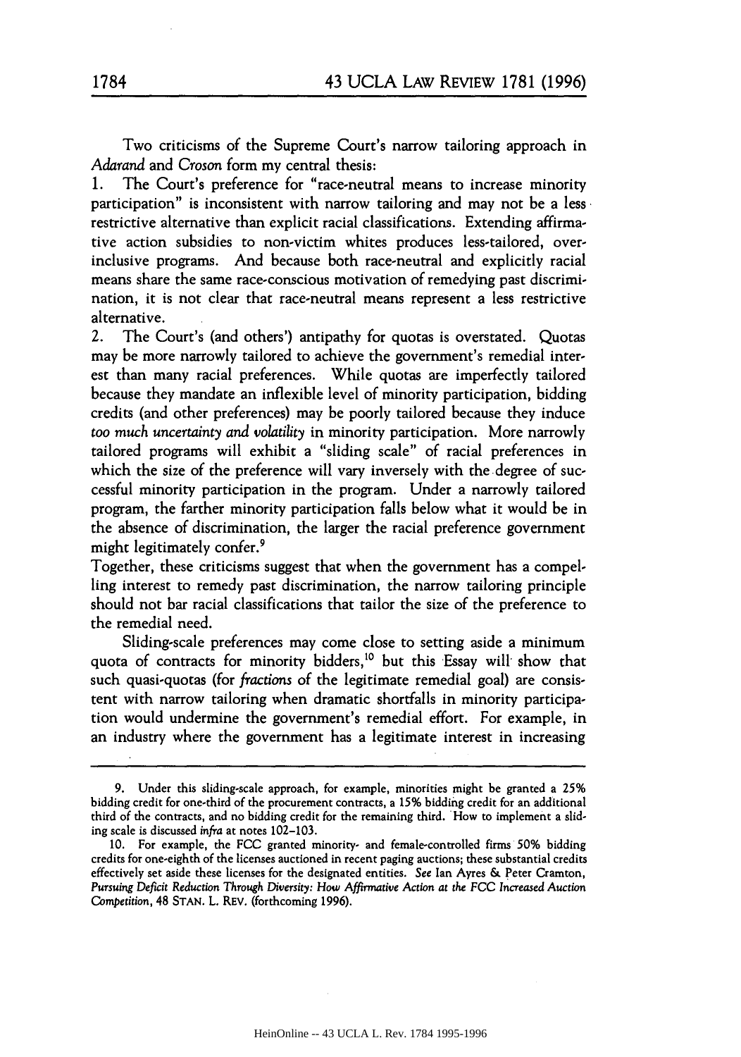Two criticisms of the Supreme Court's narrow tailoring approach in *Adarand* and *Croson* form my central thesis:

1. The Court's preference for "race-neutral means to increase minority participation" is inconsistent with narrow tailoring and may not be a less restrictive alternative than explicit racial classifications. Extending affirmative action subsidies to non-victim whites produces less-tailored, over-inclusive programs. And because both race-neutral and explicitly racial means share the same race-conscious motivation of remedying past discrimination, it is not clear that race-neutral means represent a less restrictive alternative.
2. The Court's (and others') antipathy for quotas is overstated. Quotas may be more narrowly tailored to achieve the government's remedial interest than many racial preferences. While quotas are imperfectly tailored because they mandate an inflexible level of minority participation, bidding credits (and other preferences) may be poorly tailored because they induce *too much uncertainty and volatility* in minority participation. More narrowly tailored programs will exhibit a "sliding scale" of racial preferences in which the size of the preference will vary inversely with the degree of successful minority participation in the program. Under a narrowly tailored program, the farther minority participation falls below what it would be in the absence of discrimination, the larger the racial preference government might legitimately confer.[9]

Together, these criticisms suggest that when the government has a compelling interest to remedy past discrimination, the narrow tailoring principle should not bar racial classifications that tailor the size of the preference to the remedial need.

Sliding-scale preferences may come close to setting aside a minimum quota of contracts for minority bidders,[10] but this Essay will show that such quasi-quotas (for *fractions* of the legitimate remedial goal) are consistent with narrow tailoring when dramatic shortfalls in minority participation would undermine the government's remedial effort. For example, in an industry where the government has a legitimate interest in increasing

---

9. Under this sliding-scale approach, for example, minorities might be granted a 25% bidding credit for one-third of the procurement contracts, a 15% bidding credit for an additional third of the contracts, and no bidding credit for the remaining third. How to implement a sliding scale is discussed *infra* at notes 102–103.

10. For example, the FCC granted minority- and female-controlled firms 50% bidding credits for one-eighth of the licenses auctioned in recent paging auctions; these substantial credits effectively set aside these licenses for the designated entities. *See* Ian Ayres & Peter Cramton, *Pursuing Deficit Reduction Through Diversity: How Affirmative Action at the FCC Increased Auction Competition*, 48 STAN. L. REV. (forthcoming 1996).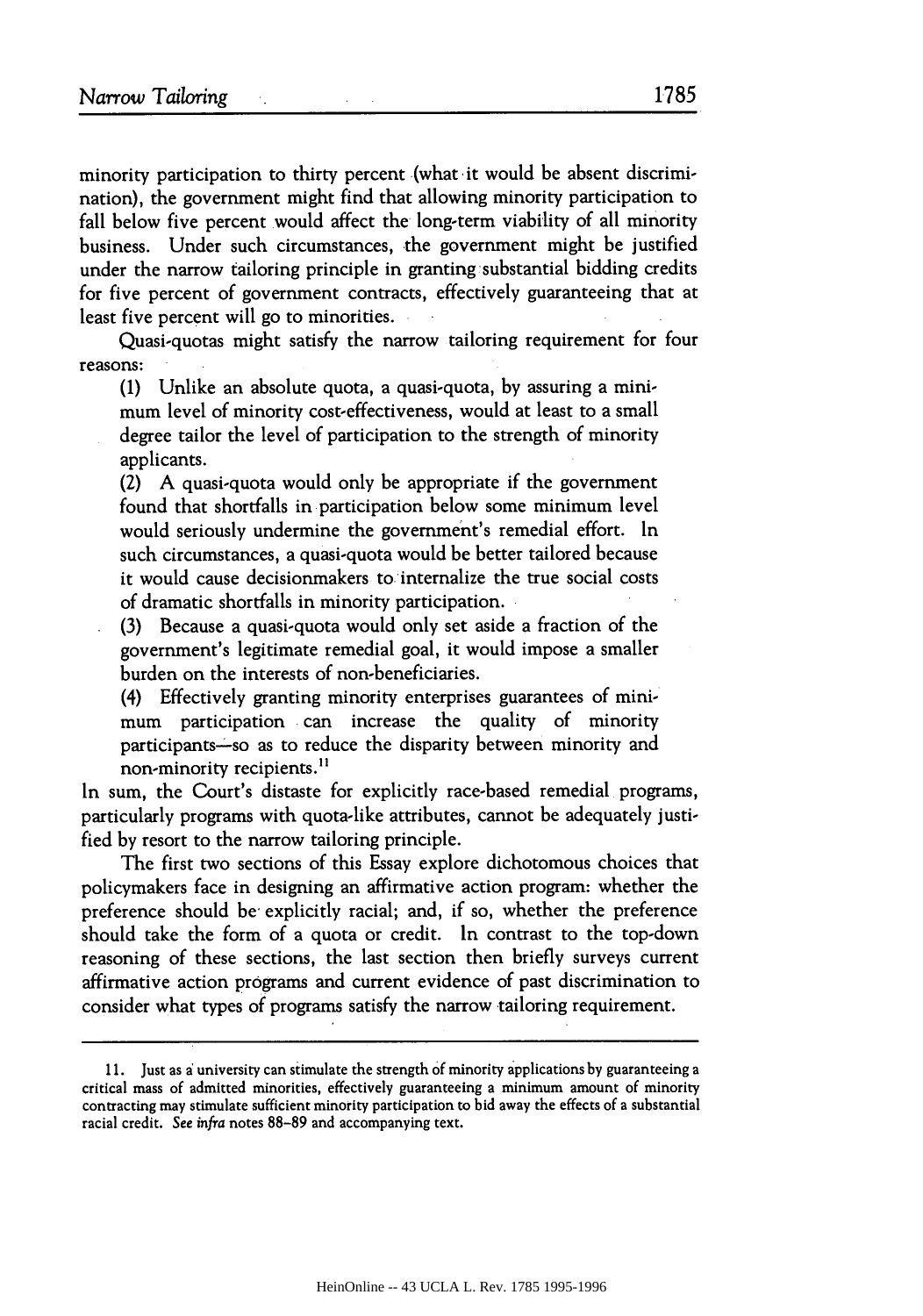minority participation to thirty percent (what it would be absent discrimination), the government might find that allowing minority participation to fall below five percent would affect the long-term viability of all minority business. Under such circumstances, the government might be justified under the narrow tailoring principle in granting substantial bidding credits for five percent of government contracts, effectively guaranteeing that at least five percent will go to minorities.

Quasi-quotas might satisfy the narrow tailoring requirement for four reasons:

> (1) Unlike an absolute quota, a quasi-quota, by assuring a minimum level of minority cost-effectiveness, would at least to a small degree tailor the level of participation to the strength of minority applicants.
>
> (2) A quasi-quota would only be appropriate if the government found that shortfalls in participation below some minimum level would seriously undermine the government's remedial effort. In such circumstances, a quasi-quota would be better tailored because it would cause decisionmakers to internalize the true social costs of dramatic shortfalls in minority participation.
>
> (3) Because a quasi-quota would only set aside a fraction of the government's legitimate remedial goal, it would impose a smaller burden on the interests of non-beneficiaries.
>
> (4) Effectively granting minority enterprises guarantees of minimum participation can increase the quality of minority participants—so as to reduce the disparity between minority and non-minority recipients.[11]

In sum, the Court's distaste for explicitly race-based remedial programs, particularly programs with quota-like attributes, cannot be adequately justified by resort to the narrow tailoring principle.

The first two sections of this Essay explore dichotomous choices that policymakers face in designing an affirmative action program: whether the preference should be explicitly racial; and, if so, whether the preference should take the form of a quota or credit. In contrast to the top-down reasoning of these sections, the last section then briefly surveys current affirmative action programs and current evidence of past discrimination to consider what types of programs satisfy the narrow tailoring requirement.

---

11. Just as a university can stimulate the strength of minority applications by guaranteeing a critical mass of admitted minorities, effectively guaranteeing a minimum amount of minority contracting may stimulate sufficient minority participation to bid away the effects of a substantial racial credit. *See infra* notes 88–89 and accompanying text.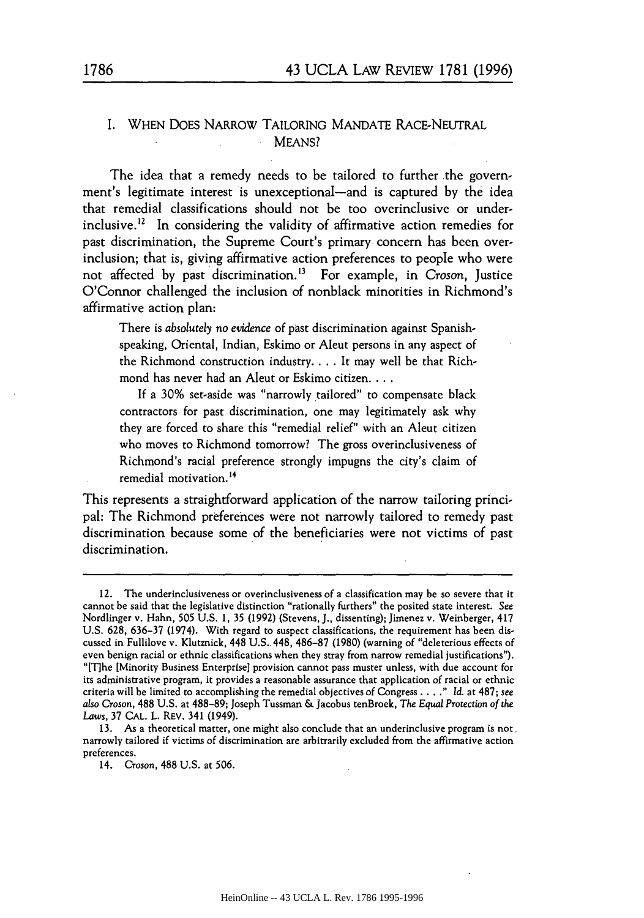## I. WHEN DOES NARROW TAILORING MANDATE RACE-NEUTRAL MEANS?

The idea that a remedy needs to be tailored to further the government's legitimate interest is unexceptional—and is captured by the idea that remedial classifications should not be too overinclusive or underinclusive.[12] In considering the validity of affirmative action remedies for past discrimination, the Supreme Court's primary concern has been overinclusion; that is, giving affirmative action preferences to people who were not affected by past discrimination.[13] For example, in *Croson*, Justice O'Connor challenged the inclusion of nonblack minorities in Richmond's affirmative action plan:

> There is *absolutely no evidence* of past discrimination against Spanish-speaking, Oriental, Indian, Eskimo or Aleut persons in any aspect of the Richmond construction industry. . . . It may well be that Richmond has never had an Aleut or Eskimo citizen. . . .
>
> If a 30% set-aside was "narrowly tailored" to compensate black contractors for past discrimination, one may legitimately ask why they are forced to share this "remedial relief" with an Aleut citizen who moves to Richmond tomorrow? The gross overinclusiveness of Richmond's racial preference strongly impugns the city's claim of remedial motivation.[14]

This represents a straightforward application of the narrow tailoring principal: The Richmond preferences were not narrowly tailored to remedy past discrimination because some of the beneficiaries were not victims of past discrimination.

---

12. The underinclusiveness or overinclusiveness of a classification may be so severe that it cannot be said that the legislative distinction "rationally furthers" the posited state interest. *See* Nordlinger v. Hahn, 505 U.S. 1, 35 (1992) (Stevens, J., dissenting); Jimenez v. Weinberger, 417 U.S. 628, 636–37 (1974). With regard to suspect classifications, the requirement has been discussed in Fullilove v. Klutznick, 448 U.S. 448, 486–87 (1980) (warning of "deleterious effects of even benign racial or ethnic classifications when they stray from narrow remedial justifications"). "[T]he [Minority Business Enterprise] provision cannot pass muster unless, with due account for its administrative program, it provides a reasonable assurance that application of racial or ethnic criteria will be limited to accomplishing the remedial objectives of Congress . . . ." *Id.* at 487; *see also Croson*, 488 U.S. at 488–89; Joseph Tussman & Jacobus tenBroek, *The Equal Protection of the Laws*, 37 CAL. L. REV. 341 (1949).

13. As a theoretical matter, one might also conclude that an underinclusive program is not narrowly tailored if victims of discrimination are arbitrarily excluded from the affirmative action preferences.

14. *Croson*, 488 U.S. at 506.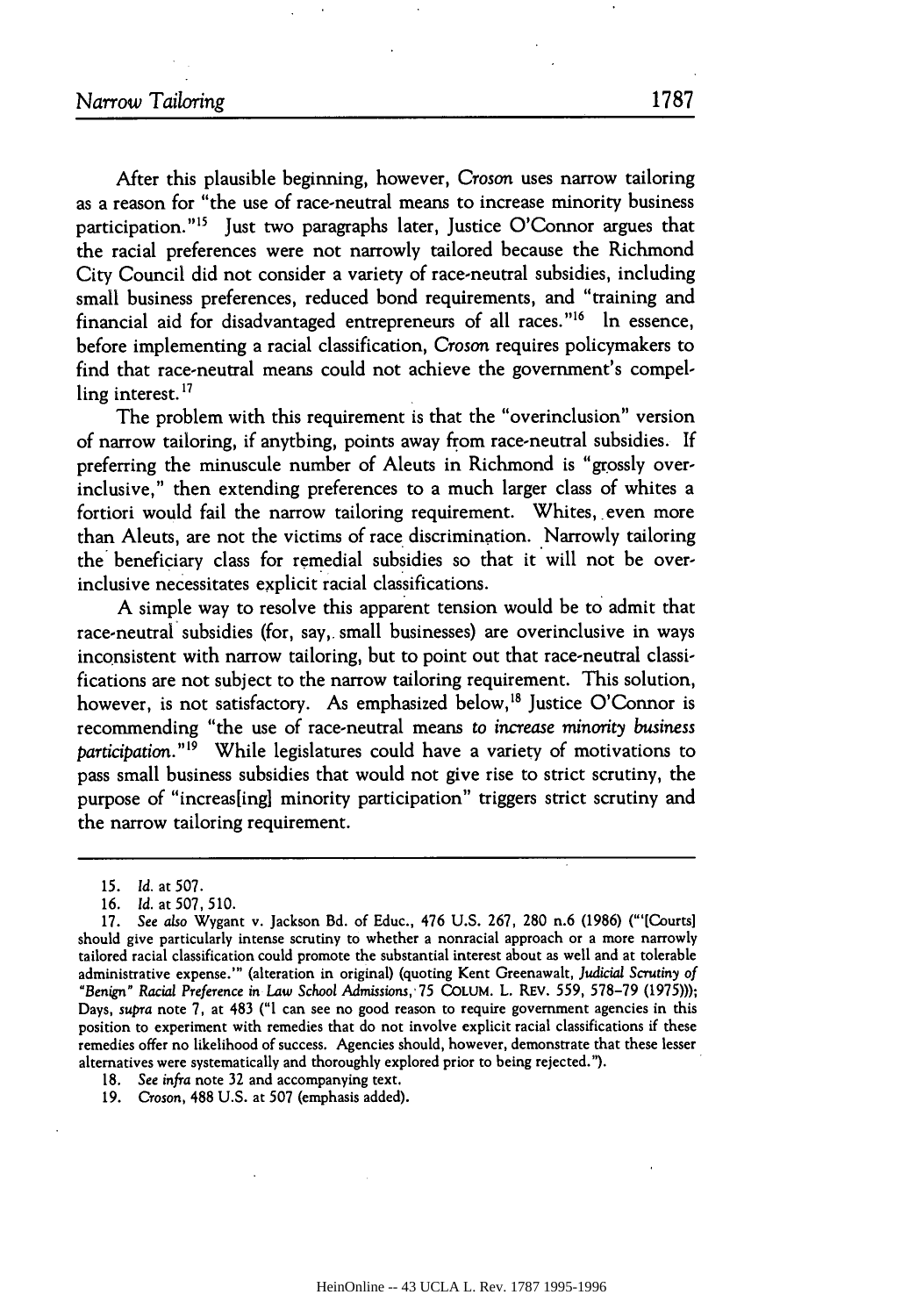After this plausible beginning, however, *Croson* uses narrow tailoring as a reason for "the use of race-neutral means to increase minority business participation."[15] Just two paragraphs later, Justice O'Connor argues that the racial preferences were not narrowly tailored because the Richmond City Council did not consider a variety of race-neutral subsidies, including small business preferences, reduced bond requirements, and "training and financial aid for disadvantaged entrepreneurs of all races."[16] In essence, before implementing a racial classification, *Croson* requires policymakers to find that race-neutral means could not achieve the government's compelling interest.[17]

The problem with this requirement is that the "overinclusion" version of narrow tailoring, if anytbing, points away from race-neutral subsidies. If preferring the minuscule number of Aleuts in Richmond is "grossly overinclusive," then extending preferences to a much larger class of whites a fortiori would fail the narrow tailoring requirement. Whites, even more than Aleuts, are not the victims of race discrimination. Narrowly tailoring the beneficiary class for remedial subsidies so that it will not be overinclusive necessitates explicit racial classifications.

A simple way to resolve this apparent tension would be to admit that race-neutral subsidies (for, say, small businesses) are overinclusive in ways inconsistent with narrow tailoring, but to point out that race-neutral classifications are not subject to the narrow tailoring requirement. This solution, however, is not satisfactory. As emphasized below,[18] Justice O'Connor is recommending "the use of race-neutral means *to increase minority business participation*."[19] While legislatures could have a variety of motivations to pass small business subsidies that would not give rise to strict scrutiny, the purpose of "increas[ing] minority participation" triggers strict scrutiny and the narrow tailoring requirement.

---

15. *Id.* at 507.

16. *Id.* at 507, 510.

17. *See also* Wygant v. Jackson Bd. of Educ., 476 U.S. 267, 280 n.6 (1986) ("'[Courts] should give particularly intense scrutiny to whether a nonracial approach or a more narrowly tailored racial classification could promote the substantial interest about as well and at tolerable administrative expense.'" (alteration in original) (quoting Kent Greenawalt, *Judicial Scrutiny of "Benign" Racial Preference in Law School Admissions*, 75 COLUM. L. REV. 559, 578–79 (1975))); Days, *supra* note 7, at 483 ("I can see no good reason to require government agencies in this position to experiment with remedies that do not involve explicit racial classifications if these remedies offer no likelihood of success. Agencies should, however, demonstrate that these lesser alternatives were systematically and thoroughly explored prior to being rejected.").

18. *See infra* note 32 and accompanying text.

19. *Croson*, 488 U.S. at 507 (emphasis added).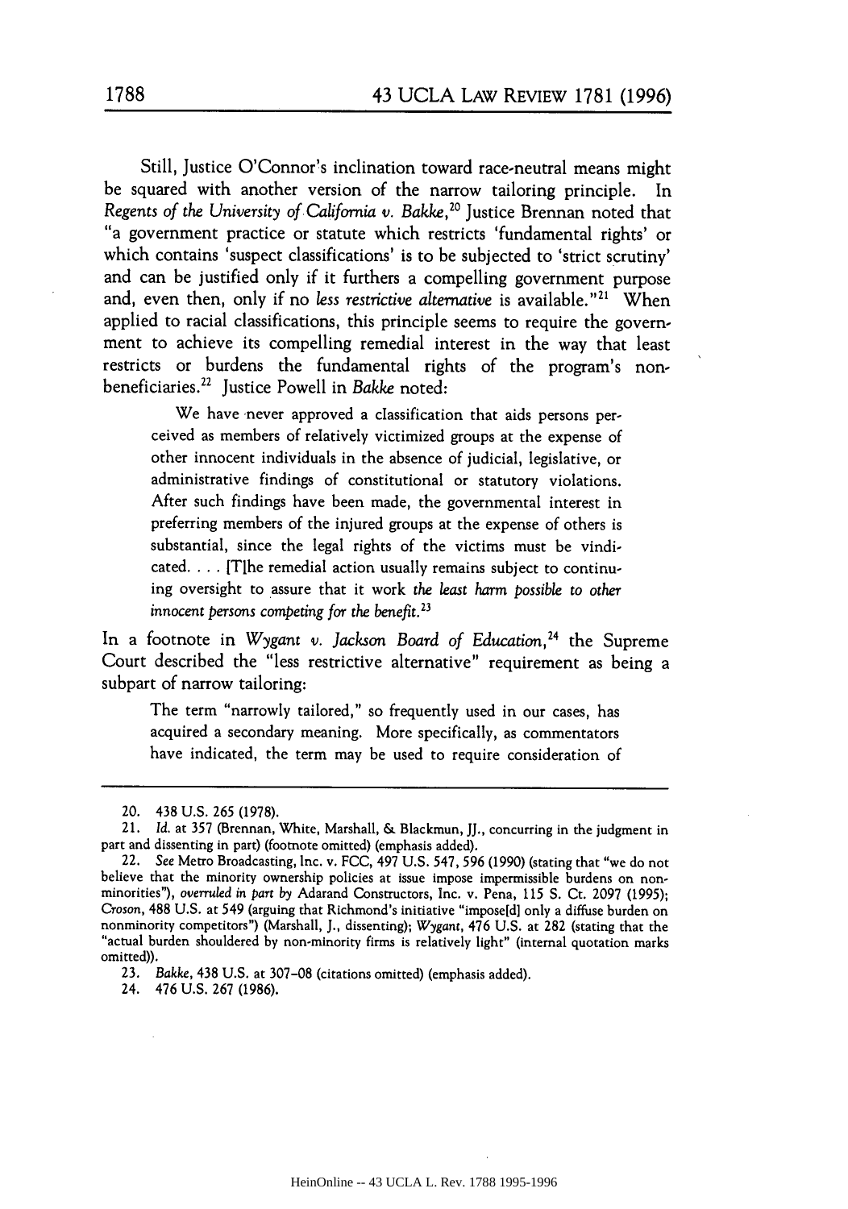Still, Justice O'Connor's inclination toward race-neutral means might be squared with another version of the narrow tailoring principle. In *Regents of the University of California v. Bakke*,[20] Justice Brennan noted that "a government practice or statute which restricts 'fundamental rights' or which contains 'suspect classifications' is to be subjected to 'strict scrutiny' and can be justified only if it furthers a compelling government purpose and, even then, only if no *less restrictive alternative* is available."[21] When applied to racial classifications, this principle seems to require the government to achieve its compelling remedial interest in the way that least restricts or burdens the fundamental rights of the program's nonbeneficiaries.[22] Justice Powell in *Bakke* noted:

> We have never approved a classification that aids persons perceived as members of relatively victimized groups at the expense of other innocent individuals in the absence of judicial, legislative, or administrative findings of constitutional or statutory violations. After such findings have been made, the governmental interest in preferring members of the injured groups at the expense of others is substantial, since the legal rights of the victims must be vindicated. . . . [T]he remedial action usually remains subject to continuing oversight to assure that it work *the least harm possible to other innocent persons competing for the benefit.*[23]

In a footnote in *Wygant v. Jackson Board of Education*,[24] the Supreme Court described the "less restrictive alternative" requirement as being a subpart of narrow tailoring:

> The term "narrowly tailored," so frequently used in our cases, has acquired a secondary meaning. More specifically, as commentators have indicated, the term may be used to require consideration of

---

20. 438 U.S. 265 (1978).

21. *Id.* at 357 (Brennan, White, Marshall, & Blackmun, JJ., concurring in the judgment in part and dissenting in part) (footnote omitted) (emphasis added).

22. *See* Metro Broadcasting, Inc. v. FCC, 497 U.S. 547, 596 (1990) (stating that "we do not believe that the minority ownership policies at issue impose impermissible burdens on nonminorities"), *overruled in part by* Adarand Constructors, Inc. v. Pena, 115 S. Ct. 2097 (1995); *Croson*, 488 U.S. at 549 (arguing that Richmond's initiative "impose[d] only a diffuse burden on nonminority competitors") (Marshall, J., dissenting); *Wygant*, 476 U.S. at 282 (stating that the "actual burden shouldered by non-minority firms is relatively light" (internal quotation marks omitted)).

23. *Bakke*, 438 U.S. at 307–08 (citations omitted) (emphasis added).

24. 476 U.S. 267 (1986).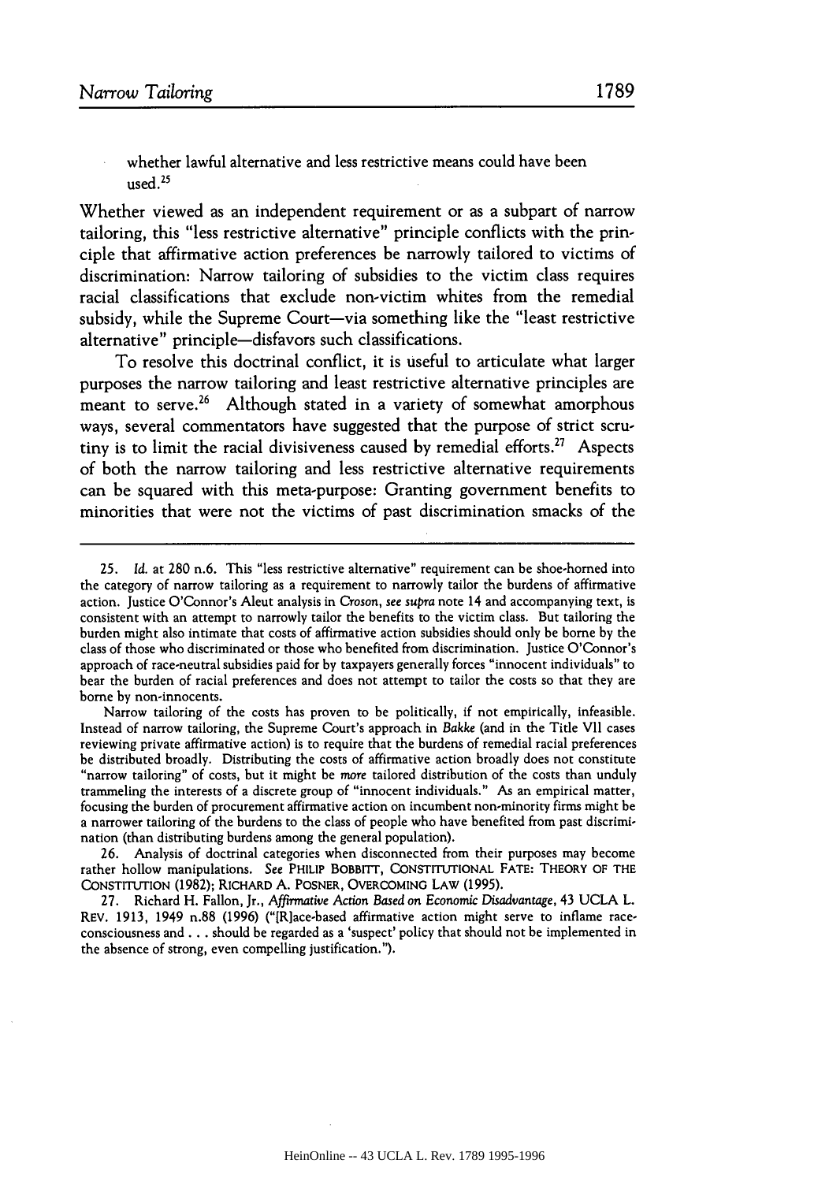whether lawful alternative and less restrictive means could have been used.[25]

Whether viewed as an independent requirement or as a subpart of narrow tailoring, this "less restrictive alternative" principle conflicts with the principle that affirmative action preferences be narrowly tailored to victims of discrimination: Narrow tailoring of subsidies to the victim class requires racial classifications that exclude non-victim whites from the remedial subsidy, while the Supreme Court—via something like the "least restrictive alternative" principle—disfavors such classifications.

To resolve this doctrinal conflict, it is useful to articulate what larger purposes the narrow tailoring and least restrictive alternative principles are meant to serve.[26] Although stated in a variety of somewhat amorphous ways, several commentators have suggested that the purpose of strict scrutiny is to limit the racial divisiveness caused by remedial efforts.[27] Aspects of both the narrow tailoring and less restrictive alternative requirements can be squared with this meta-purpose: Granting government benefits to minorities that were not the victims of past discrimination smacks of the

---

25. *Id.* at 280 n.6. This "less restrictive alternative" requirement can be shoe-horned into the category of narrow tailoring as a requirement to narrowly tailor the burdens of affirmative action. Justice O'Connor's Aleut analysis in *Croson*, *see supra* note 14 and accompanying text, is consistent with an attempt to narrowly tailor the benefits to the victim class. But tailoring the burden might also intimate that costs of affirmative action subsidies should only be borne by the class of those who discriminated or those who benefited from discrimination. Justice O'Connor's approach of race-neutral subsidies paid for by taxpayers generally forces "innocent individuals" to bear the burden of racial preferences and does not attempt to tailor the costs so that they are borne by non-innocents.

Narrow tailoring of the costs has proven to be politically, if not empirically, infeasible. Instead of narrow tailoring, the Supreme Court's approach in *Bakke* (and in the Title VII cases reviewing private affirmative action) is to require that the burdens of remedial racial preferences be distributed broadly. Distributing the costs of affirmative action broadly does not constitute "narrow tailoring" of costs, but it might be *more* tailored distribution of the costs than unduly trammeling the interests of a discrete group of "innocent individuals." As an empirical matter, focusing the burden of procurement affirmative action on incumbent non-minority firms might be a narrower tailoring of the burdens to the class of people who have benefited from past discrimination (than distributing burdens among the general population).

26. Analysis of doctrinal categories when disconnected from their purposes may become rather hollow manipulations. *See* PHILIP BOBBITT, CONSTITUTIONAL FATE: THEORY OF THE CONSTITUTION (1982); RICHARD A. POSNER, OVERCOMING LAW (1995).

27. Richard H. Fallon, Jr., *Affirmative Action Based on Economic Disadvantage*, 43 UCLA L. REV. 1913, 1949 n.88 (1996) ("[R]ace-based affirmative action might serve to inflame race-consciousness and . . . should be regarded as a 'suspect' policy that should not be implemented in the absence of strong, even compelling justification.").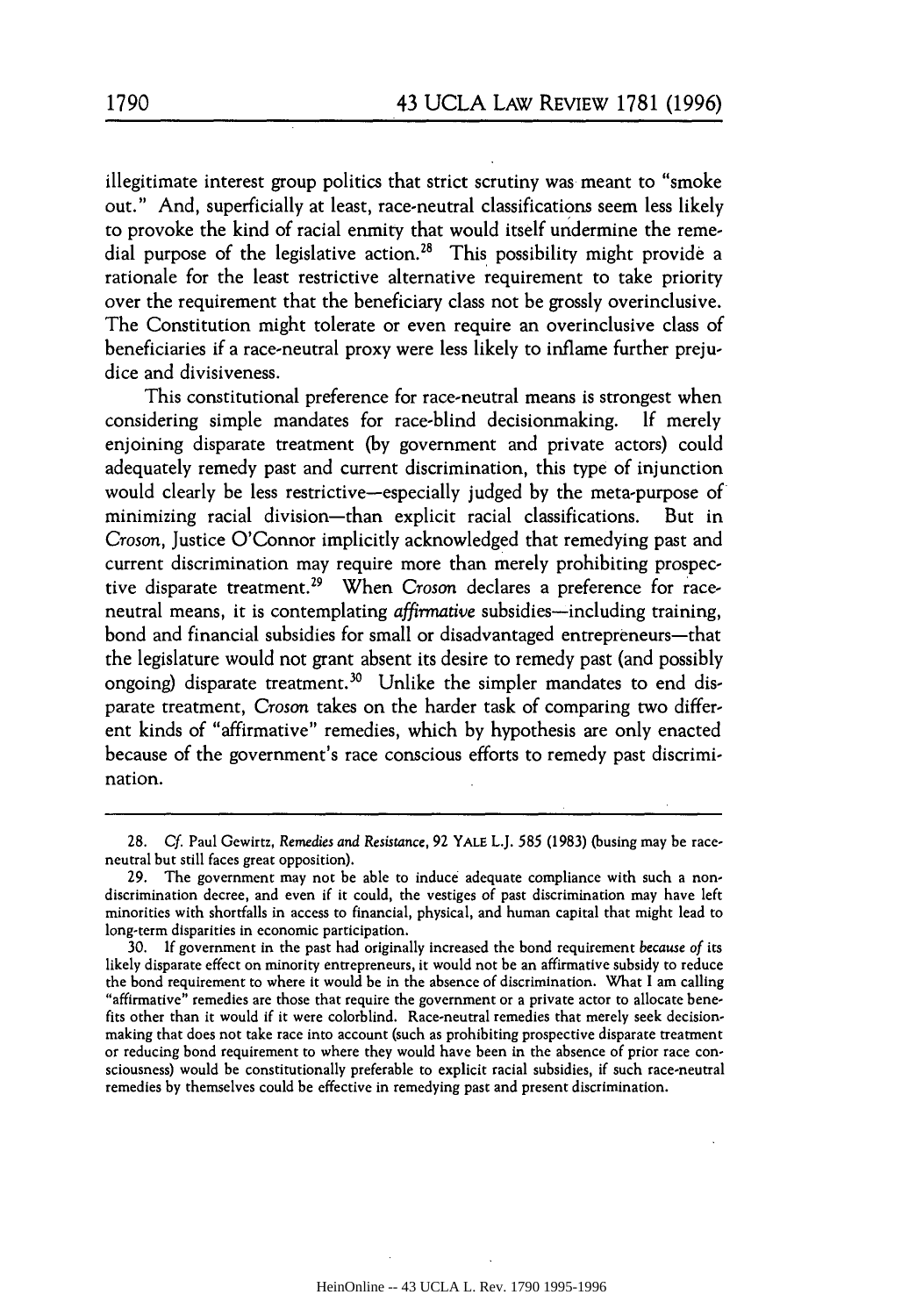illegitimate interest group politics that strict scrutiny was meant to "smoke out." And, superficially at least, race-neutral classifications seem less likely to provoke the kind of racial enmity that would itself undermine the remedial purpose of the legislative action.[28] This possibility might provide a rationale for the least restrictive alternative requirement to take priority over the requirement that the beneficiary class not be grossly overinclusive. The Constitution might tolerate or even require an overinclusive class of beneficiaries if a race-neutral proxy were less likely to inflame further prejudice and divisiveness.

This constitutional preference for race-neutral means is strongest when considering simple mandates for race-blind decisionmaking. If merely enjoining disparate treatment (by government and private actors) could adequately remedy past and current discrimination, this type of injunction would clearly be less restrictive—especially judged by the meta-purpose of minimizing racial division—than explicit racial classifications. But in *Croson*, Justice O'Connor implicitly acknowledged that remedying past and current discrimination may require more than merely prohibiting prospective disparate treatment.[29] When *Croson* declares a preference for race-neutral means, it is contemplating *affirmative* subsidies—including training, bond and financial subsidies for small or disadvantaged entrepreneurs—that the legislature would not grant absent its desire to remedy past (and possibly ongoing) disparate treatment.[30] Unlike the simpler mandates to end disparate treatment, *Croson* takes on the harder task of comparing two different kinds of "affirmative" remedies, which by hypothesis are only enacted because of the government's race conscious efforts to remedy past discrimination.

---

28. *Cf.* Paul Gewirtz, *Remedies and Resistance*, 92 YALE L.J. 585 (1983) (busing may be race-neutral but still faces great opposition).

29. The government may not be able to induce adequate compliance with such a nondiscrimination decree, and even if it could, the vestiges of past discrimination may have left minorities with shortfalls in access to financial, physical, and human capital that might lead to long-term disparities in economic participation.

30. If government in the past had originally increased the bond requirement *because of* its likely disparate effect on minority entrepreneurs, it would not be an affirmative subsidy to reduce the bond requirement to where it would be in the absence of discrimination. What I am calling "affirmative" remedies are those that require the government or a private actor to allocate benefits other than it would if it were colorblind. Race-neutral remedies that merely seek decisionmaking that does not take race into account (such as prohibiting prospective disparate treatment or reducing bond requirement to where they would have been in the absence of prior race consciousness) would be constitutionally preferable to explicit racial subsidies, if such race-neutral remedies by themselves could be effective in remedying past and present discrimination.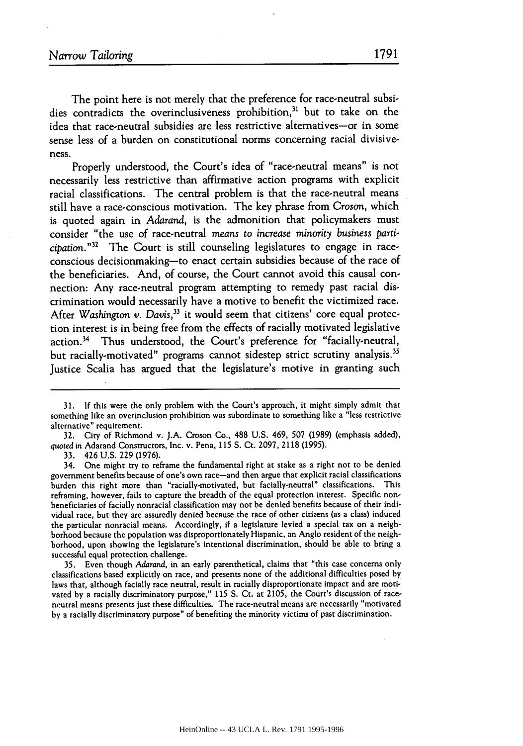The point here is not merely that the preference for race-neutral subsidies contradicts the overinclusiveness prohibition,[31] but to take on the idea that race-neutral subsidies are less restrictive alternatives—or in some sense less of a burden on constitutional norms concerning racial divisiveness.

Properly understood, the Court's idea of "race-neutral means" is not necessarily less restrictive than affirmative action programs with explicit racial classifications. The central problem is that the race-neutral means still have a race-conscious motivation. The key phrase from *Croson*, which is quoted again in *Adarand*, is the admonition that policymakers must consider "the use of race-neutral *means to increase minority business participation*."[32] The Court is still counseling legislatures to engage in race-conscious decisionmaking—to enact certain subsidies because of the race of the beneficiaries. And, of course, the Court cannot avoid this causal connection: Any race-neutral program attempting to remedy past racial discrimination would necessarily have a motive to benefit the victimized race. After *Washington v. Davis*,[33] it would seem that citizens' core equal protection interest is in being free from the effects of racially motivated legislative action.[34] Thus understood, the Court's preference for "facially-neutral, but racially-motivated" programs cannot sidestep strict scrutiny analysis.[35] Justice Scalia has argued that the legislature's motive in granting such

---

31. If this were the only problem with the Court's approach, it might simply admit that something like an overinclusion prohibition was subordinate to something like a "less restrictive alternative" requirement.

32. City of Richmond v. J.A. Croson Co., 488 U.S. 469, 507 (1989) (emphasis added), *quoted in* Adarand Constructors, Inc. v. Pena, 115 S. Ct. 2097, 2118 (1995).

33. 426 U.S. 229 (1976).

34. One might try to reframe the fundamental right at stake as a right not to be denied government benefits because of one's own race—and then argue that explicit racial classifications burden this right more than "racially-motivated, but facially-neutral" classifications. This reframing, however, fails to capture the breadth of the equal protection interest. Specific nonbeneficiaries of facially nonracial classification may not be denied benefits because of their individual race, but they are assuredly denied because the race of other citizens (as a class) induced the particular nonracial means. Accordingly, if a legislature levied a special tax on a neighborhood because the population was disproportionately Hispanic, an Anglo resident of the neighborhood, upon showing the legislature's intentional discrimination, should be able to bring a successful equal protection challenge.

35. Even though *Adarand*, in an early parenthetical, claims that "this case concerns only classifications based explicitly on race, and presents none of the additional difficulties posed by laws that, although facially race neutral, result in racially disproportionate impact and are motivated by a racially discriminatory purpose," 115 S. Ct. at 2105, the Court's discussion of race-neutral means presents just these difficulties. The race-neutral means are necessarily "motivated by a racially discriminatory purpose" of benefiting the minority victims of past discrimination.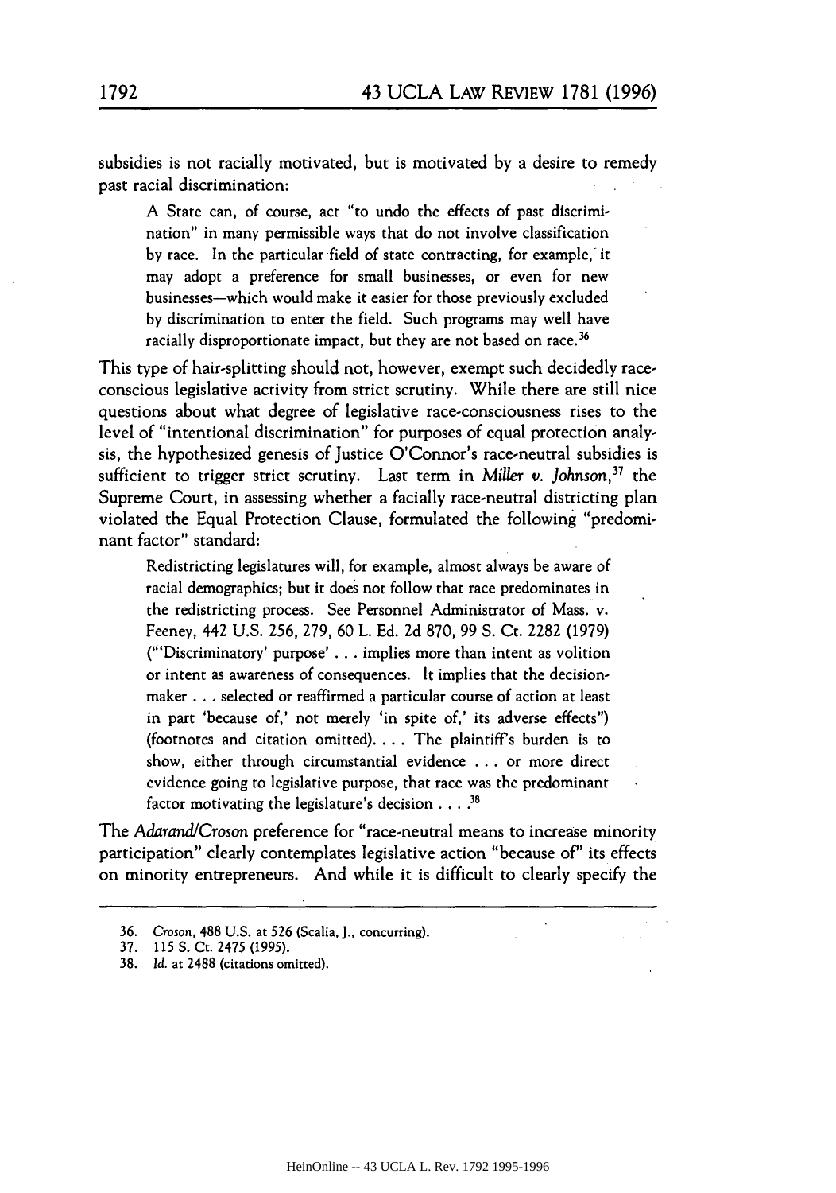subsidies is not racially motivated, but is motivated by a desire to remedy past racial discrimination:

> A State can, of course, act "to undo the effects of past discrimination" in many permissible ways that do not involve classification by race. In the particular field of state contracting, for example, it may adopt a preference for small businesses, or even for new businesses—which would make it easier for those previously excluded by discrimination to enter the field. Such programs may well have racially disproportionate impact, but they are not based on race.[36]

This type of hair-splitting should not, however, exempt such decidedly race-conscious legislative activity from strict scrutiny. While there are still nice questions about what degree of legislative race-consciousness rises to the level of "intentional discrimination" for purposes of equal protection analysis, the hypothesized genesis of Justice O'Connor's race-neutral subsidies is sufficient to trigger strict scrutiny. Last term in *Miller v. Johnson*,[37] the Supreme Court, in assessing whether a facially race-neutral districting plan violated the Equal Protection Clause, formulated the following "predominant factor" standard:

> Redistricting legislatures will, for example, almost always be aware of racial demographics; but it does not follow that race predominates in the redistricting process. See Personnel Administrator of Mass. v. Feeney, 442 U.S. 256, 279, 60 L. Ed. 2d 870, 99 S. Ct. 2282 (1979) ("'Discriminatory' purpose' . . . implies more than intent as volition or intent as awareness of consequences. It implies that the decisionmaker . . . selected or reaffirmed a particular course of action at least in part 'because of,' not merely 'in spite of,' its adverse effects") (footnotes and citation omitted). . . . The plaintiff's burden is to show, either through circumstantial evidence . . . or more direct evidence going to legislative purpose, that race was the predominant factor motivating the legislature's decision . . . .[38]

The *Adarand/Croson* preference for "race-neutral means to increase minority participation" clearly contemplates legislative action "because of" its effects on minority entrepreneurs. And while it is difficult to clearly specify the

36. *Croson*, 488 U.S. at 526 (Scalia, J., concurring).

37. 115 S. Ct. 2475 (1995).

38. *Id.* at 2488 (citations omitted).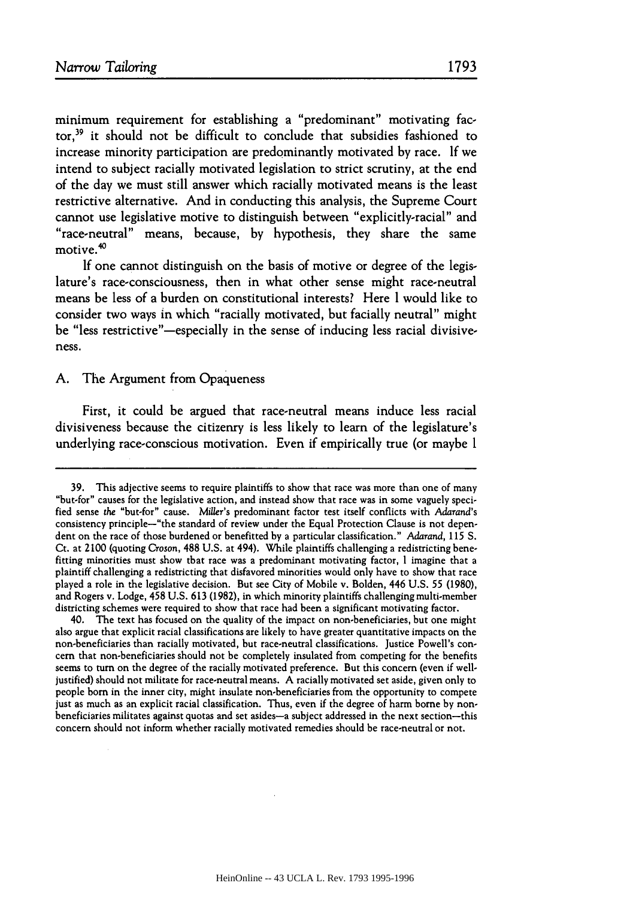minimum requirement for establishing a "predominant" motivating factor,[39] it should not be difficult to conclude that subsidies fashioned to increase minority participation are predominantly motivated by race. If we intend to subject racially motivated legislation to strict scrutiny, at the end of the day we must still answer which racially motivated means is the least restrictive alternative. And in conducting this analysis, the Supreme Court cannot use legislative motive to distinguish between "explicitly-racial" and "race-neutral" means, because, by hypothesis, they share the same motive.[40]

If one cannot distinguish on the basis of motive or degree of the legislature's race-consciousness, then in what other sense might race-neutral means be less of a burden on constitutional interests? Here I would like to consider two ways in which "racially motivated, but facially neutral" might be "less restrictive"—especially in the sense of inducing less racial divisiveness.

### A. The Argument from Opaqueness

First, it could be argued that race-neutral means induce less racial divisiveness because the citizenry is less likely to learn of the legislature's underlying race-conscious motivation. Even if empirically true (or maybe I

---

39. This adjective seems to require plaintiffs to show that race was more than one of many "but-for" causes for the legislative action, and instead show that race was in some vaguely specified sense *the* "but-for" cause. *Miller*'s predominant factor test itself conflicts with *Adarand*'s consistency principle—"the standard of review under the Equal Protection Clause is not dependent on the race of those burdened or benefitted by a particular classification." *Adarand*, 115 S. Ct. at 2100 (quoting *Croson*, 488 U.S. at 494). While plaintiffs challenging a redistricting benefitting minorities must show that race was a predominant motivating factor, I imagine that a plaintiff challenging a redistricting that disfavored minorities would only have to show that race played a role in the legislative decision. But see City of Mobile v. Bolden, 446 U.S. 55 (1980), and Rogers v. Lodge, 458 U.S. 613 (1982), in which minority plaintiffs challenging multi-member districting schemes were required to show that race had been a significant motivating factor.

40. The text has focused on the quality of the impact on non-beneficiaries, but one might also argue that explicit racial classifications are likely to have greater quantitative impacts on the non-beneficiaries than racially motivated, but race-neutral classifications. Justice Powell's concern that non-beneficiaries should not be completely insulated from competing for the benefits seems to turn on the degree of the racially motivated preference. But this concern (even if well-justified) should not militate for race-neutral means. A racially motivated set aside, given only to people born in the inner city, might insulate non-beneficiaries from the opportunity to compete just as much as an explicit racial classification. Thus, even if the degree of harm borne by non-beneficiaries militates against quotas and set asides—a subject addressed in the next section—this concern should not inform whether racially motivated remedies should be race-neutral or not.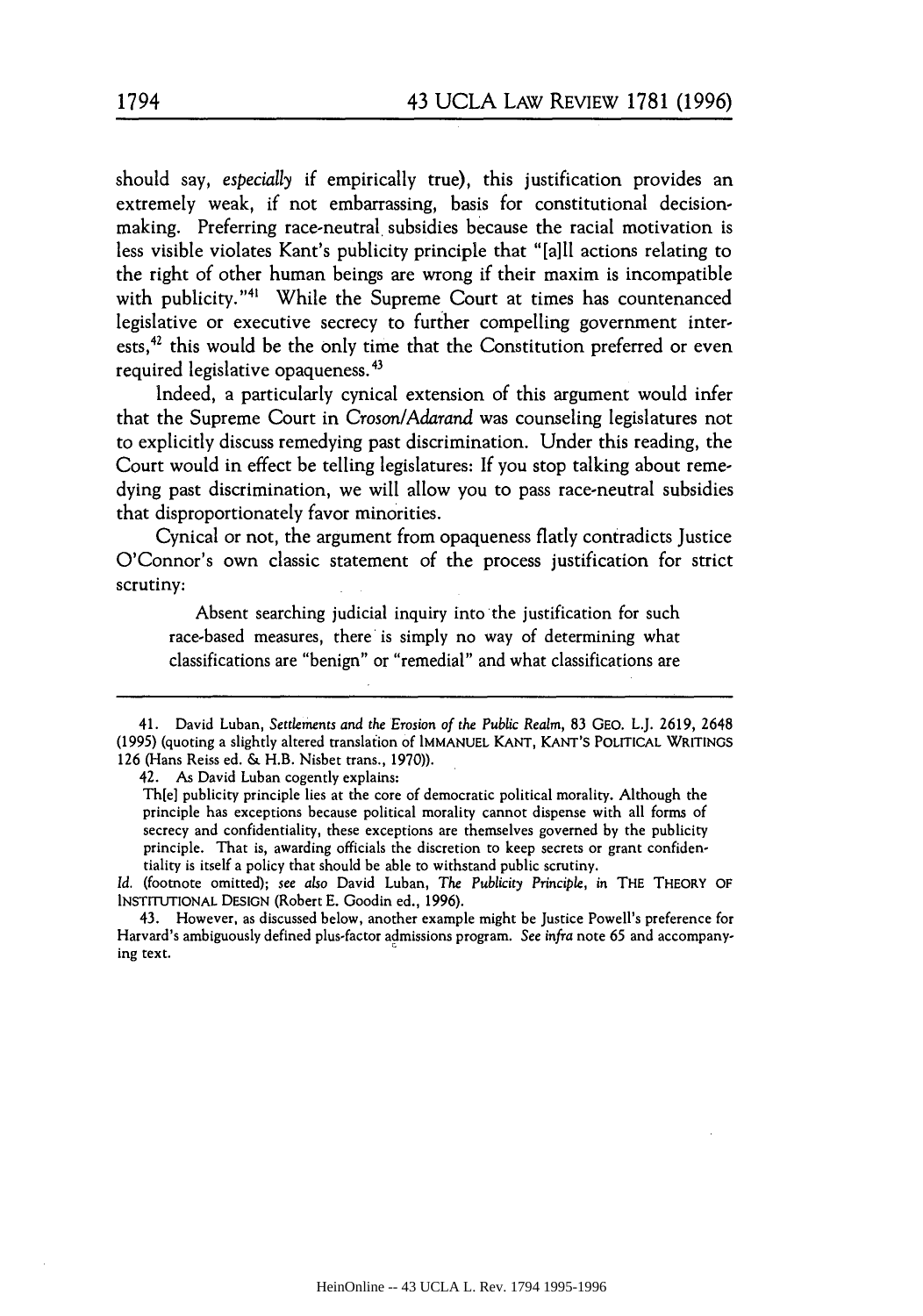should say, *especially* if empirically true), this justification provides an extremely weak, if not embarrassing, basis for constitutional decision-making. Preferring race-neutral subsidies because the racial motivation is less visible violates Kant's publicity principle that "[a]ll actions relating to the right of other human beings are wrong if their maxim is incompatible with publicity."[41] While the Supreme Court at times has countenanced legislative or executive secrecy to further compelling government interests,[42] this would be the only time that the Constitution preferred or even required legislative opaqueness.[43]

Indeed, a particularly cynical extension of this argument would infer that the Supreme Court in *Croson/Adarand* was counseling legislatures not to explicitly discuss remedying past discrimination. Under this reading, the Court would in effect be telling legislatures: If you stop talking about remedying past discrimination, we will allow you to pass race-neutral subsidies that disproportionately favor minorities.

Cynical or not, the argument from opaqueness flatly contradicts Justice O'Connor's own classic statement of the process justification for strict scrutiny:

> Absent searching judicial inquiry into the justification for such race-based measures, there is simply no way of determining what classifications are "benign" or "remedial" and what classifications are

---

41. David Luban, *Settlements and the Erosion of the Public Realm*, 83 GEO. L.J. 2619, 2648 (1995) (quoting a slightly altered translation of IMMANUEL KANT, KANT'S POLITICAL WRITINGS 126 (Hans Reiss ed. & H.B. Nisbet trans., 1970)).

42. As David Luban cogently explains:

> Th[e] publicity principle lies at the core of democratic political morality. Although the principle has exceptions because political morality cannot dispense with all forms of secrecy and confidentiality, these exceptions are themselves governed by the publicity principle. That is, awarding officials the discretion to keep secrets or grant confidentiality is itself a policy that should be able to withstand public scrutiny.

*Id.* (footnote omitted); *see also* David Luban, *The Publicity Principle*, in THE THEORY OF INSTITUTIONAL DESIGN (Robert E. Goodin ed., 1996).

43. However, as discussed below, another example might be Justice Powell's preference for Harvard's ambiguously defined plus-factor admissions program. *See infra* note 65 and accompanying text.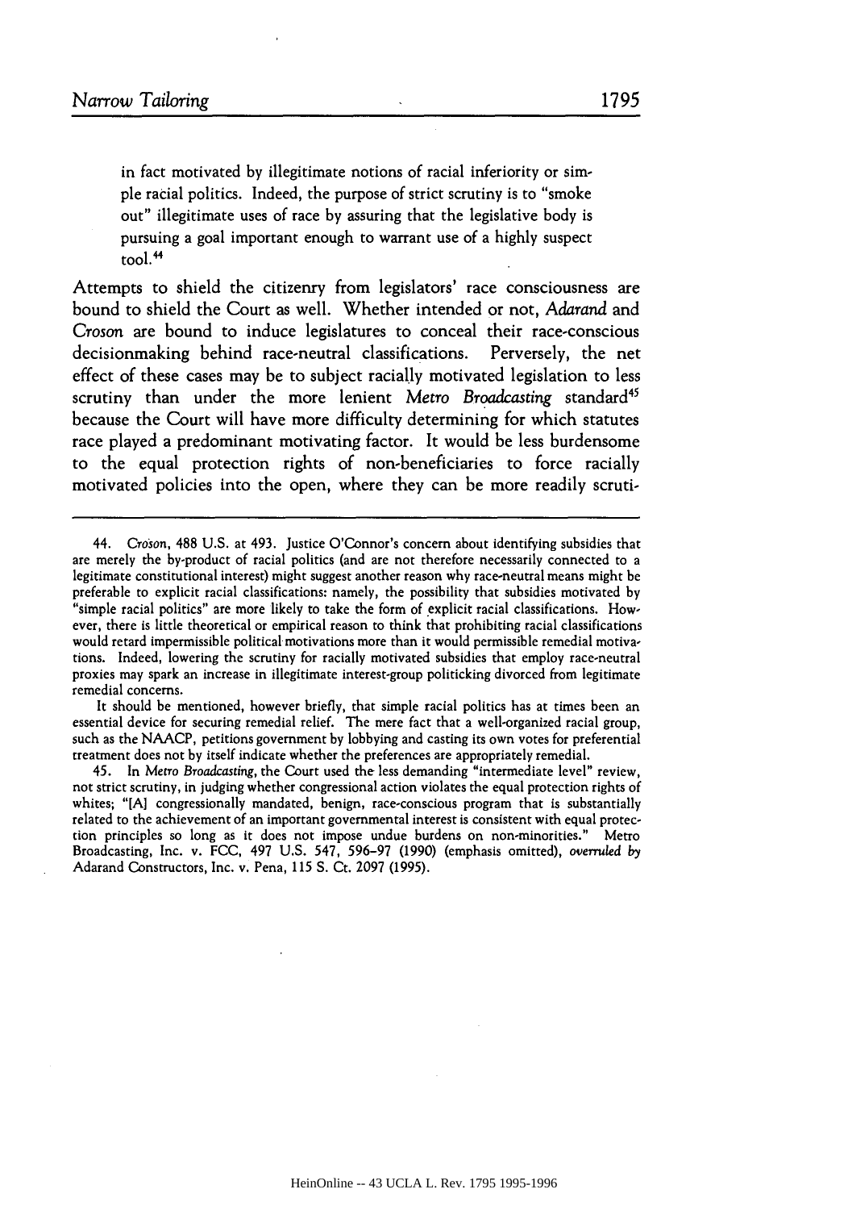in fact motivated by illegitimate notions of racial inferiority or simple racial politics. Indeed, the purpose of strict scrutiny is to "smoke out" illegitimate uses of race by assuring that the legislative body is pursuing a goal important enough to warrant use of a highly suspect tool.[44]

Attempts to shield the citizenry from legislators' race consciousness are bound to shield the Court as well. Whether intended or not, *Adarand* and *Croson* are bound to induce legislatures to conceal their race-conscious decisionmaking behind race-neutral classifications. Perversely, the net effect of these cases may be to subject racially motivated legislation to less scrutiny than under the more lenient *Metro Broadcasting* standard[45] because the Court will have more difficulty determining for which statutes race played a predominant motivating factor. It would be less burdensome to the equal protection rights of non-beneficiaries to force racially motivated policies into the open, where they can be more readily scruti-

---

44. *Croson*, 488 U.S. at 493. Justice O'Connor's concern about identifying subsidies that are merely the by-product of racial politics (and are not therefore necessarily connected to a legitimate constitutional interest) might suggest another reason why race-neutral means might be preferable to explicit racial classifications: namely, the possibility that subsidies motivated by "simple racial politics" are more likely to take the form of explicit racial classifications. However, there is little theoretical or empirical reason to think that prohibiting racial classifications would retard impermissible political motivations more than it would permissible remedial motivations. Indeed, lowering the scrutiny for racially motivated subsidies that employ race-neutral proxies may spark an increase in illegitimate interest-group politicking divorced from legitimate remedial concerns.

It should be mentioned, however briefly, that simple racial politics has at times been an essential device for securing remedial relief. The mere fact that a well-organized racial group, such as the NAACP, petitions government by lobbying and casting its own votes for preferential treatment does not by itself indicate whether the preferences are appropriately remedial.

45. In *Metro Broadcasting*, the Court used the less demanding "intermediate level" review, not strict scrutiny, in judging whether congressional action violates the equal protection rights of whites; "[A] congressionally mandated, benign, race-conscious program that is substantially related to the achievement of an important governmental interest is consistent with equal protection principles so long as it does not impose undue burdens on non-minorities." Metro Broadcasting, Inc. v. FCC, 497 U.S. 547, 596–97 (1990) (emphasis omitted), *overruled by* Adarand Constructors, Inc. v. Pena, 115 S. Ct. 2097 (1995).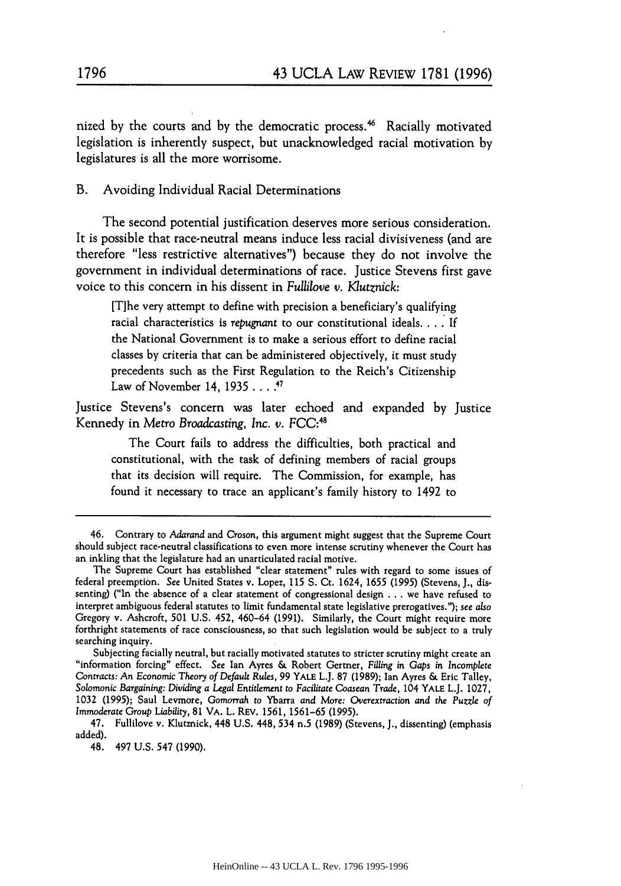nized by the courts and by the democratic process.[46] Racially motivated legislation is inherently suspect, but unacknowledged racial motivation by legislatures is all the more worrisome.

## B. Avoiding Individual Racial Determinations

The second potential justification deserves more serious consideration. It is possible that race-neutral means induce less racial divisiveness (and are therefore "less restrictive alternatives") because they do not involve the government in individual determinations of race. Justice Stevens first gave voice to this concern in his dissent in *Fullilove v. Klutznick*:

> [T]he very attempt to define with precision a beneficiary's qualifying racial characteristics is *repugnant* to our constitutional ideals. . . . If the National Government is to make a serious effort to define racial classes by criteria that can be administered objectively, it must study precedents such as the First Regulation to the Reich's Citizenship Law of November 14, 1935 . . . .[47]

Justice Stevens's concern was later echoed and expanded by Justice Kennedy in *Metro Broadcasting, Inc. v. FCC*:[48]

> The Court fails to address the difficulties, both practical and constitutional, with the task of defining members of racial groups that its decision will require. The Commission, for example, has found it necessary to trace an applicant's family history to 1492 to

---

46. Contrary to *Adarand* and *Croson*, this argument might suggest that the Supreme Court should subject race-neutral classifications to even more intense scrutiny whenever the Court has an inkling that the legislature had an unarticulated racial motive.

The Supreme Court has established "clear statement" rules with regard to some issues of federal preemption. *See* United States v. Lopez, 115 S. Ct. 1624, 1655 (1995) (Stevens, J., dissenting) ("In the absence of a clear statement of congressional design . . . we have refused to interpret ambiguous federal statutes to limit fundamental state legislative prerogatives."); *see also* Gregory v. Ashcroft, 501 U.S. 452, 460–64 (1991). Similarly, the Court might require more forthright statements of race consciousness, so that such legislation would be subject to a truly searching inquiry.

Subjecting facially neutral, but racially motivated statutes to stricter scrutiny might create an "information forcing" effect. *See* Ian Ayres & Robert Gertner, *Filling in Gaps in Incomplete Contracts: An Economic Theory of Default Rules*, 99 YALE L.J. 87 (1989); Ian Ayres & Eric Talley, *Solomonic Bargaining: Dividing a Legal Entitlement to Facilitate Coasean Trade*, 104 YALE L.J. 1027, 1032 (1995); Saul Levmore, *Gomorrah to Ybarra and More: Overextraction and the Puzzle of Immoderate Group Liability*, 81 VA. L. REV. 1561, 1561–65 (1995).

47. Fullilove v. Klutznick, 448 U.S. 448, 534 n.5 (1989) (Stevens, J., dissenting) (emphasis added).

48. 497 U.S. 547 (1990).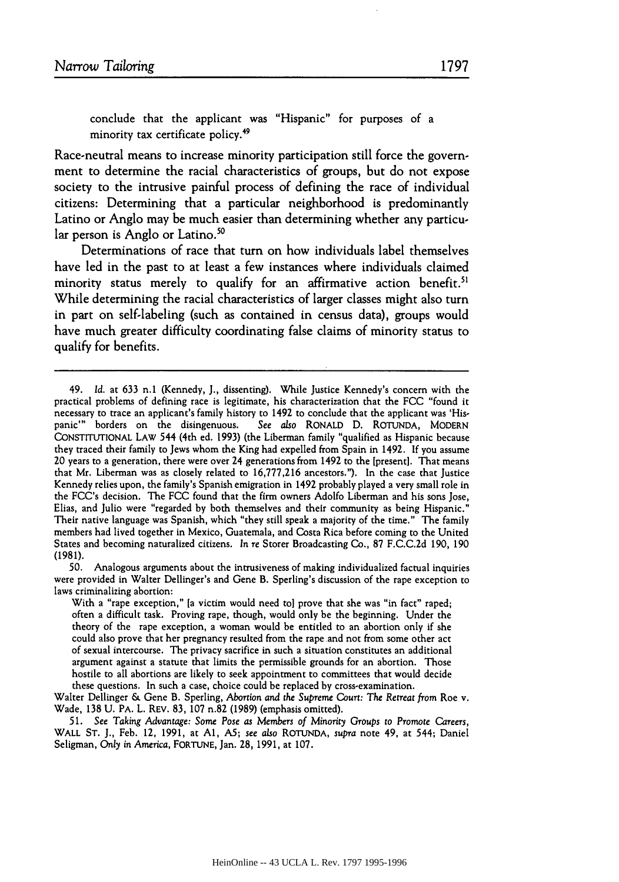> conclude that the applicant was "Hispanic" for purposes of a minority tax certificate policy.[49]

Race-neutral means to increase minority participation still force the government to determine the racial characteristics of groups, but do not expose society to the intrusive painful process of defining the race of individual citizens: Determining that a particular neighborhood is predominantly Latino or Anglo may be much easier than determining whether any particular person is Anglo or Latino.[50]

Determinations of race that turn on how individuals label themselves have led in the past to at least a few instances where individuals claimed minority status merely to qualify for an affirmative action benefit.[51] While determining the racial characteristics of larger classes might also turn in part on self-labeling (such as contained in census data), groups would have much greater difficulty coordinating false claims of minority status to qualify for benefits.

---

49. *Id.* at 633 n.1 (Kennedy, J., dissenting). While Justice Kennedy's concern with the practical problems of defining race is legitimate, his characterization that the FCC "found it necessary to trace an applicant's family history to 1492 to conclude that the applicant was 'Hispanic'" borders on the disingenuous. *See also* RONALD D. ROTUNDA, MODERN CONSTITUTIONAL LAW 544 (4th ed. 1993) (the Liberman family "qualified as Hispanic because they traced their family to Jews whom the King had expelled from Spain in 1492. If you assume 20 years to a generation, there were over 24 generations from 1492 to the [present]. That means that Mr. Liberman was as closely related to 16,777,216 ancestors."). In the case that Justice Kennedy relies upon, the family's Spanish emigration in 1492 probably played a very small role in the FCC's decision. The FCC found that the firm owners Adolfo Liberman and his sons Jose, Elias, and Julio were "regarded by both themselves and their community as being Hispanic." Their native language was Spanish, which "they still speak a majority of the time." The family members had lived together in Mexico, Guatemala, and Costa Rica before coming to the United States and becoming naturalized citizens. *In re* Storer Broadcasting Co., 87 F.C.C.2d 190, 190 (1981).

50. Analogous arguments about the intrusiveness of making individualized factual inquiries were provided in Walter Dellinger's and Gene B. Sperling's discussion of the rape exception to laws criminalizing abortion:

> With a "rape exception," [a victim would need to] prove that she was "in fact" raped; often a difficult task. Proving rape, though, would only be the beginning. Under the theory of the rape exception, a woman would be entitled to an abortion only if she could also prove that her pregnancy resulted from the rape and not from some other act of sexual intercourse. The privacy sacrifice in such a situation constitutes an additional argument against a statute that limits the permissible grounds for an abortion. Those hostile to all abortions are likely to seek appointment to committees that would decide these questions. In such a case, choice could be replaced by cross-examination.

Walter Dellinger & Gene B. Sperling, *Abortion and the Supreme Court: The Retreat from* Roe v. Wade, 138 U. PA. L. REV. 83, 107 n.82 (1989) (emphasis omitted).

51. *See Taking Advantage: Some Pose as Members of Minority Groups to Promote Careers*, WALL ST. J., Feb. 12, 1991, at A1, A5; *see also* ROTUNDA, *supra* note 49, at 544; Daniel Seligman, *Only in America*, FORTUNE, Jan. 28, 1991, at 107.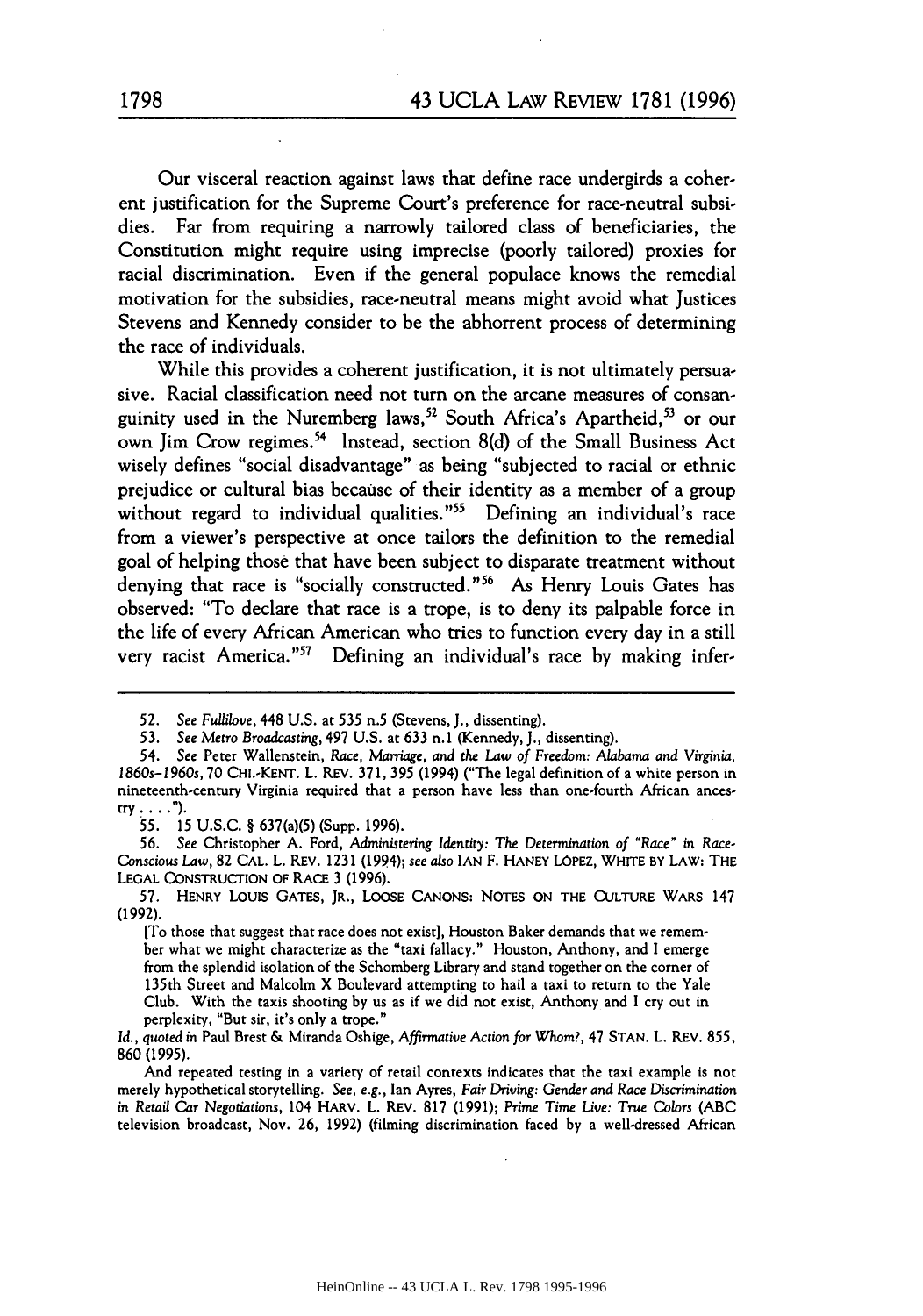Our visceral reaction against laws that define race undergirds a coherent justification for the Supreme Court's preference for race-neutral subsidies. Far from requiring a narrowly tailored class of beneficiaries, the Constitution might require using imprecise (poorly tailored) proxies for racial discrimination. Even if the general populace knows the remedial motivation for the subsidies, race-neutral means might avoid what Justices Stevens and Kennedy consider to be the abhorrent process of determining the race of individuals.

While this provides a coherent justification, it is not ultimately persuasive. Racial classification need not turn on the arcane measures of consanguinity used in the Nuremberg laws,[52] South Africa's Apartheid,[53] or our own Jim Crow regimes.[54] Instead, section 8(d) of the Small Business Act wisely defines "social disadvantage" as being "subjected to racial or ethnic prejudice or cultural bias because of their identity as a member of a group without regard to individual qualities."[55] Defining an individual's race from a viewer's perspective at once tailors the definition to the remedial goal of helping those that have been subject to disparate treatment without denying that race is "socially constructed."[56] As Henry Louis Gates has observed: "To declare that race is a trope, is to deny its palpable force in the life of every African American who tries to function every day in a still very racist America."[57] Defining an individual's race by making infer-

---

52. *See Fullilove*, 448 U.S. at 535 n.5 (Stevens, J., dissenting).

53. *See Metro Broadcasting*, 497 U.S. at 633 n.1 (Kennedy, J., dissenting).

54. *See* Peter Wallenstein, *Race, Marriage, and the Law of Freedom: Alabama and Virginia, 1860s–1960s*, 70 CHI.-KENT. L. REV. 371, 395 (1994) ("The legal definition of a white person in nineteenth-century Virginia required that a person have less than one-fourth African ancestry . . . .").

55. 15 U.S.C. § 637(a)(5) (Supp. 1996).

56. *See* Christopher A. Ford, *Administering Identity: The Determination of "Race" in Race-Conscious Law*, 82 CAL. L. REV. 1231 (1994); *see also* IAN F. HANEY LÓPEZ, WHITE BY LAW: THE LEGAL CONSTRUCTION OF RACE 3 (1996).

57. HENRY LOUIS GATES, JR., LOOSE CANONS: NOTES ON THE CULTURE WARS 147 (1992).

> [To those that suggest that race does not exist], Houston Baker demands that we remember what we might characterize as the "taxi fallacy." Houston, Anthony, and I emerge from the splendid isolation of the Schomberg Library and stand together on the corner of 135th Street and Malcolm X Boulevard attempting to hail a taxi to return to the Yale Club. With the taxis shooting by us as if we did not exist, Anthony and I cry out in perplexity, "But sir, it's only a trope."

*Id.*, *quoted in* Paul Brest & Miranda Oshige, *Affirmative Action for Whom?*, 47 STAN. L. REV. 855, 860 (1995).

And repeated testing in a variety of retail contexts indicates that the taxi example is not merely hypothetical storytelling. *See, e.g.*, Ian Ayres, *Fair Driving: Gender and Race Discrimination in Retail Car Negotiations*, 104 HARV. L. REV. 817 (1991); *Prime Time Live: True Colors* (ABC television broadcast, Nov. 26, 1992) (filming discrimination faced by a well-dressed African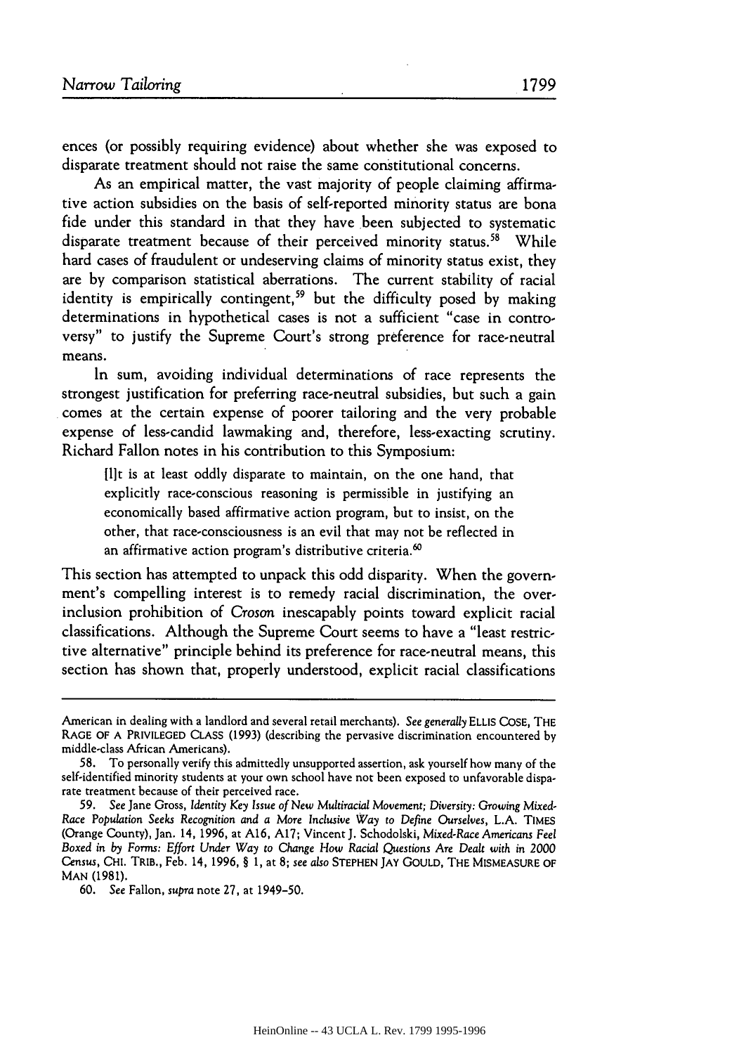ences (or possibly requiring evidence) about whether she was exposed to disparate treatment should not raise the same constitutional concerns.

As an empirical matter, the vast majority of people claiming affirmative action subsidies on the basis of self-reported minority status are bona fide under this standard in that they have been subjected to systematic disparate treatment because of their perceived minority status.[58] While hard cases of fraudulent or undeserving claims of minority status exist, they are by comparison statistical aberrations. The current stability of racial identity is empirically contingent,[59] but the difficulty posed by making determinations in hypothetical cases is not a sufficient "case in controversy" to justify the Supreme Court's strong preference for race-neutral means.

In sum, avoiding individual determinations of race represents the strongest justification for preferring race-neutral subsidies, but such a gain comes at the certain expense of poorer tailoring and the very probable expense of less-candid lawmaking and, therefore, less-exacting scrutiny. Richard Fallon notes in his contribution to this Symposium:

> [I]t is at least oddly disparate to maintain, on the one hand, that explicitly race-conscious reasoning is permissible in justifying an economically based affirmative action program, but to insist, on the other, that race-consciousness is an evil that may not be reflected in an affirmative action program's distributive criteria.[60]

This section has attempted to unpack this odd disparity. When the government's compelling interest is to remedy racial discrimination, the overinclusion prohibition of *Croson* inescapably points toward explicit racial classifications. Although the Supreme Court seems to have a "least restrictive alternative" principle behind its preference for race-neutral means, this section has shown that, properly understood, explicit racial classifications

---

American in dealing with a landlord and several retail merchants). *See generally* ELLIS COSE, THE RAGE OF A PRIVILEGED CLASS (1993) (describing the pervasive discrimination encountered by middle-class African Americans).

58. To personally verify this admittedly unsupported assertion, ask yourself how many of the self-identified minority students at your own school have not been exposed to unfavorable disparate treatment because of their perceived race.

59. *See* Jane Gross, *Identity Key Issue of New Multiracial Movement; Diversity: Growing Mixed-Race Population Seeks Recognition and a More Inclusive Way to Define Ourselves*, L.A. TIMES (Orange County), Jan. 14, 1996, at A16, A17; Vincent J. Schodolski, *Mixed-Race Americans Feel Boxed in by Forms: Effort Under Way to Change How Racial Questions Are Dealt with in 2000 Census*, CHI. TRIB., Feb. 14, 1996, § 1, at 8; *see also* STEPHEN JAY GOULD, THE MISMEASURE OF MAN (1981).

60. *See* Fallon, *supra* note 27, at 1949–50.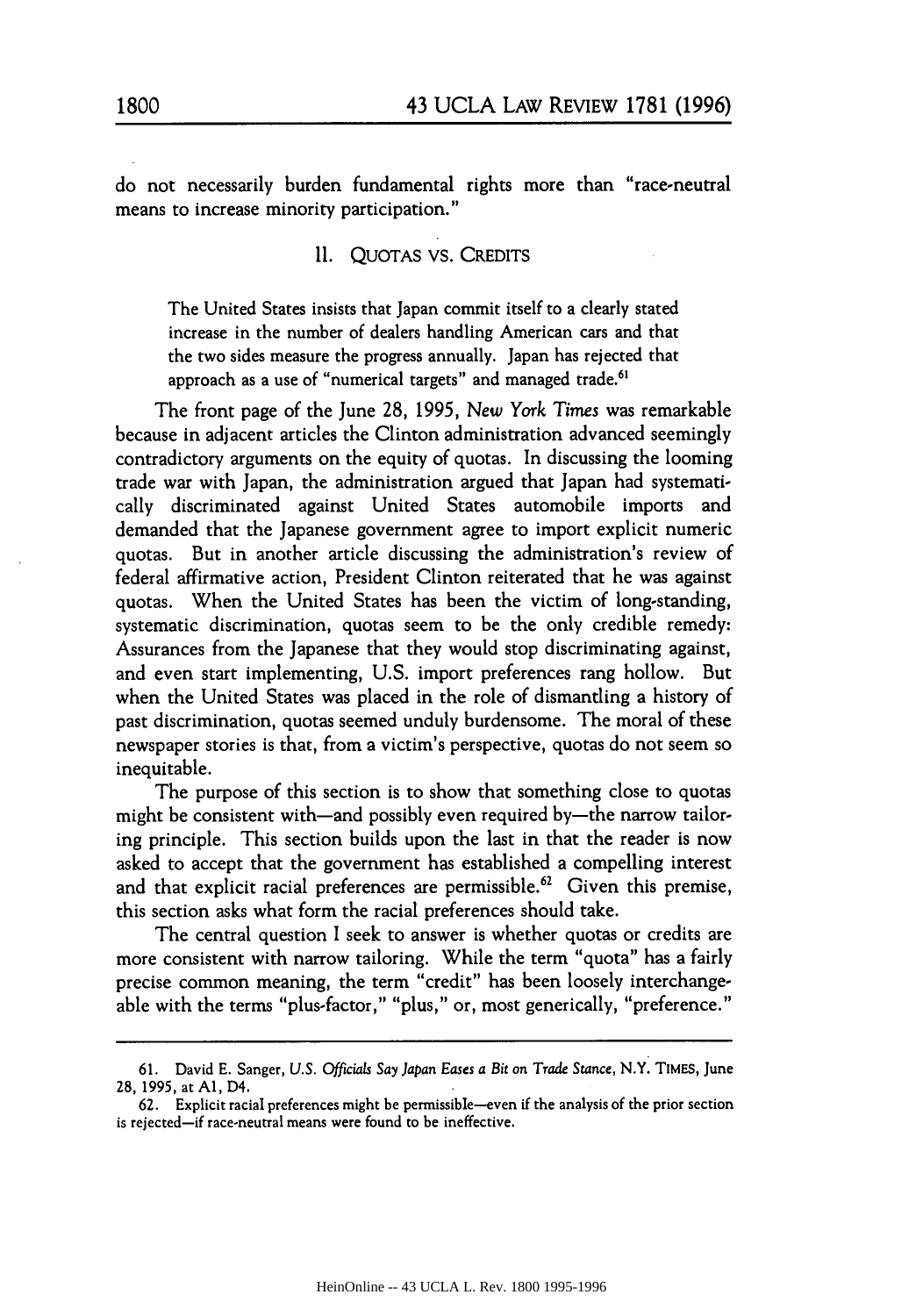do not necessarily burden fundamental rights more than "race-neutral means to increase minority participation."

## II. QUOTAS VS. CREDITS

> The United States insists that Japan commit itself to a clearly stated increase in the number of dealers handling American cars and that the two sides measure the progress annually. Japan has rejected that approach as a use of "numerical targets" and managed trade.[61]

The front page of the June 28, 1995, *New York Times* was remarkable because in adjacent articles the Clinton administration advanced seemingly contradictory arguments on the equity of quotas. In discussing the looming trade war with Japan, the administration argued that Japan had systematically discriminated against United States automobile imports and demanded that the Japanese government agree to import explicit numeric quotas. But in another article discussing the administration's review of federal affirmative action, President Clinton reiterated that he was against quotas. When the United States has been the victim of long-standing, systematic discrimination, quotas seem to be the only credible remedy: Assurances from the Japanese that they would stop discriminating against, and even start implementing, U.S. import preferences rang hollow. But when the United States was placed in the role of dismantling a history of past discrimination, quotas seemed unduly burdensome. The moral of these newspaper stories is that, from a victim's perspective, quotas do not seem so inequitable.

The purpose of this section is to show that something close to quotas might be consistent with—and possibly even required by—the narrow tailoring principle. This section builds upon the last in that the reader is now asked to accept that the government has established a compelling interest and that explicit racial preferences are permissible.[62] Given this premise, this section asks what form the racial preferences should take.

The central question I seek to answer is whether quotas or credits are more consistent with narrow tailoring. While the term "quota" has a fairly precise common meaning, the term "credit" has been loosely interchangeable with the terms "plus-factor," "plus," or, most generically, "preference."

---

61. David E. Sanger, *U.S. Officials Say Japan Eases a Bit on Trade Stance*, N.Y. TIMES, June 28, 1995, at A1, D4.

62. Explicit racial preferences might be permissible—even if the analysis of the prior section is rejected—if race-neutral means were found to be ineffective.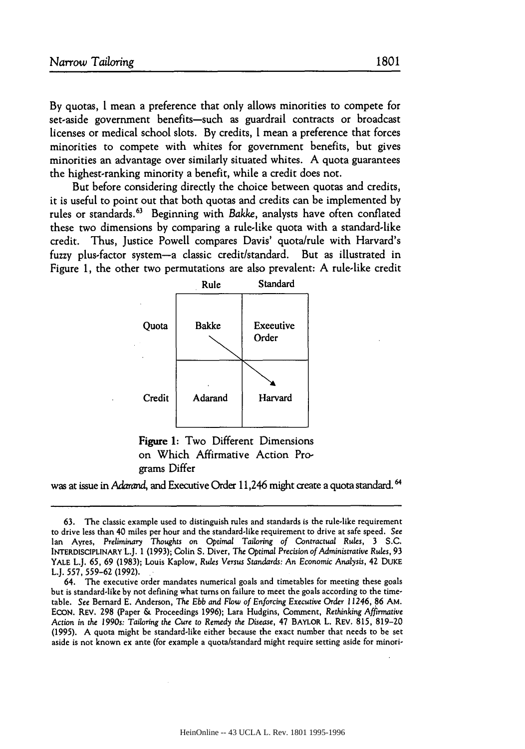By quotas, I mean a preference that only allows minorities to compete for set-aside government benefits—such as guardrail contracts or broadcast licenses or medical school slots. By credits, I mean a preference that forces minorities to compete with whites for government benefits, but gives minorities an advantage over similarly situated whites. A quota guarantees the highest-ranking minority a benefit, while a credit does not.

But before considering directly the choice between quotas and credits, it is useful to point out that both quotas and credits can be implemented by rules or standards.[63] Beginning with *Bakke*, analysts have often conflated these two dimensions by comparing a rule-like quota with a standard-like credit. Thus, Justice Powell compares Davis' quota/rule with Harvard's fuzzy plus-factor system—a classic credit/standard. But as illustrated in Figure 1, the other two permutations are also prevalent: A rule-like credit was at issue in *Adarand*, and Executive Order 11,246 might create a quota standard.[64]

| | Rule | Standard |
|---|---|---|
| Quota | Bakke | Exeeutive Order |
| Credit | Adarand | Harvard |

**Figure 1:** Two Different Dimensions on Which Affirmative Action Programs Differ

---

63. The classic example used to distinguish rules and standards is the rule-like requirement to drive less than 40 miles per hour and the standard-like requirement to drive at safe speed. *See* Ian Ayres, *Preliminary Thoughts on Optimal Tailoring of Contractual Rules*, 3 S.C. INTERDISCIPLINARY L.J. 1 (1993); Colin S. Diver, *The Optimal Precision of Administrative Rules*, 93 YALE L.J. 65, 69 (1983); Louis Kaplow, *Rules Versus Standards: An Economic Analysis*, 42 DUKE L.J. 557, 559–62 (1992).

64. The executive order mandates numerical goals and timetables for meeting these goals but is standard-like by not defining what turns on failure to meet the goals according to the timetable. *See* Bernard E. Anderson, *The Ebb and Flow of Enforcing Executive Order 11246*, 86 AM. ECON. REV. 298 (Paper & Proceedings 1996); Lara Hudgins, Comment, *Rethinking Affirmative Action in the 1990s: Tailoring the Cure to Remedy the Disease*, 47 BAYLOR L. REV. 815, 819–20 (1995). A quota might be standard-like either because the exact number that needs to be set aside is not known ex ante (for example a quota/standard might require setting aside for minori-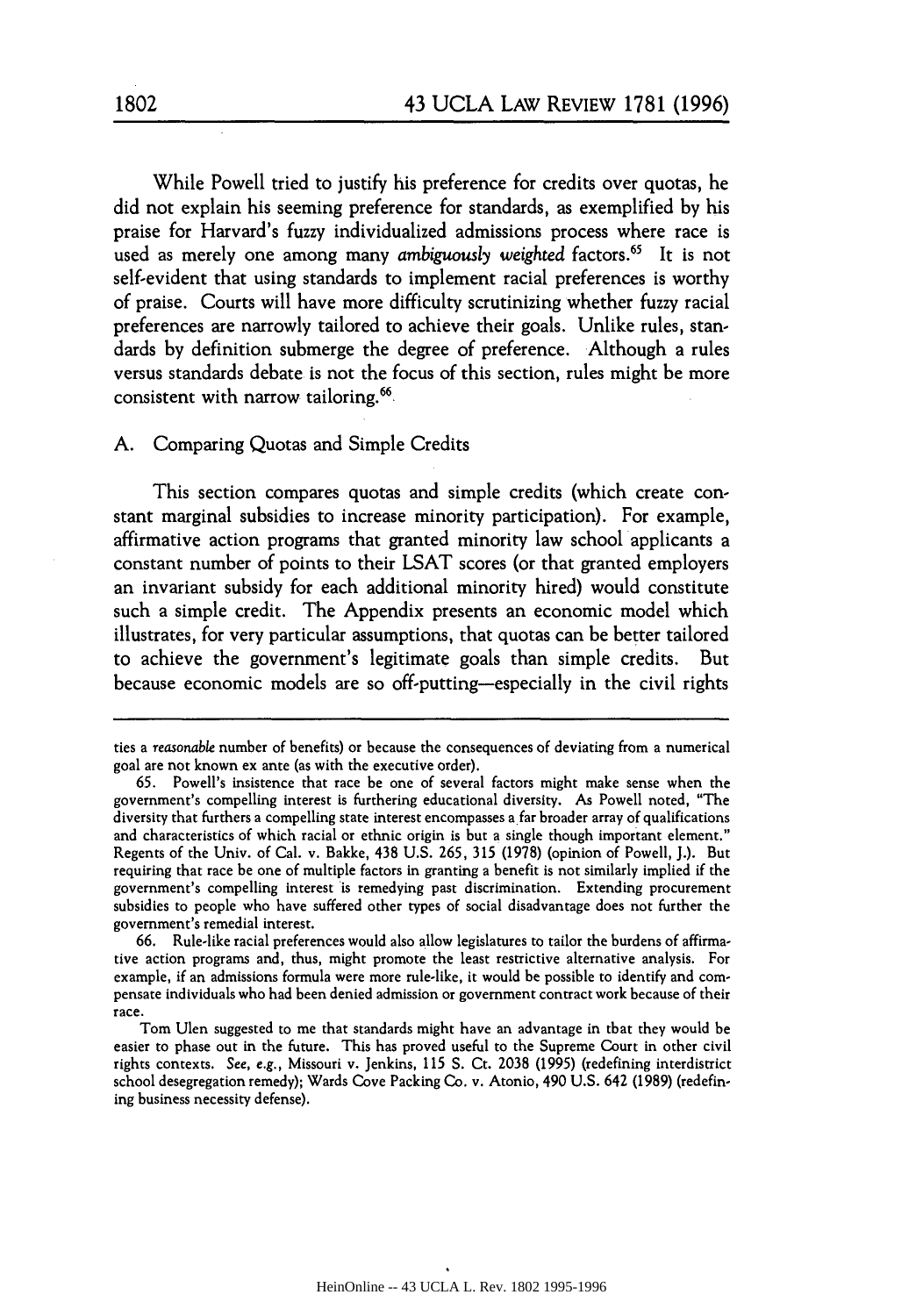While Powell tried to justify his preference for credits over quotas, he did not explain his seeming preference for standards, as exemplified by his praise for Harvard's fuzzy individualized admissions process where race is used as merely one among many *ambiguously weighted* factors.[65] It is not self-evident that using standards to implement racial preferences is worthy of praise. Courts will have more difficulty scrutinizing whether fuzzy racial preferences are narrowly tailored to achieve their goals. Unlike rules, standards by definition submerge the degree of preference. Although a rules versus standards debate is not the focus of this section, rules might be more consistent with narrow tailoring.[66]

## A. Comparing Quotas and Simple Credits

This section compares quotas and simple credits (which create constant marginal subsidies to increase minority participation). For example, affirmative action programs that granted minority law school applicants a constant number of points to their LSAT scores (or that granted employers an invariant subsidy for each additional minority hired) would constitute such a simple credit. The Appendix presents an economic model which illustrates, for very particular assumptions, that quotas can be better tailored to achieve the government's legitimate goals than simple credits. But because economic models are so off-putting—especially in the civil rights

---

ties a *reasonable* number of benefits) or because the consequences of deviating from a numerical goal are not known ex ante (as with the executive order).

65. Powell's insistence that race be one of several factors might make sense when the government's compelling interest is furthering educational diversity. As Powell noted, "The diversity that furthers a compelling state interest encompasses a far broader array of qualifications and characteristics of which racial or ethnic origin is but a single though important element." Regents of the Univ. of Cal. v. Bakke, 438 U.S. 265, 315 (1978) (opinion of Powell, J.). But requiring that race be one of multiple factors in granting a benefit is not similarly implied if the government's compelling interest is remedying past discrimination. Extending procurement subsidies to people who have suffered other types of social disadvantage does not further the government's remedial interest.

66. Rule-like racial preferences would also allow legislatures to tailor the burdens of affirmative action programs and, thus, might promote the least restrictive alternative analysis. For example, if an admissions formula were more rule-like, it would be possible to identify and compensate individuals who had been denied admission or government contract work because of their race.

Tom Ulen suggested to me that standards might have an advantage in that they would be easier to phase out in the future. This has proved useful to the Supreme Court in other civil rights contexts. *See, e.g.*, Missouri v. Jenkins, 115 S. Ct. 2038 (1995) (redefining interdistrict school desegregation remedy); Wards Cove Packing Co. v. Atonio, 490 U.S. 642 (1989) (redefining business necessity defense).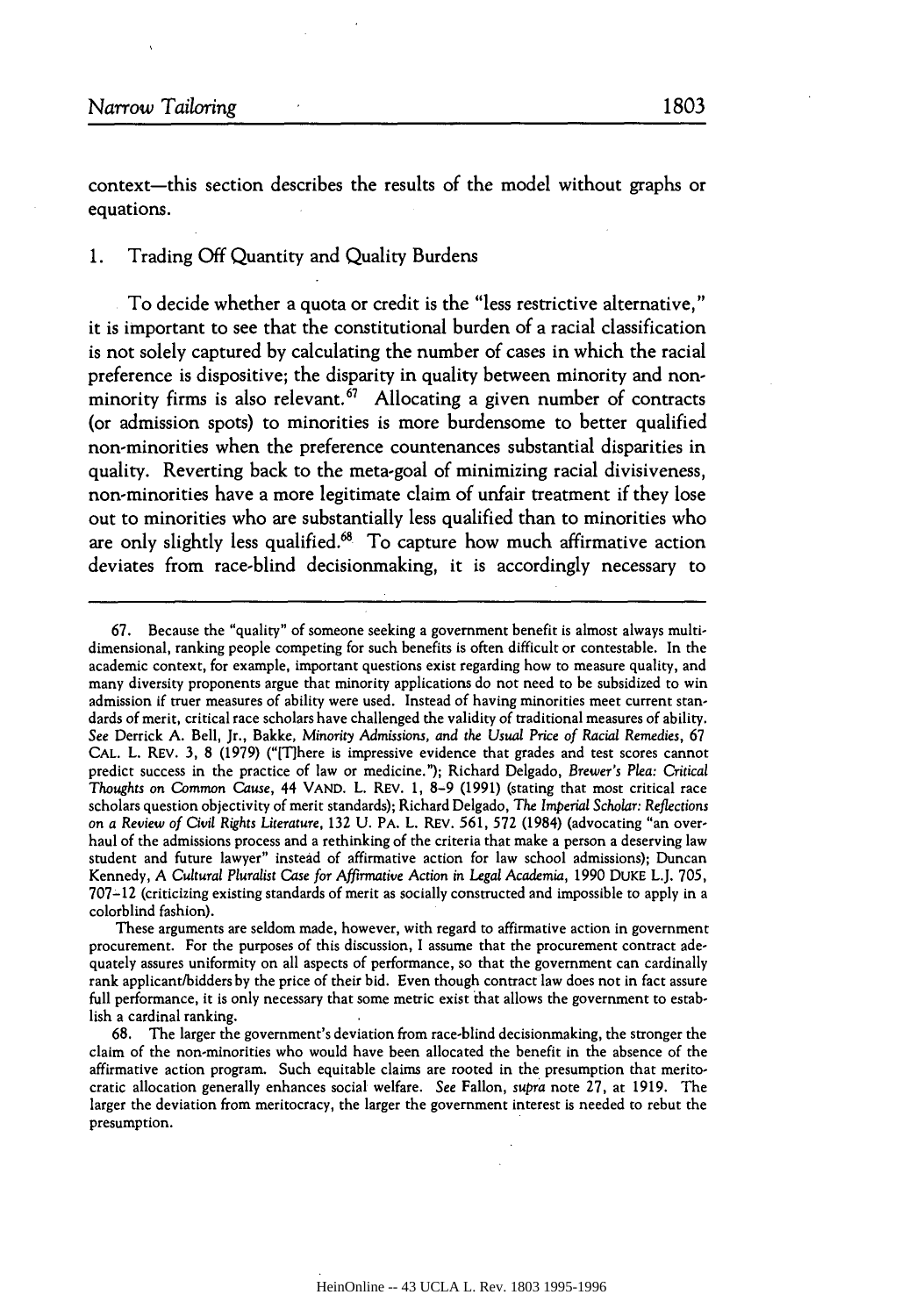context—this section describes the results of the model without graphs or equations.

### 1. Trading Off Quantity and Quality Burdens

To decide whether a quota or credit is the "less restrictive alternative," it is important to see that the constitutional burden of a racial classification is not solely captured by calculating the number of cases in which the racial preference is dispositive; the disparity in quality between minority and non-minority firms is also relevant.[67] Allocating a given number of contracts (or admission spots) to minorities is more burdensome to better qualified non-minorities when the preference countenances substantial disparities in quality. Reverting back to the meta-goal of minimizing racial divisiveness, non-minorities have a more legitimate claim of unfair treatment if they lose out to minorities who are substantially less qualified than to minorities who are only slightly less qualified.[68] To capture how much affirmative action deviates from race-blind decisionmaking, it is accordingly necessary to

---

67. Because the "quality" of someone seeking a government benefit is almost always multi-dimensional, ranking people competing for such benefits is often difficult or contestable. In the academic context, for example, important questions exist regarding how to measure quality, and many diversity proponents argue that minority applications do not need to be subsidized to win admission if truer measures of ability were used. Instead of having minorities meet current standards of merit, critical race scholars have challenged the validity of traditional measures of ability. *See* Derrick A. Bell, Jr., Bakke, *Minority Admissions, and the Usual Price of Racial Remedies*, 67 CAL. L. REV. 3, 8 (1979) ("[T]here is impressive evidence that grades and test scores cannot predict success in the practice of law or medicine."); Richard Delgado, *Brewer's Plea: Critical Thoughts on Common Cause*, 44 VAND. L. REV. 1, 8–9 (1991) (stating that most critical race scholars question objectivity of merit standards); Richard Delgado, *The Imperial Scholar: Reflections on a Review of Civil Rights Literature*, 132 U. PA. L. REV. 561, 572 (1984) (advocating "an overhaul of the admissions process and a rethinking of the criteria that make a person a deserving law student and future lawyer" instead of affirmative action for law school admissions); Duncan Kennedy, *A Cultural Pluralist Case for Affirmative Action in Legal Academia*, 1990 DUKE L.J. 705, 707–12 (criticizing existing standards of merit as socially constructed and impossible to apply in a colorblind fashion).

These arguments are seldom made, however, with regard to affirmative action in government procurement. For the purposes of this discussion, I assume that the procurement contract adequately assures uniformity on all aspects of performance, so that the government can cardinally rank applicant/bidders by the price of their bid. Even though contract law does not in fact assure full performance, it is only necessary that some metric exist that allows the government to establish a cardinal ranking.

68. The larger the government's deviation from race-blind decisionmaking, the stronger the claim of the non-minorities who would have been allocated the benefit in the absence of the affirmative action program. Such equitable claims are rooted in the presumption that meritocratic allocation generally enhances social welfare. *See* Fallon, *supra* note 27, at 1919. The larger the deviation from meritocracy, the larger the government interest is needed to rebut the presumption.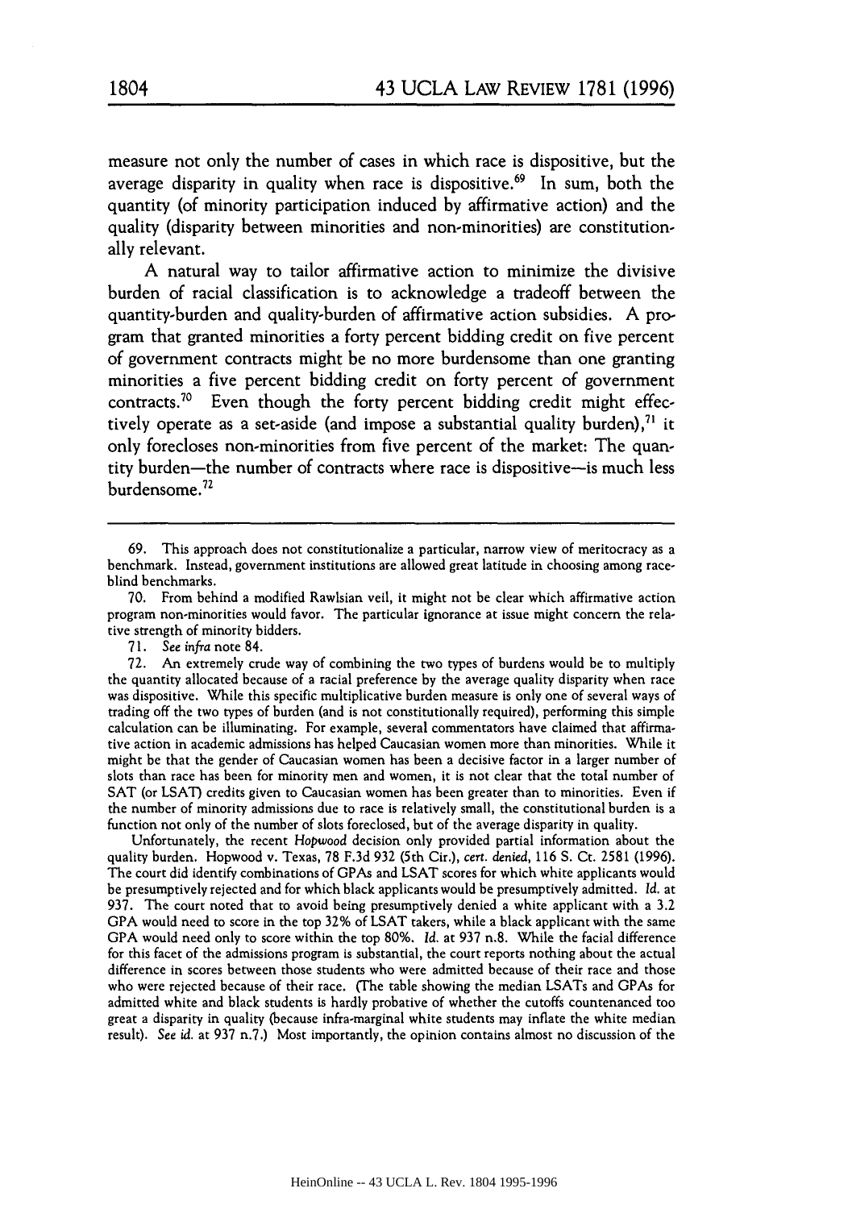measure not only the number of cases in which race is dispositive, but the average disparity in quality when race is dispositive.[69] In sum, both the quantity (of minority participation induced by affirmative action) and the quality (disparity between minorities and non-minorities) are constitutionally relevant.

A natural way to tailor affirmative action to minimize the divisive burden of racial classification is to acknowledge a tradeoff between the quantity-burden and quality-burden of affirmative action subsidies. A program that granted minorities a forty percent bidding credit on five percent of government contracts might be no more burdensome than one granting minorities a five percent bidding credit on forty percent of government contracts.[70] Even though the forty percent bidding credit might effectively operate as a set-aside (and impose a substantial quality burden),[71] it only forecloses non-minorities from five percent of the market: The quantity burden—the number of contracts where race is dispositive—is much less burdensome.[72]

---

69. This approach does not constitutionalize a particular, narrow view of meritocracy as a benchmark. Instead, government institutions are allowed great latitude in choosing among race-blind benchmarks.

70. From behind a modified Rawlsian veil, it might not be clear which affirmative action program non-minorities would favor. The particular ignorance at issue might concern the relative strength of minority bidders.

71. *See infra* note 84.

72. An extremely crude way of combining the two types of burdens would be to multiply the quantity allocated because of a racial preference by the average quality disparity when race was dispositive. While this specific multiplicative burden measure is only one of several ways of trading off the two types of burden (and is not constitutionally required), performing this simple calculation can be illuminating. For example, several commentators have claimed that affirmative action in academic admissions has helped Caucasian women more than minorities. While it might be that the gender of Caucasian women has been a decisive factor in a larger number of slots than race has been for minority men and women, it is not clear that the total number of SAT (or LSAT) credits given to Caucasian women has been greater than to minorities. Even if the number of minority admissions due to race is relatively small, the constitutional burden is a function not only of the number of slots foreclosed, but of the average disparity in quality.

Unfortunately, the recent *Hopwood* decision only provided partial information about the quality burden. Hopwood v. Texas, 78 F.3d 932 (5th Cir.), *cert. denied*, 116 S. Ct. 2581 (1996). The court did identify combinations of GPAs and LSAT scores for which white applicants would be presumptively rejected and for which black applicants would be presumptively admitted. *Id.* at 937. The court noted that to avoid being presumptively denied a white applicant with a 3.2 GPA would need to score in the top 32% of LSAT takers, while a black applicant with the same GPA would need only to score within the top 80%. *Id.* at 937 n.8. While the facial difference for this facet of the admissions program is substantial, the court reports nothing about the actual difference in scores between those students who were admitted because of their race and those who were rejected because of their race. (The table showing the median LSATs and GPAs for admitted white and black students is hardly probative of whether the cutoffs countenanced too great a disparity in quality (because infra-marginal white students may inflate the white median result). *See id.* at 937 n.7.) Most importantly, the opinion contains almost no discussion of the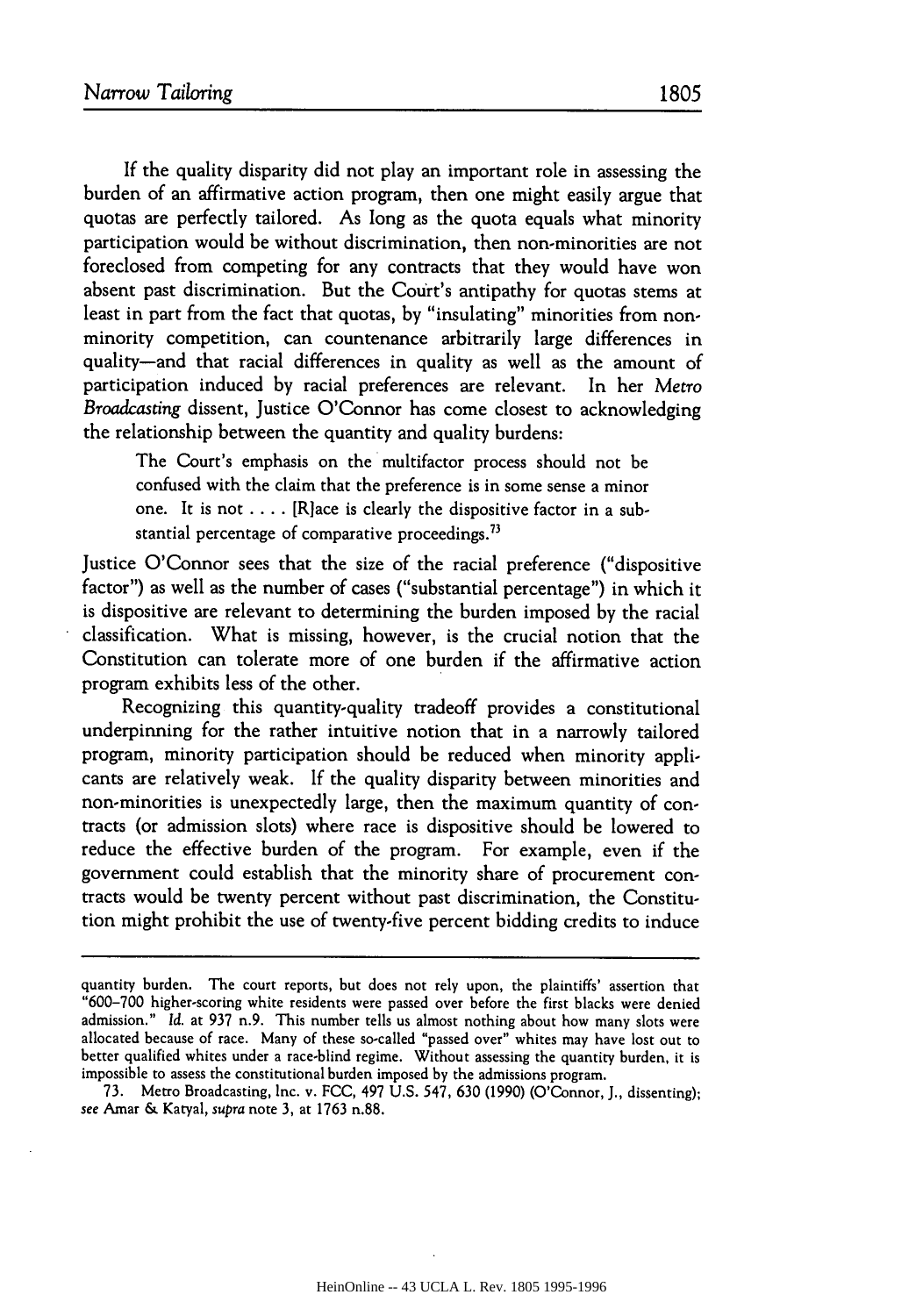If the quality disparity did not play an important role in assessing the burden of an affirmative action program, then one might easily argue that quotas are perfectly tailored. As long as the quota equals what minority participation would be without discrimination, then non-minorities are not foreclosed from competing for any contracts that they would have won absent past discrimination. But the Court's antipathy for quotas stems at least in part from the fact that quotas, by "insulating" minorities from non-minority competition, can countenance arbitrarily large differences in quality—and that racial differences in quality as well as the amount of participation induced by racial preferences are relevant. In her *Metro Broadcasting* dissent, Justice O'Connor has come closest to acknowledging the relationship between the quantity and quality burdens:

> The Court's emphasis on the multifactor process should not be confused with the claim that the preference is in some sense a minor one. It is not . . . . [R]ace is clearly the dispositive factor in a substantial percentage of comparative proceedings.[73]

Justice O'Connor sees that the size of the racial preference ("dispositive factor") as well as the number of cases ("substantial percentage") in which it is dispositive are relevant to determining the burden imposed by the racial classification. What is missing, however, is the crucial notion that the Constitution can tolerate more of one burden if the affirmative action program exhibits less of the other.

Recognizing this quantity-quality tradeoff provides a constitutional underpinning for the rather intuitive notion that in a narrowly tailored program, minority participation should be reduced when minority applicants are relatively weak. If the quality disparity between minorities and non-minorities is unexpectedly large, then the maximum quantity of contracts (or admission slots) where race is dispositive should be lowered to reduce the effective burden of the program. For example, even if the government could establish that the minority share of procurement contracts would be twenty percent without past discrimination, the Constitution might prohibit the use of twenty-five percent bidding credits to induce

---

quantity burden. The court reports, but does not rely upon, the plaintiffs' assertion that "600–700 higher-scoring white residents were passed over before the first blacks were denied admission." *Id.* at 937 n.9. This number tells us almost nothing about how many slots were allocated because of race. Many of these so-called "passed over" whites may have lost out to better qualified whites under a race-blind regime. Without assessing the quantity burden, it is impossible to assess the constitutional burden imposed by the admissions program.

73. Metro Broadcasting, Inc. v. FCC, 497 U.S. 547, 630 (1990) (O'Connor, J., dissenting); *see* Amar & Katyal, *supra* note 3, at 1763 n.88.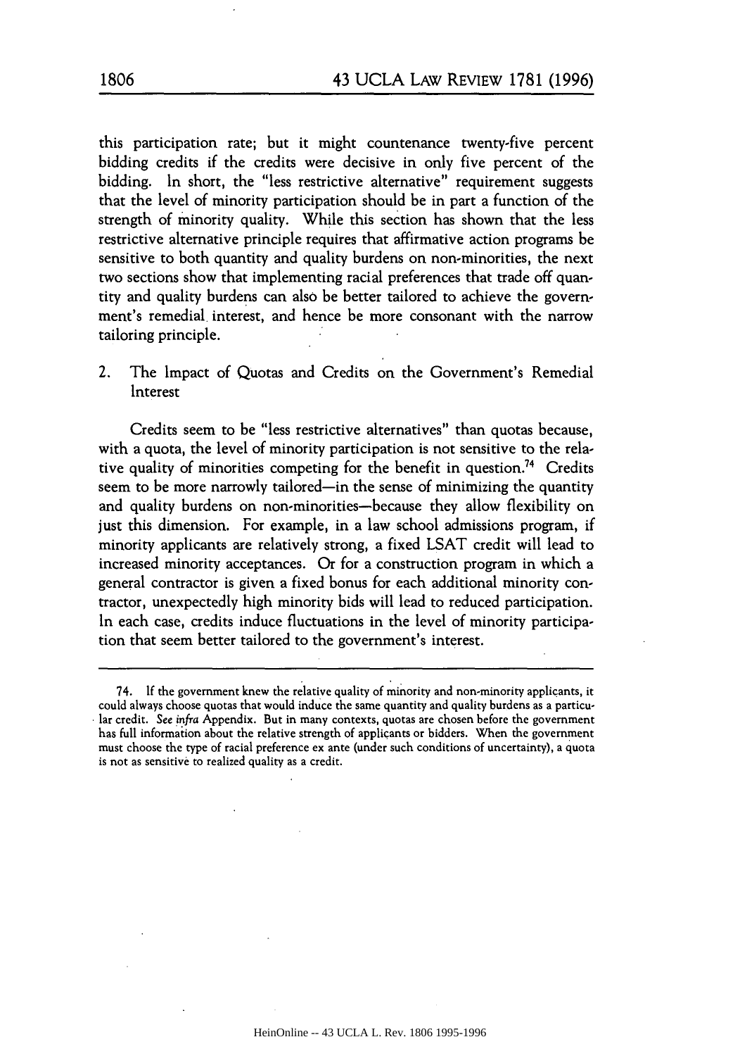this participation rate; but it might countenance twenty-five percent bidding credits if the credits were decisive in only five percent of the bidding. In short, the "less restrictive alternative" requirement suggests that the level of minority participation should be in part a function of the strength of minority quality. While this section has shown that the less restrictive alternative principle requires that affirmative action programs be sensitive to both quantity and quality burdens on non-minorities, the next two sections show that implementing racial preferences that trade off quantity and quality burdens can also be better tailored to achieve the government's remedial interest, and hence be more consonant with the narrow tailoring principle.

### 2. The Impact of Quotas and Credits on the Government's Remedial Interest

Credits seem to be "less restrictive alternatives" than quotas because, with a quota, the level of minority participation is not sensitive to the relative quality of minorities competing for the benefit in question.[74] Credits seem to be more narrowly tailored—in the sense of minimizing the quantity and quality burdens on non-minorities—because they allow flexibility on just this dimension. For example, in a law school admissions program, if minority applicants are relatively strong, a fixed LSAT credit will lead to increased minority acceptances. Or for a construction program in which a general contractor is given a fixed bonus for each additional minority contractor, unexpectedly high minority bids will lead to reduced participation. In each case, credits induce fluctuations in the level of minority participation that seem better tailored to the government's interest.

---

74. If the government knew the relative quality of minority and non-minority applicants, it could always choose quotas that would induce the same quantity and quality burdens as a particular credit. *See infra* Appendix. But in many contexts, quotas are chosen before the government has full information about the relative strength of applicants or bidders. When the government must choose the type of racial preference ex ante (under such conditions of uncertainty), a quota is not as sensitive to realized quality as a credit.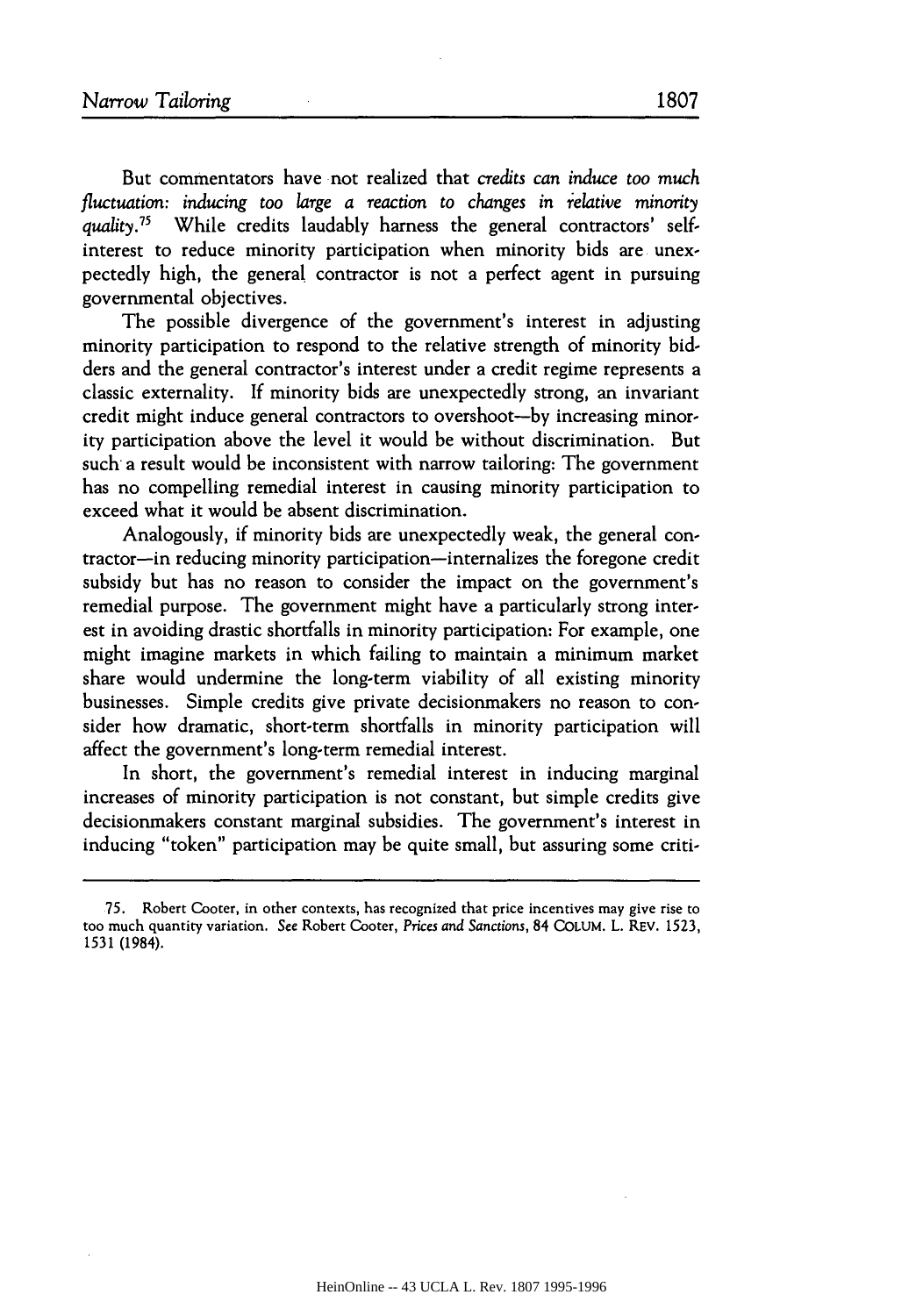But commentators have not realized that *credits can induce too much fluctuation: inducing too large a reaction to changes in relative minority quality*.[75] While credits laudably harness the general contractors' self-interest to reduce minority participation when minority bids are unexpectedly high, the general contractor is not a perfect agent in pursuing governmental objectives.

The possible divergence of the government's interest in adjusting minority participation to respond to the relative strength of minority bidders and the general contractor's interest under a credit regime represents a classic externality. If minority bids are unexpectedly strong, an invariant credit might induce general contractors to overshoot—by increasing minority participation above the level it would be without discrimination. But such a result would be inconsistent with narrow tailoring: The government has no compelling remedial interest in causing minority participation to exceed what it would be absent discrimination.

Analogously, if minority bids are unexpectedly weak, the general contractor—in reducing minority participation—internalizes the foregone credit subsidy but has no reason to consider the impact on the government's remedial purpose. The government might have a particularly strong interest in avoiding drastic shortfalls in minority participation: For example, one might imagine markets in which failing to maintain a minimum market share would undermine the long-term viability of all existing minority businesses. Simple credits give private decisionmakers no reason to consider how dramatic, short-term shortfalls in minority participation will affect the government's long-term remedial interest.

In short, the government's remedial interest in inducing marginal increases of minority participation is not constant, but simple credits give decisionmakers constant marginal subsidies. The government's interest in inducing "token" participation may be quite small, but assuring some criti-

---

75. Robert Cooter, in other contexts, has recognized that price incentives may give rise to too much quantity variation. *See* Robert Cooter, *Prices and Sanctions*, 84 COLUM. L. REV. 1523, 1531 (1984).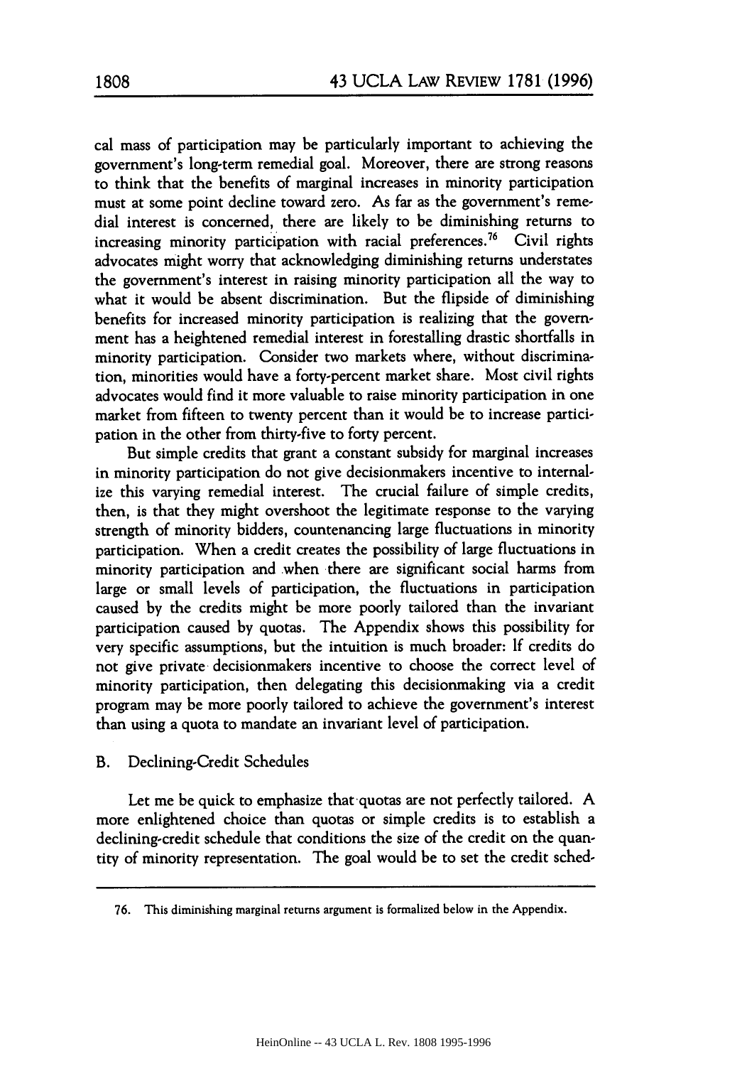cal mass of participation may be particularly important to achieving the government's long-term remedial goal. Moreover, there are strong reasons to think that the benefits of marginal increases in minority participation must at some point decline toward zero. As far as the government's remedial interest is concerned, there are likely to be diminishing returns to increasing minority participation with racial preferences.[76] Civil rights advocates might worry that acknowledging diminishing returns understates the government's interest in raising minority participation all the way to what it would be absent discrimination. But the flipside of diminishing benefits for increased minority participation is realizing that the government has a heightened remedial interest in forestalling drastic shortfalls in minority participation. Consider two markets where, without discrimination, minorities would have a forty-percent market share. Most civil rights advocates would find it more valuable to raise minority participation in one market from fifteen to twenty percent than it would be to increase participation in the other from thirty-five to forty percent.

But simple credits that grant a constant subsidy for marginal increases in minority participation do not give decisionmakers incentive to internalize this varying remedial interest. The crucial failure of simple credits, then, is that they might overshoot the legitimate response to the varying strength of minority bidders, countenancing large fluctuations in minority participation. When a credit creates the possibility of large fluctuations in minority participation and when there are significant social harms from large or small levels of participation, the fluctuations in participation caused by the credits might be more poorly tailored than the invariant participation caused by quotas. The Appendix shows this possibility for very specific assumptions, but the intuition is much broader: If credits do not give private decisionmakers incentive to choose the correct level of minority participation, then delegating this decisionmaking via a credit program may be more poorly tailored to achieve the government's interest than using a quota to mandate an invariant level of participation.

## B. Declining-Credit Schedules

Let me be quick to emphasize that quotas are not perfectly tailored. A more enlightened choice than quotas or simple credits is to establish a declining-credit schedule that conditions the size of the credit on the quantity of minority representation. The goal would be to set the credit sched-

---

76. This diminishing marginal returns argument is formalized below in the Appendix.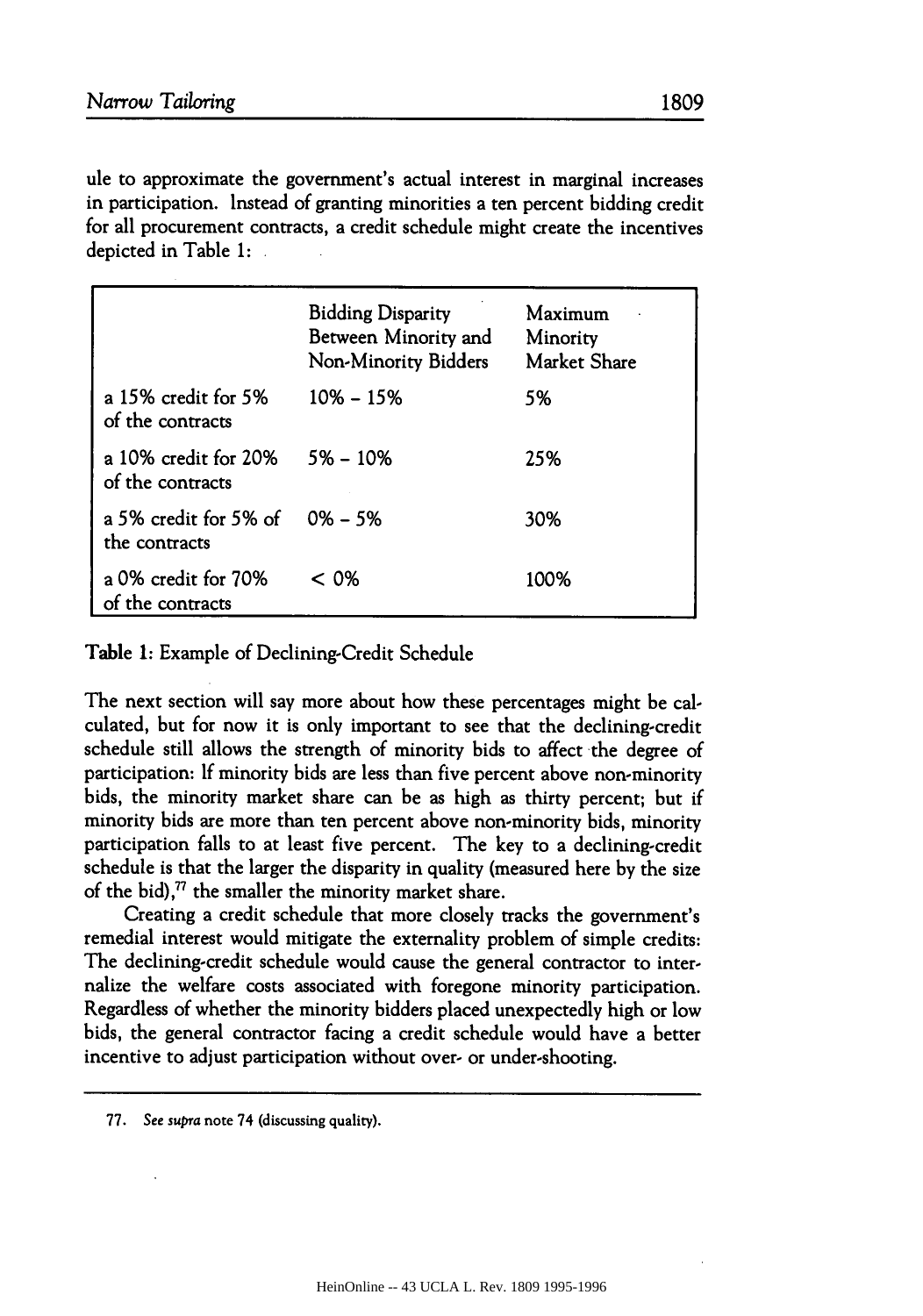ule to approximate the government's actual interest in marginal increases in participation. Instead of granting minorities a ten percent bidding credit for all procurement contracts, a credit schedule might create the incentives depicted in Table 1:

| | Bidding Disparity Between Minority and Non-Minority Bidders | Maximum Minority Market Share |
|---|---|---|
| a 15% credit for 5% of the contracts | 10% – 15% | 5% |
| a 10% credit for 20% of the contracts | 5% – 10% | 25% |
| a 5% credit for 5% of the contracts | 0% – 5% | 30% |
| a 0% credit for 70% of the contracts | < 0% | 100% |

**Table 1**: Example of Declining-Credit Schedule

The next section will say more about how these percentages might be calculated, but for now it is only important to see that the declining-credit schedule still allows the strength of minority bids to affect the degree of participation: If minority bids are less than five percent above non-minority bids, the minority market share can be as high as thirty percent; but if minority bids are more than ten percent above non-minority bids, minority participation falls to at least five percent. The key to a declining-credit schedule is that the larger the disparity in quality (measured here by the size of the bid),[77] the smaller the minority market share.

Creating a credit schedule that more closely tracks the government's remedial interest would mitigate the externality problem of simple credits: The declining-credit schedule would cause the general contractor to internalize the welfare costs associated with foregone minority participation. Regardless of whether the minority bidders placed unexpectedly high or low bids, the general contractor facing a credit schedule would have a better incentive to adjust participation without over- or under-shooting.

---

77. *See supra* note 74 (discussing quality).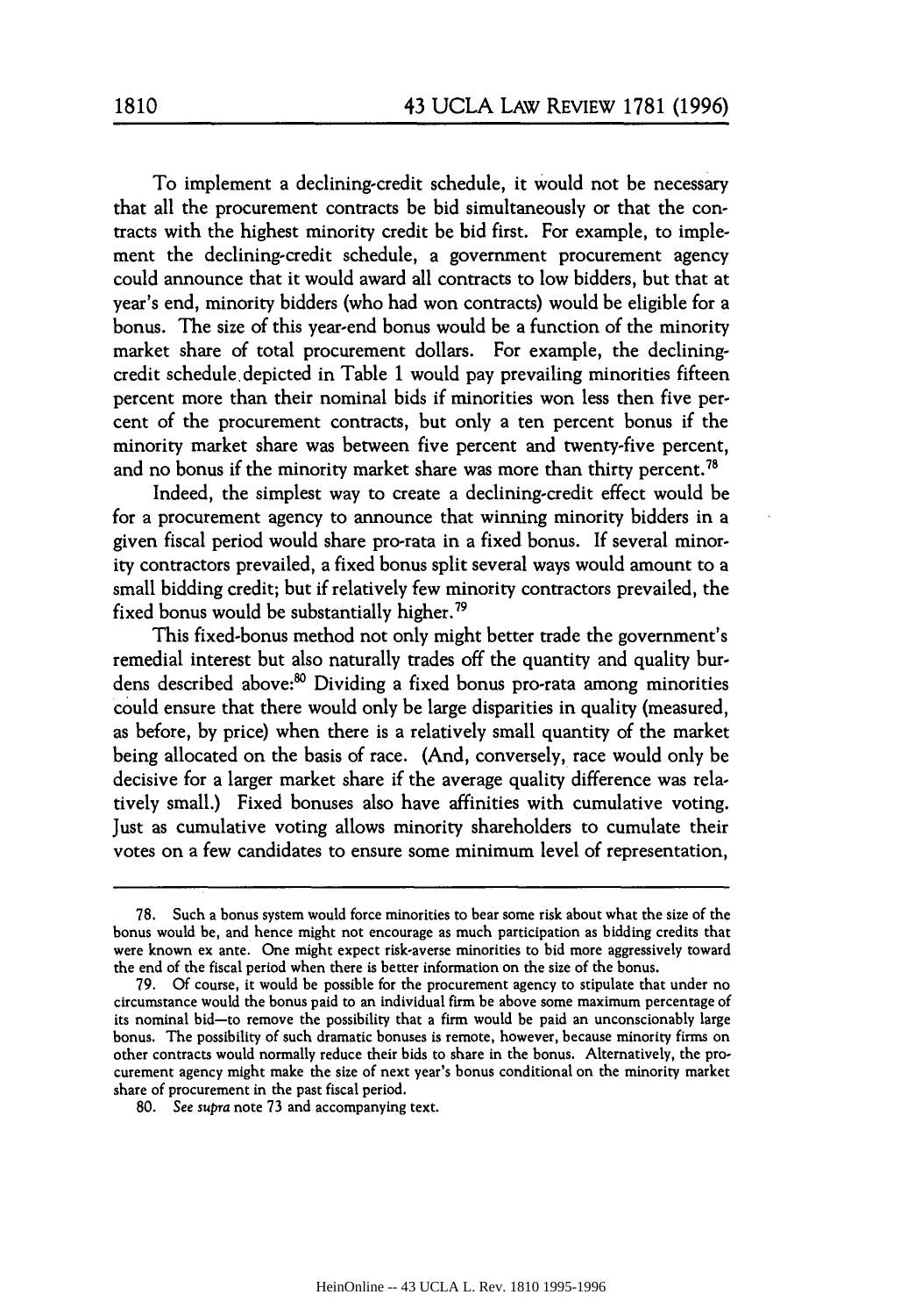To implement a declining-credit schedule, it would not be necessary that all the procurement contracts be bid simultaneously or that the contracts with the highest minority credit be bid first. For example, to implement the declining-credit schedule, a government procurement agency could announce that it would award all contracts to low bidders, but that at year's end, minority bidders (who had won contracts) would be eligible for a bonus. The size of this year-end bonus would be a function of the minority market share of total procurement dollars. For example, the declining-credit schedule depicted in Table 1 would pay prevailing minorities fifteen percent more than their nominal bids if minorities won less then five percent of the procurement contracts, but only a ten percent bonus if the minority market share was between five percent and twenty-five percent, and no bonus if the minority market share was more than thirty percent.[78]

Indeed, the simplest way to create a declining-credit effect would be for a procurement agency to announce that winning minority bidders in a given fiscal period would share pro-rata in a fixed bonus. If several minority contractors prevailed, a fixed bonus split several ways would amount to a small bidding credit; but if relatively few minority contractors prevailed, the fixed bonus would be substantially higher.[79]

This fixed-bonus method not only might better trade the government's remedial interest but also naturally trades off the quantity and quality burdens described above:[80] Dividing a fixed bonus pro-rata among minorities could ensure that there would only be large disparities in quality (measured, as before, by price) when there is a relatively small quantity of the market being allocated on the basis of race. (And, conversely, race would only be decisive for a larger market share if the average quality difference was relatively small.) Fixed bonuses also have affinities with cumulative voting. Just as cumulative voting allows minority shareholders to cumulate their votes on a few candidates to ensure some minimum level of representation,

---

78. Such a bonus system would force minorities to bear some risk about what the size of the bonus would be, and hence might not encourage as much participation as bidding credits that were known ex ante. One might expect risk-averse minorities to bid more aggressively toward the end of the fiscal period when there is better information on the size of the bonus.

79. Of course, it would be possible for the procurement agency to stipulate that under no circumstance would the bonus paid to an individual firm be above some maximum percentage of its nominal bid—to remove the possibility that a firm would be paid an unconscionably large bonus. The possibility of such dramatic bonuses is remote, however, because minority firms on other contracts would normally reduce their bids to share in the bonus. Alternatively, the procurement agency might make the size of next year's bonus conditional on the minority market share of procurement in the past fiscal period.

80. *See supra* note 73 and accompanying text.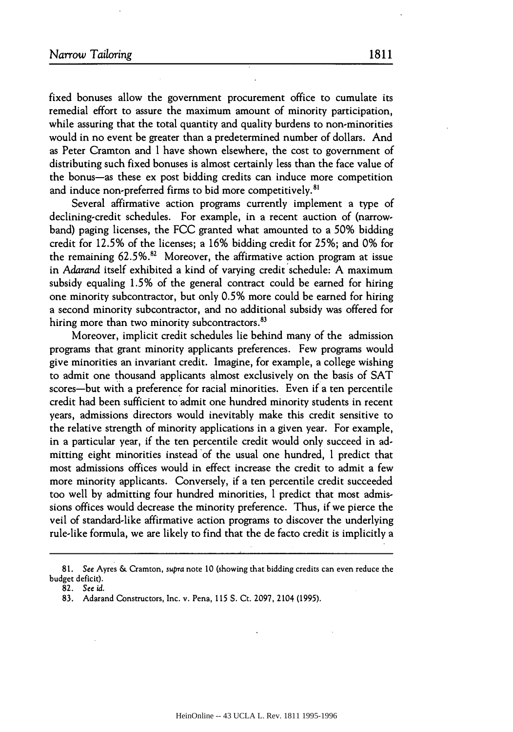fixed bonuses allow the government procurement office to cumulate its remedial effort to assure the maximum amount of minority participation, while assuring that the total quantity and quality burdens to non-minorities would in no event be greater than a predetermined number of dollars. And as Peter Cramton and I have shown elsewhere, the cost to government of distributing such fixed bonuses is almost certainly less than the face value of the bonus—as these ex post bidding credits can induce more competition and induce non-preferred firms to bid more competitively.[81]

Several affirmative action programs currently implement a type of declining-credit schedules. For example, in a recent auction of (narrowband) paging licenses, the FCC granted what amounted to a 50% bidding credit for 12.5% of the licenses; a 16% bidding credit for 25%; and 0% for the remaining 62.5%.[82] Moreover, the affirmative action program at issue in *Adarand* itself exhibited a kind of varying credit schedule: A maximum subsidy equaling 1.5% of the general contract could be earned for hiring one minority subcontractor, but only 0.5% more could be earned for hiring a second minority subcontractor, and no additional subsidy was offered for hiring more than two minority subcontractors.[83]

Moreover, implicit credit schedules lie behind many of the admission programs that grant minority applicants preferences. Few programs would give minorities an invariant credit. Imagine, for example, a college wishing to admit one thousand applicants almost exclusively on the basis of SAT scores—but with a preference for racial minorities. Even if a ten percentile credit had been sufficient to admit one hundred minority students in recent years, admissions directors would inevitably make this credit sensitive to the relative strength of minority applications in a given year. For example, in a particular year, if the ten percentile credit would only succeed in admitting eight minorities instead of the usual one hundred, I predict that most admissions offices would in effect increase the credit to admit a few more minority applicants. Conversely, if a ten percentile credit succeeded too well by admitting four hundred minorities, I predict that most admissions offices would decrease the minority preference. Thus, if we pierce the veil of standard-like affirmative action programs to discover the underlying rule-like formula, we are likely to find that the de facto credit is implicitly a

---

81. *See* Ayres & Cramton, *supra* note 10 (showing that bidding credits can even reduce the budget deficit).

82. *See id.*

83. Adarand Constructors, Inc. v. Pena, 115 S. Ct. 2097, 2104 (1995).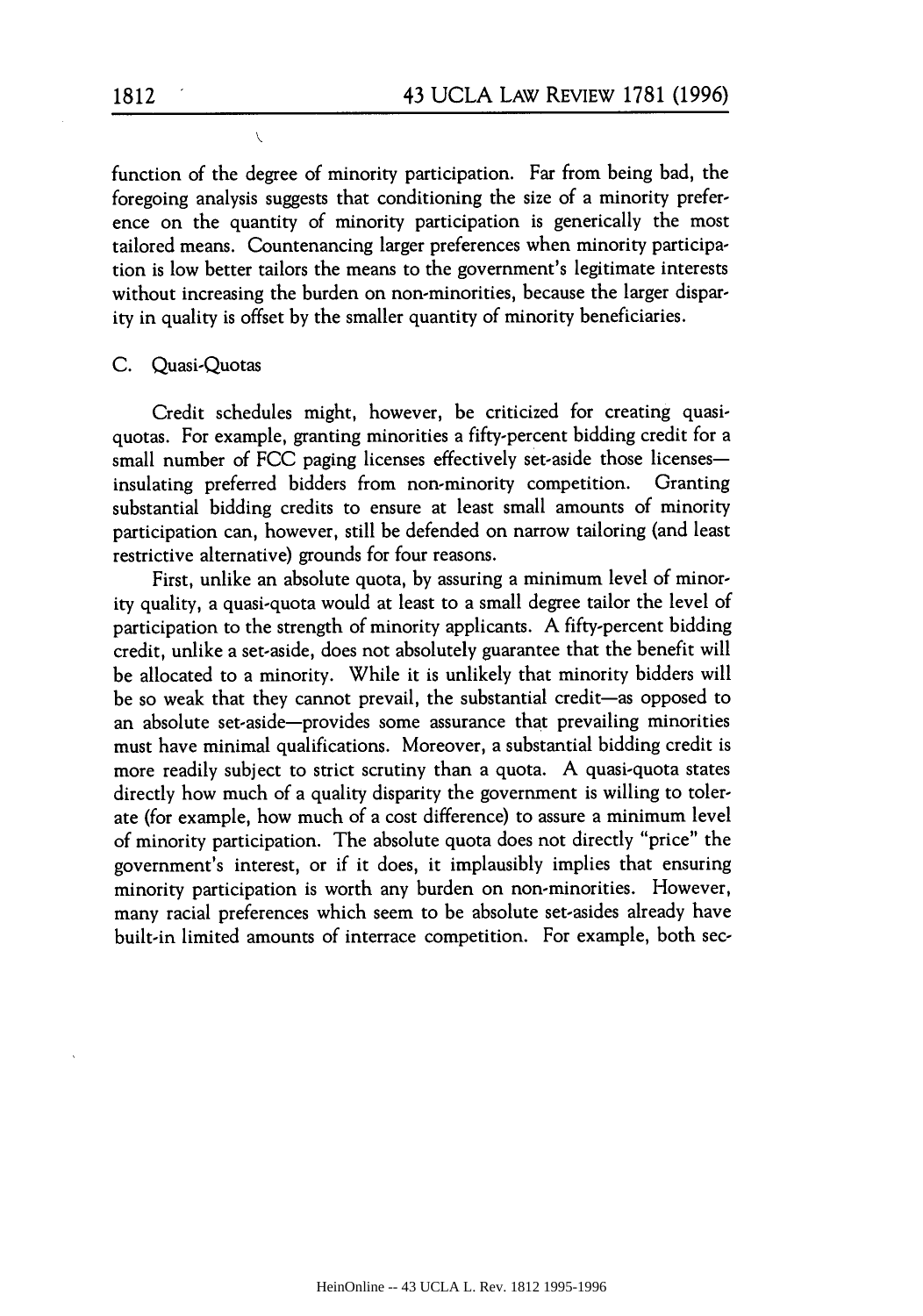function of the degree of minority participation. Far from being bad, the foregoing analysis suggests that conditioning the size of a minority preference on the quantity of minority participation is generically the most tailored means. Countenancing larger preferences when minority participation is low better tailors the means to the government's legitimate interests without increasing the burden on non-minorities, because the larger disparity in quality is offset by the smaller quantity of minority beneficiaries.

### C. Quasi-Quotas

Credit schedules might, however, be criticized for creating quasi-quotas. For example, granting minorities a fifty-percent bidding credit for a small number of FCC paging licenses effectively set-aside those licenses—insulating preferred bidders from non-minority competition. Granting substantial bidding credits to ensure at least small amounts of minority participation can, however, still be defended on narrow tailoring (and least restrictive alternative) grounds for four reasons.

First, unlike an absolute quota, by assuring a minimum level of minority quality, a quasi-quota would at least to a small degree tailor the level of participation to the strength of minority applicants. A fifty-percent bidding credit, unlike a set-aside, does not absolutely guarantee that the benefit will be allocated to a minority. While it is unlikely that minority bidders will be so weak that they cannot prevail, the substantial credit—as opposed to an absolute set-aside—provides some assurance that prevailing minorities must have minimal qualifications. Moreover, a substantial bidding credit is more readily subject to strict scrutiny than a quota. A quasi-quota states directly how much of a quality disparity the government is willing to tolerate (for example, how much of a cost difference) to assure a minimum level of minority participation. The absolute quota does not directly "price" the government's interest, or if it does, it implausibly implies that ensuring minority participation is worth any burden on non-minorities. However, many racial preferences which seem to be absolute set-asides already have built-in limited amounts of interrace competition. For example, both sec-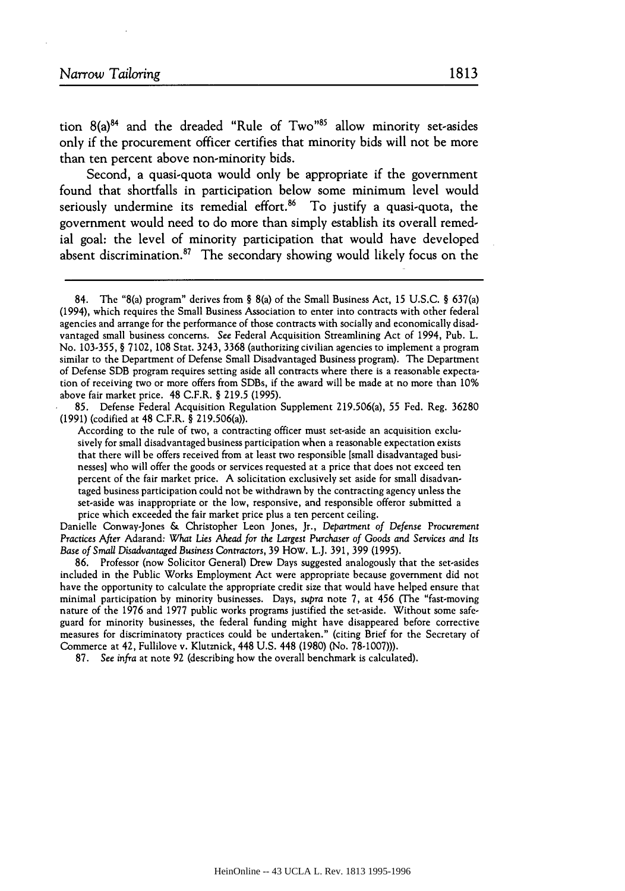tion 8(a)[84] and the dreaded "Rule of Two"[85] allow minority set-asides only if the procurement officer certifies that minority bids will not be more than ten percent above non-minority bids.

Second, a quasi-quota would only be appropriate if the government found that shortfalls in participation below some minimum level would seriously undermine its remedial effort.[86] To justify a quasi-quota, the government would need to do more than simply establish its overall remedial goal: the level of minority participation that would have developed absent discrimination.[87] The secondary showing would likely focus on the

---

84. The "8(a) program" derives from § 8(a) of the Small Business Act, 15 U.S.C. § 637(a) (1994), which requires the Small Business Association to enter into contracts with other federal agencies and arrange for the performance of those contracts with socially and economically disadvantaged small business concerns. *See* Federal Acquisition Streamlining Act of 1994, Pub. L. No. 103-355, § 7102, 108 Stat. 3243, 3368 (authorizing civilian agencies to implement a program similar to the Department of Defense Small Disadvantaged Business program). The Department of Defense SDB program requires setting aside all contracts where there is a reasonable expectation of receiving two or more offers from SDBs, if the award will be made at no more than 10% above fair market price. 48 C.F.R. § 219.5 (1995).

85. Defense Federal Acquisition Regulation Supplement 219.506(a), 55 Fed. Reg. 36280 (1991) (codified at 48 C.F.R. § 219.506(a)).

> According to the rule of two, a contracting officer must set-aside an acquisition exclusively for small disadvantaged business participation when a reasonable expectation exists that there will be offers received from at least two responsible [small disadvantaged businesses] who will offer the goods or services requested at a price that does not exceed ten percent of the fair market price. A solicitation exclusively set aside for small disadvantaged business participation could not be withdrawn by the contracting agency unless the set-aside was inappropriate or the low, responsive, and responsible offeror submitted a price which exceeded the fair market price plus a ten percent ceiling.

Danielle Conway-Jones & Christopher Leon Jones, Jr., *Department of Defense Procurement Practices After* Adarand: *What Lies Ahead for the Largest Purchaser of Goods and Services and Its Base of Small Disadvantaged Business Contractors*, 39 HOW. L.J. 391, 399 (1995).

86. Professor (now Solicitor General) Drew Days suggested analogously that the set-asides included in the Public Works Employment Act were appropriate because government did not have the opportunity to calculate the appropriate credit size that would have helped ensure that minimal participation by minority businesses. Days, *supra* note 7, at 456 (The "fast-moving nature of the 1976 and 1977 public works programs justified the set-aside. Without some safeguard for minority businesses, the federal funding might have disappeared before corrective measures for discriminatory practices could be undertaken." (citing Brief for the Secretary of Commerce at 42, Fullilove v. Klutznick, 448 U.S. 448 (1980) (No. 78-1007))).

87. *See infra* at note 92 (describing how the overall benchmark is calculated).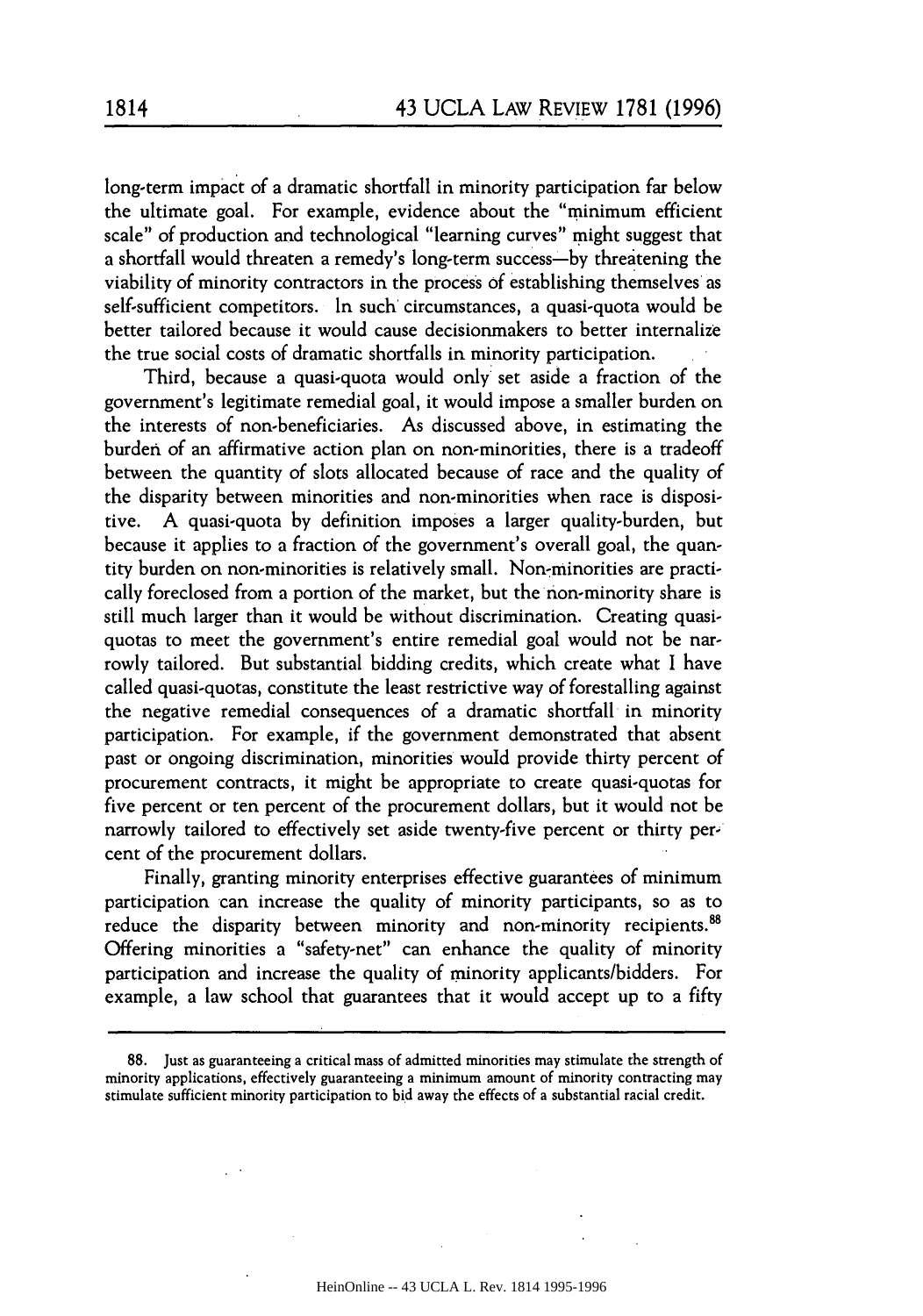long-term impact of a dramatic shortfall in minority participation far below the ultimate goal. For example, evidence about the "minimum efficient scale" of production and technological "learning curves" might suggest that a shortfall would threaten a remedy's long-term success—by threatening the viability of minority contractors in the process of establishing themselves as self-sufficient competitors. In such circumstances, a quasi-quota would be better tailored because it would cause decisionmakers to better internalize the true social costs of dramatic shortfalls in minority participation.

Third, because a quasi-quota would only set aside a fraction of the government's legitimate remedial goal, it would impose a smaller burden on the interests of non-beneficiaries. As discussed above, in estimating the burden of an affirmative action plan on non-minorities, there is a tradeoff between the quantity of slots allocated because of race and the quality of the disparity between minorities and non-minorities when race is dispositive. A quasi-quota by definition imposes a larger quality-burden, but because it applies to a fraction of the government's overall goal, the quantity burden on non-minorities is relatively small. Non-minorities are practically foreclosed from a portion of the market, but the non-minority share is still much larger than it would be without discrimination. Creating quasi-quotas to meet the government's entire remedial goal would not be narrowly tailored. But substantial bidding credits, which create what I have called quasi-quotas, constitute the least restrictive way of forestalling against the negative remedial consequences of a dramatic shortfall in minority participation. For example, if the government demonstrated that absent past or ongoing discrimination, minorities would provide thirty percent of procurement contracts, it might be appropriate to create quasi-quotas for five percent or ten percent of the procurement dollars, but it would not be narrowly tailored to effectively set aside twenty-five percent or thirty percent of the procurement dollars.

Finally, granting minority enterprises effective guarantees of minimum participation can increase the quality of minority participants, so as to reduce the disparity between minority and non-minority recipients.[88] Offering minorities a "safety-net" can enhance the quality of minority participation and increase the quality of minority applicants/bidders. For example, a law school that guarantees that it would accept up to a fifty

---

88. Just as guaranteeing a critical mass of admitted minorities may stimulate the strength of minority applications, effectively guaranteeing a minimum amount of minority contracting may stimulate sufficient minority participation to bid away the effects of a substantial racial credit.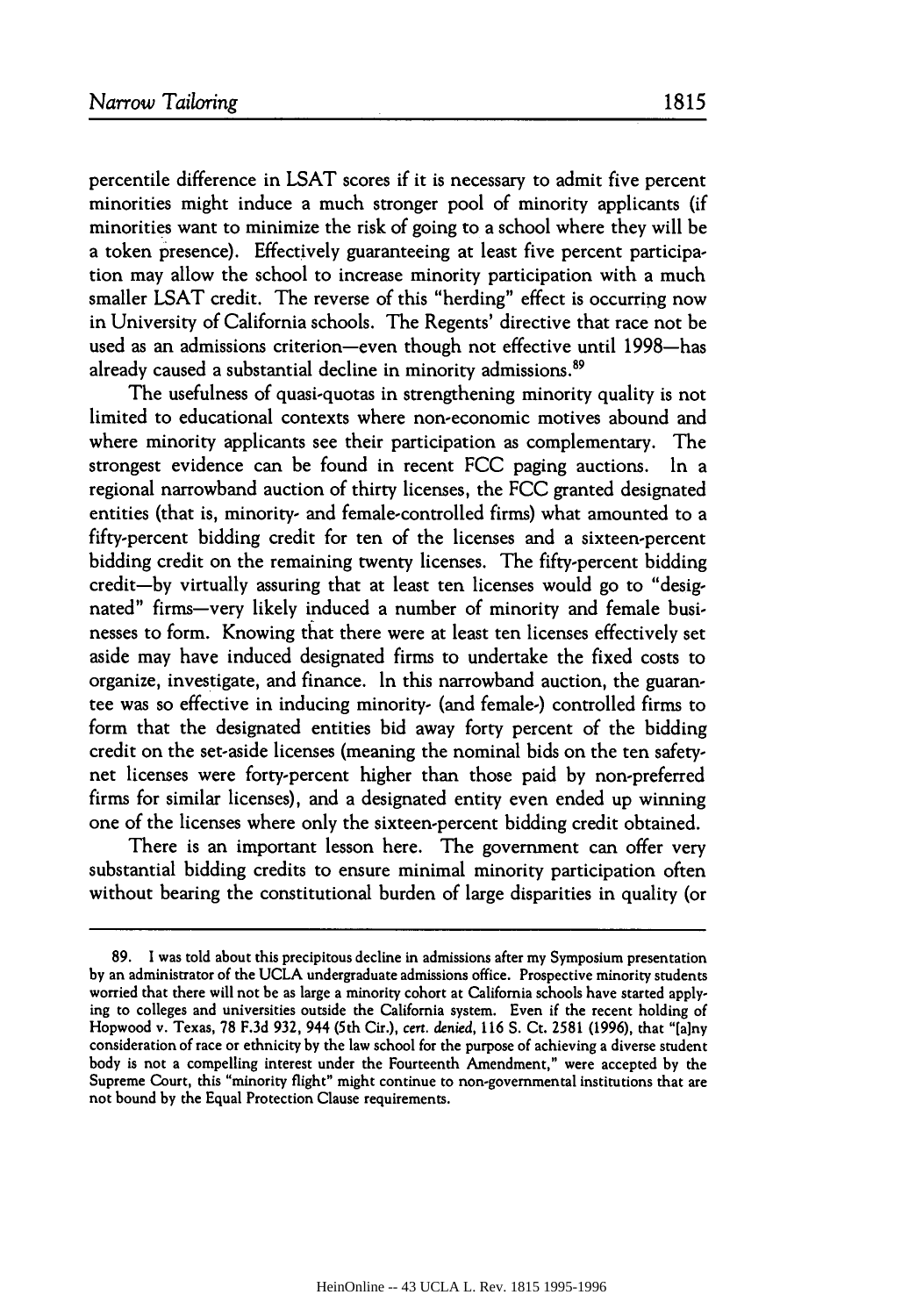percentile difference in LSAT scores if it is necessary to admit five percent minorities might induce a much stronger pool of minority applicants (if minorities want to minimize the risk of going to a school where they will be a token presence). Effectively guaranteeing at least five percent participation may allow the school to increase minority participation with a much smaller LSAT credit. The reverse of this "herding" effect is occurring now in University of California schools. The Regents' directive that race not be used as an admissions criterion—even though not effective until 1998—has already caused a substantial decline in minority admissions.[89]

The usefulness of quasi-quotas in strengthening minority quality is not limited to educational contexts where non-economic motives abound and where minority applicants see their participation as complementary. The strongest evidence can be found in recent FCC paging auctions. In a regional narrowband auction of thirty licenses, the FCC granted designated entities (that is, minority- and female-controlled firms) what amounted to a fifty-percent bidding credit for ten of the licenses and a sixteen-percent bidding credit on the remaining twenty licenses. The fifty-percent bidding credit—by virtually assuring that at least ten licenses would go to "designated" firms—very likely induced a number of minority and female businesses to form. Knowing that there were at least ten licenses effectively set aside may have induced designated firms to undertake the fixed costs to organize, investigate, and finance. In this narrowband auction, the guarantee was so effective in inducing minority- (and female-) controlled firms to form that the designated entities bid away forty percent of the bidding credit on the set-aside licenses (meaning the nominal bids on the ten safety-net licenses were forty-percent higher than those paid by non-preferred firms for similar licenses), and a designated entity even ended up winning one of the licenses where only the sixteen-percent bidding credit obtained.

There is an important lesson here. The government can offer very substantial bidding credits to ensure minimal minority participation often without bearing the constitutional burden of large disparities in quality (or

---

89. I was told about this precipitous decline in admissions after my Symposium presentation by an administrator of the UCLA undergraduate admissions office. Prospective minority students worried that there will not be as large a minority cohort at California schools have started applying to colleges and universities outside the California system. Even if the recent holding of Hopwood v. Texas, 78 F.3d 932, 944 (5th Cir.), *cert. denied*, 116 S. Ct. 2581 (1996), that "[a]ny consideration of race or ethnicity by the law school for the purpose of achieving a diverse student body is not a compelling interest under the Fourteenth Amendment," were accepted by the Supreme Court, this "minority flight" might continue to non-governmental institutions that are not bound by the Equal Protection Clause requirements.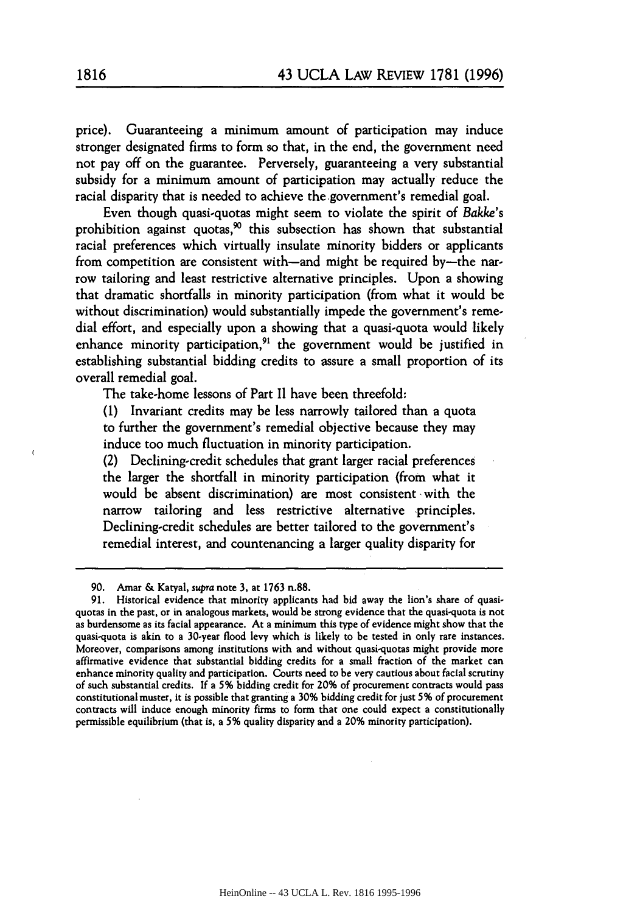price). Guaranteeing a minimum amount of participation may induce stronger designated firms to form so that, in the end, the government need not pay off on the guarantee. Perversely, guaranteeing a very substantial subsidy for a minimum amount of participation may actually reduce the racial disparity that is needed to achieve the government's remedial goal.

Even though quasi-quotas might seem to violate the spirit of *Bakke*'s prohibition against quotas,[90] this subsection has shown that substantial racial preferences which virtually insulate minority bidders or applicants from competition are consistent with—and might be required by—the narrow tailoring and least restrictive alternative principles. Upon a showing that dramatic shortfalls in minority participation (from what it would be without discrimination) would substantially impede the government's remedial effort, and especially upon a showing that a quasi-quota would likely enhance minority participation,[91] the government would be justified in establishing substantial bidding credits to assure a small proportion of its overall remedial goal.

The take-home lessons of Part II have been threefold:

> (1) Invariant credits may be less narrowly tailored than a quota to further the government's remedial objective because they may induce too much fluctuation in minority participation.
>
> (2) Declining-credit schedules that grant larger racial preferences the larger the shortfall in minority participation (from what it would be absent discrimination) are most consistent with the narrow tailoring and less restrictive alternative principles. Declining-credit schedules are better tailored to the government's remedial interest, and countenancing a larger quality disparity for

---

90. Amar & Katyal, *supra* note 3, at 1763 n.88.

91. Historical evidence that minority applicants had bid away the lion's share of quasi-quotas in the past, or in analogous markets, would be strong evidence that the quasi-quota is not as burdensome as its facial appearance. At a minimum this type of evidence might show that the quasi-quota is akin to a 30-year flood levy which is likely to be tested in only rare instances. Moreover, comparisons among institutions with and without quasi-quotas might provide more affirmative evidence that substantial bidding credits for a small fraction of the market can enhance minority quality and participation. Courts need to be very cautious about facial scrutiny of such substantial credits. If a 5% bidding credit for 20% of procurement contracts would pass constitutional muster, it is possible that granting a 30% bidding credit for just 5% of procurement contracts will induce enough minority firms to form that one could expect a constitutionally permissible equilibrium (that is, a 5% quality disparity and a 20% minority participation).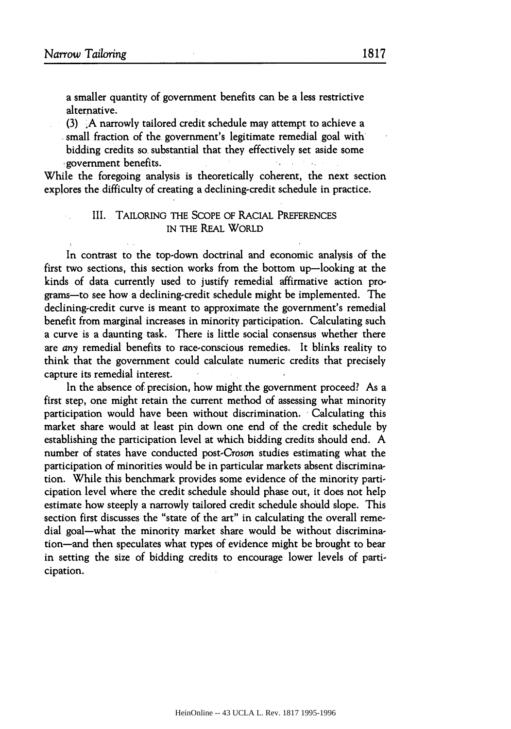a smaller quantity of government benefits can be a less restrictive alternative.

(3) A narrowly tailored credit schedule may attempt to achieve a small fraction of the government's legitimate remedial goal with bidding credits so substantial that they effectively set aside some government benefits.

While the foregoing analysis is theoretically coherent, the next section explores the difficulty of creating a declining-credit schedule in practice.

## III. Tailoring the Scope of Racial Preferences in the Real World

In contrast to the top-down doctrinal and economic analysis of the first two sections, this section works from the bottom up—looking at the kinds of data currently used to justify remedial affirmative action programs—to see how a declining-credit schedule might be implemented. The declining-credit curve is meant to approximate the government's remedial benefit from marginal increases in minority participation. Calculating such a curve is a daunting task. There is little social consensus whether there are *any* remedial benefits to race-conscious remedies. It blinks reality to think that the government could calculate numeric credits that precisely capture its remedial interest.

In the absence of precision, how might the government proceed? As a first step, one might retain the current method of assessing what minority participation would have been without discrimination. Calculating this market share would at least pin down one end of the credit schedule by establishing the participation level at which bidding credits should end. A number of states have conducted post-*Croson* studies estimating what the participation of minorities would be in particular markets absent discrimination. While this benchmark provides some evidence of the minority participation level where the credit schedule should phase out, it does not help estimate how steeply a narrowly tailored credit schedule should slope. This section first discusses the "state of the art" in calculating the overall remedial goal—what the minority market share would be without discrimination—and then speculates what types of evidence might be brought to bear in setting the size of bidding credits to encourage lower levels of participation.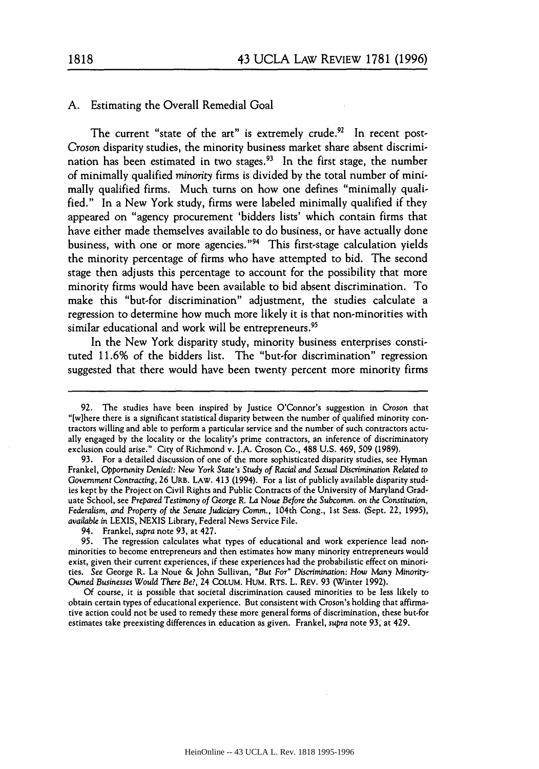## A. Estimating the Overall Remedial Goal

The current "state of the art" is extremely crude.[92] In recent post-*Croson* disparity studies, the minority business market share absent discrimination has been estimated in two stages.[93] In the first stage, the number of minimally qualified *minority* firms is divided by the total number of minimally qualified firms. Much turns on how one defines "minimally qualified." In a New York study, firms were labeled minimally qualified if they appeared on "agency procurement 'bidders lists' which contain firms that have either made themselves available to do business, or have actually done business, with one or more agencies."[94] This first-stage calculation yields the minority percentage of firms who have attempted to bid. The second stage then adjusts this percentage to account for the possibility that more minority firms would have been available to bid absent discrimination. To make this "but-for discrimination" adjustment, the studies calculate a regression to determine how much more likely it is that non-minorities with similar educational and work will be entrepreneurs.[95]

In the New York disparity study, minority business enterprises constituted 11.6% of the bidders list. The "but-for discrimination" regression suggested that there would have been twenty percent more minority firms

---

92. The studies have been inspired by Justice O'Connor's suggestion in *Croson* that "[w]here there is a significant statistical disparity between the number of qualified minority contractors willing and able to perform a particular service and the number of such contractors actually engaged by the locality or the locality's prime contractors, an inference of discriminatory exclusion could arise." City of Richmond v. J.A. Croson Co., 488 U.S. 469, 509 (1989).

93. For a detailed discussion of one of the more sophisticated disparity studies, see Hyman Frankel, *Opportunity Denied!: New York State's Study of Racial and Sexual Discrimination Related to Government Contracting*, 26 URB. LAW. 413 (1994). For a list of publicly available disparity studies kept by the Project on Civil Rights and Public Contracts of the University of Maryland Graduate School, see *Prepared Testimony of George R. La Noue Before the Subcomm. on the Constitution, Federalism, and Property of the Senate Judiciary Comm.*, 104th Cong., 1st Sess. (Sept. 22, 1995), *available in* LEXIS, NEXIS Library, Federal News Service File.

94. Frankel, *supra* note 93, at 427.

95. The regression calculates what types of educational and work experience lead non-minorities to become entrepreneurs and then estimates how many minority entrepreneurs would exist, given their current experiences, if these experiences had the probabilistic effect on minorities. *See* George R. La Noue & John Sullivan, *"But For" Discrimination: How Many Minority-Owned Businesses Would There Be?*, 24 COLUM. HUM. RTS. L. REV. 93 (Winter 1992).

Of course, it is possible that societal discrimination caused minorities to be less likely to obtain certain types of educational experience. But consistent with *Croson*'s holding that affirmative action could not be used to remedy these more general forms of discrimination, these but-for estimates take preexisting differences in education as given. Frankel, *supra* note 93, at 429.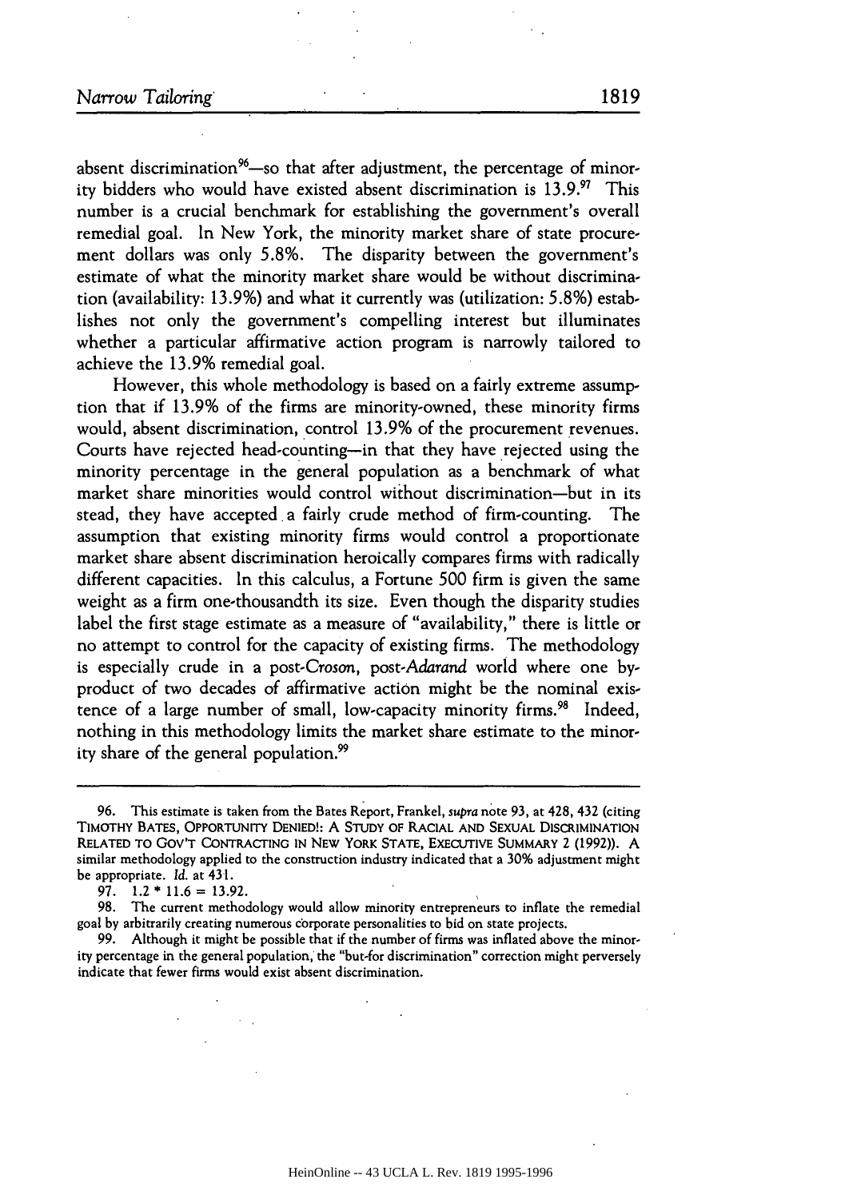absent discrimination[96]—so that after adjustment, the percentage of minority bidders who would have existed absent discrimination is 13.9.[97] This number is a crucial benchmark for establishing the government's overall remedial goal. In New York, the minority market share of state procurement dollars was only 5.8%. The disparity between the government's estimate of what the minority market share would be without discrimination (availability: 13.9%) and what it currently was (utilization: 5.8%) establishes not only the government's compelling interest but illuminates whether a particular affirmative action program is narrowly tailored to achieve the 13.9% remedial goal.

However, this whole methodology is based on a fairly extreme assumption that if 13.9% of the firms are minority-owned, these minority firms would, absent discrimination, control 13.9% of the procurement revenues. Courts have rejected head-counting—in that they have rejected using the minority percentage in the general population as a benchmark of what market share minorities would control without discrimination—but in its stead, they have accepted a fairly crude method of firm-counting. The assumption that existing minority firms would control a proportionate market share absent discrimination heroically compares firms with radically different capacities. In this calculus, a Fortune 500 firm is given the same weight as a firm one-thousandth its size. Even though the disparity studies label the first stage estimate as a measure of "availability," there is little or no attempt to control for the capacity of existing firms. The methodology is especially crude in a post-*Croson*, post-*Adarand* world where one by-product of two decades of affirmative action might be the nominal existence of a large number of small, low-capacity minority firms.[98] Indeed, nothing in this methodology limits the market share estimate to the minority share of the general population.[99]

---

96. This estimate is taken from the Bates Report, Frankel, *supra* note 93, at 428, 432 (citing TIMOTHY BATES, OPPORTUNITY DENIED!: A STUDY OF RACIAL AND SEXUAL DISCRIMINATION RELATED TO GOV'T CONTRACTING IN NEW YORK STATE, EXECUTIVE SUMMARY 2 (1992)). A similar methodology applied to the construction industry indicated that a 30% adjustment might be appropriate. *Id.* at 431.

97. $1.2 * 11.6 = 13.92$.

98. The current methodology would allow minority entrepreneurs to inflate the remedial goal by arbitrarily creating numerous corporate personalities to bid on state projects.

99. Although it might be possible that if the number of firms was inflated above the minority percentage in the general population, the "but-for discrimination" correction might perversely indicate that fewer firms would exist absent discrimination.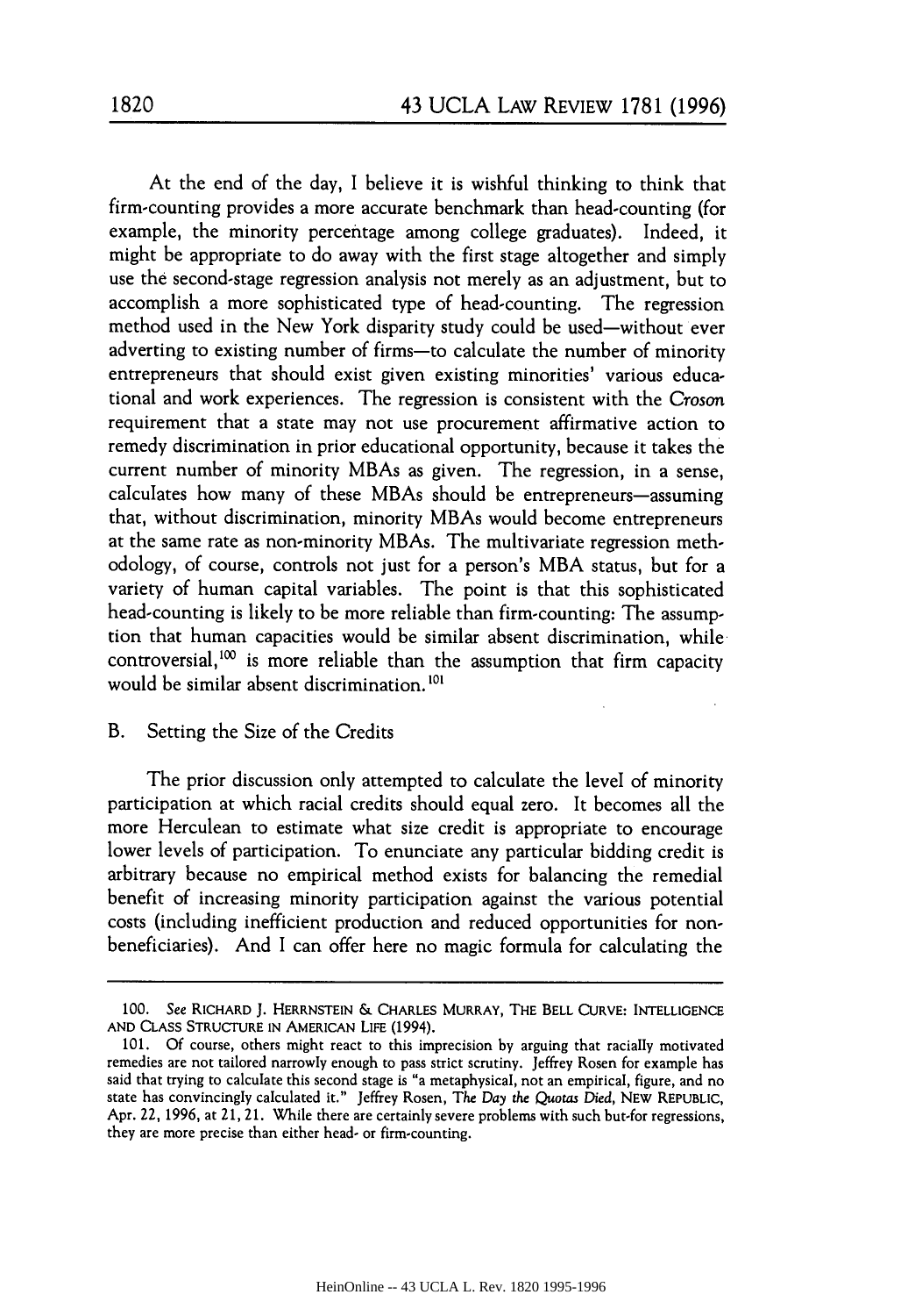At the end of the day, I believe it is wishful thinking to think that firm-counting provides a more accurate benchmark than head-counting (for example, the minority percentage among college graduates). Indeed, it might be appropriate to do away with the first stage altogether and simply use the second-stage regression analysis not merely as an adjustment, but to accomplish a more sophisticated type of head-counting. The regression method used in the New York disparity study could be used—without ever adverting to existing number of firms—to calculate the number of minority entrepreneurs that should exist given existing minorities' various educational and work experiences. The regression is consistent with the *Croson* requirement that a state may not use procurement affirmative action to remedy discrimination in prior educational opportunity, because it takes the current number of minority MBAs as given. The regression, in a sense, calculates how many of these MBAs should be entrepreneurs—assuming that, without discrimination, minority MBAs would become entrepreneurs at the same rate as non-minority MBAs. The multivariate regression methodology, of course, controls not just for a person's MBA status, but for a variety of human capital variables. The point is that this sophisticated head-counting is likely to be more reliable than firm-counting: The assumption that human capacities would be similar absent discrimination, while controversial,[100] is more reliable than the assumption that firm capacity would be similar absent discrimination.[101]

## B. Setting the Size of the Credits

The prior discussion only attempted to calculate the level of minority participation at which racial credits should equal zero. It becomes all the more Herculean to estimate what size credit is appropriate to encourage lower levels of participation. To enunciate any particular bidding credit is arbitrary because no empirical method exists for balancing the remedial benefit of increasing minority participation against the various potential costs (including inefficient production and reduced opportunities for non-beneficiaries). And I can offer here no magic formula for calculating the

---

100. *See* RICHARD J. HERRNSTEIN & CHARLES MURRAY, THE BELL CURVE: INTELLIGENCE AND CLASS STRUCTURE IN AMERICAN LIFE (1994).

101. Of course, others might react to this imprecision by arguing that racially motivated remedies are not tailored narrowly enough to pass strict scrutiny. Jeffrey Rosen for example has said that trying to calculate this second stage is "a metaphysical, not an empirical, figure, and no state has convincingly calculated it." Jeffrey Rosen, *The Day the Quotas Died*, NEW REPUBLIC, Apr. 22, 1996, at 21, 21. While there are certainly severe problems with such but-for regressions, they are more precise than either head- or firm-counting.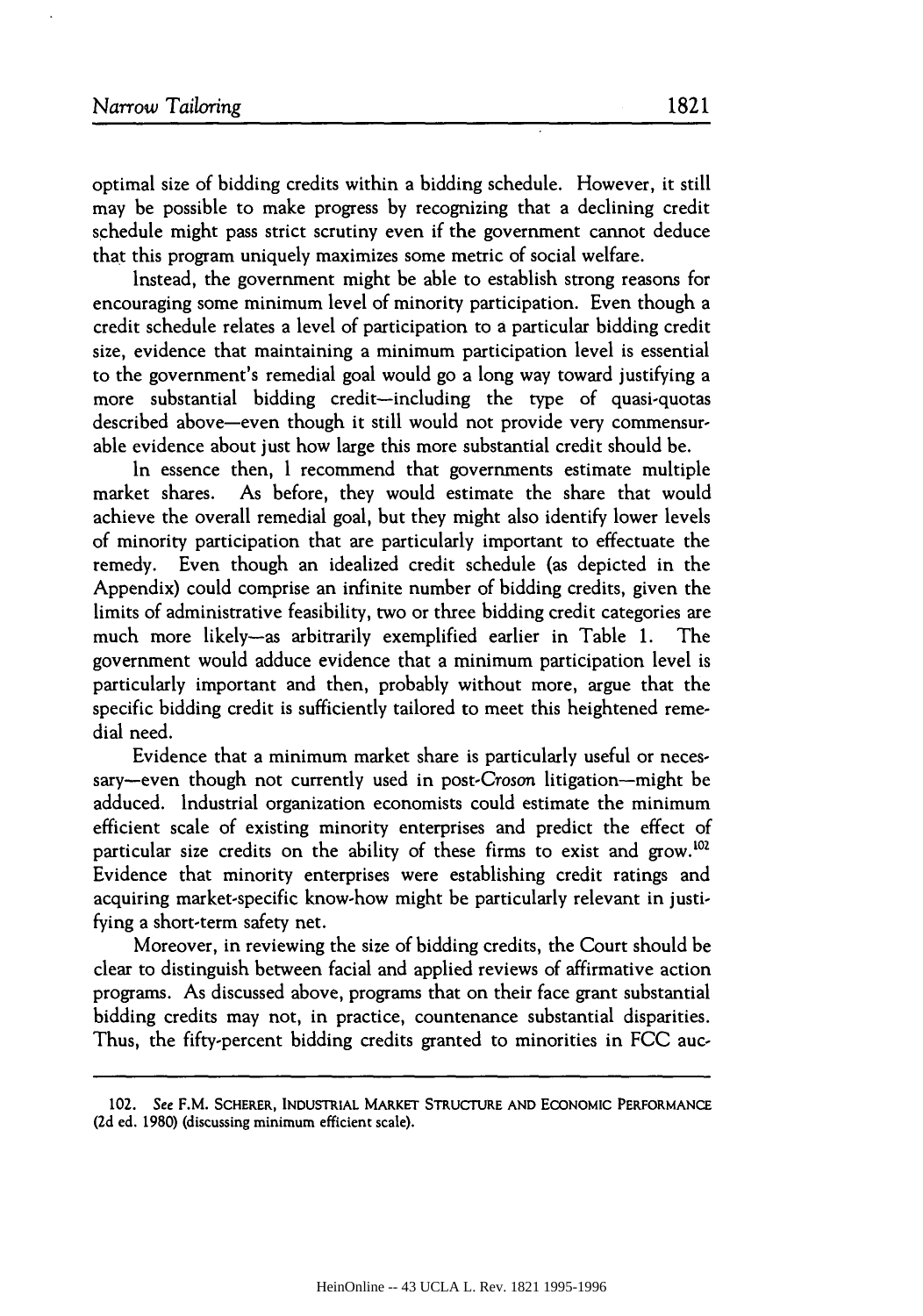optimal size of bidding credits within a bidding schedule. However, it still may be possible to make progress by recognizing that a declining credit schedule might pass strict scrutiny even if the government cannot deduce that this program uniquely maximizes some metric of social welfare.

Instead, the government might be able to establish strong reasons for encouraging some minimum level of minority participation. Even though a credit schedule relates a level of participation to a particular bidding credit size, evidence that maintaining a minimum participation level is essential to the government's remedial goal would go a long way toward justifying a more substantial bidding credit—including the type of quasi-quotas described above—even though it still would not provide very commensurable evidence about just how large this more substantial credit should be.

In essence then, I recommend that governments estimate multiple market shares. As before, they would estimate the share that would achieve the overall remedial goal, but they might also identify lower levels of minority participation that are particularly important to effectuate the remedy. Even though an idealized credit schedule (as depicted in the Appendix) could comprise an infinite number of bidding credits, given the limits of administrative feasibility, two or three bidding credit categories are much more likely—as arbitrarily exemplified earlier in Table 1. The government would adduce evidence that a minimum participation level is particularly important and then, probably without more, argue that the specific bidding credit is sufficiently tailored to meet this heightened remedial need.

Evidence that a minimum market share is particularly useful or necessary—even though not currently used in post-*Croson* litigation—might be adduced. Industrial organization economists could estimate the minimum efficient scale of existing minority enterprises and predict the effect of particular size credits on the ability of these firms to exist and grow.[102] Evidence that minority enterprises were establishing credit ratings and acquiring market-specific know-how might be particularly relevant in justifying a short-term safety net.

Moreover, in reviewing the size of bidding credits, the Court should be clear to distinguish between facial and applied reviews of affirmative action programs. As discussed above, programs that on their face grant substantial bidding credits may not, in practice, countenance substantial disparities. Thus, the fifty-percent bidding credits granted to minorities in FCC auc-

---

102. *See* F.M. SCHERER, INDUSTRIAL MARKET STRUCTURE AND ECONOMIC PERFORMANCE (2d ed. 1980) (discussing minimum efficient scale).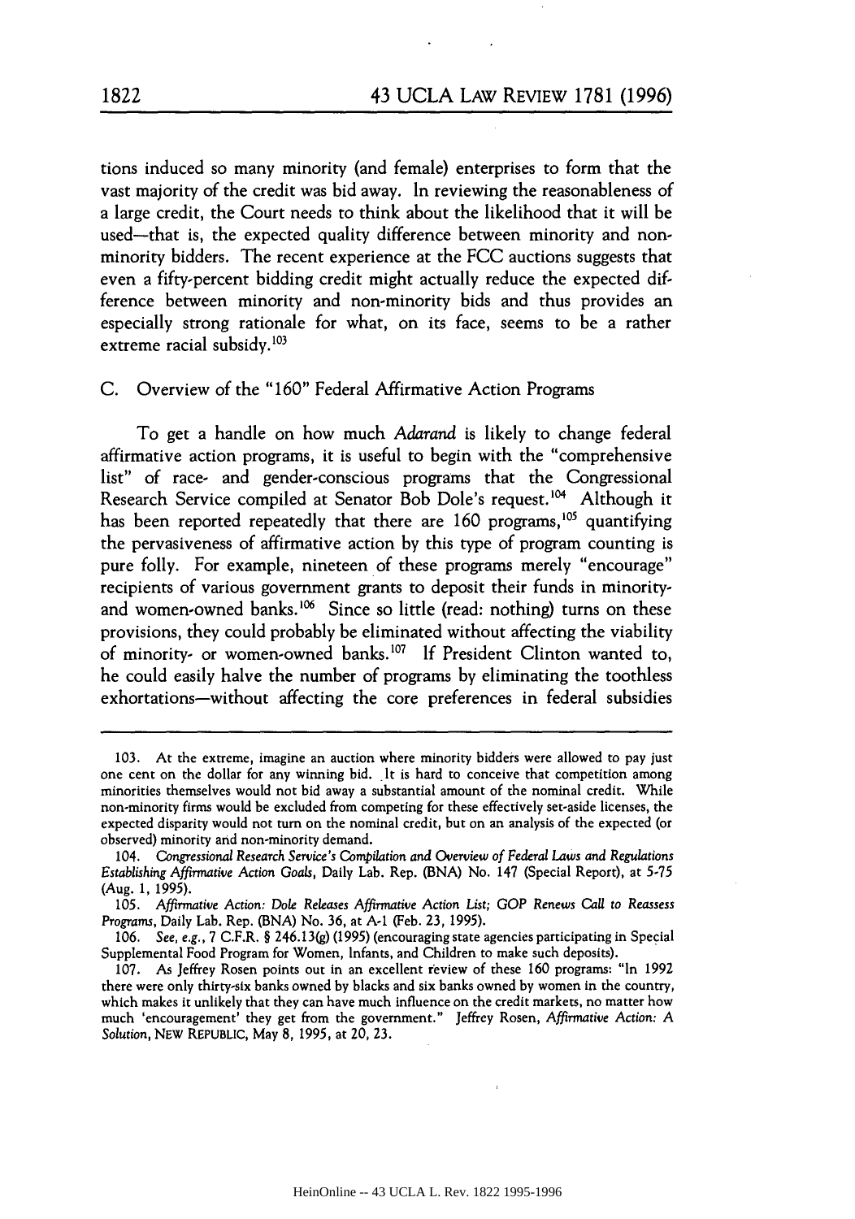tions induced so many minority (and female) enterprises to form that the vast majority of the credit was bid away. In reviewing the reasonableness of a large credit, the Court needs to think about the likelihood that it will be used—that is, the expected quality difference between minority and non-minority bidders. The recent experience at the FCC auctions suggests that even a fifty-percent bidding credit might actually reduce the expected difference between minority and non-minority bids and thus provides an especially strong rationale for what, on its face, seems to be a rather extreme racial subsidy.[103]

### C. Overview of the "160" Federal Affirmative Action Programs

To get a handle on how much *Adarand* is likely to change federal affirmative action programs, it is useful to begin with the "comprehensive list" of race- and gender-conscious programs that the Congressional Research Service compiled at Senator Bob Dole's request.[104] Although it has been reported repeatedly that there are 160 programs,[105] quantifying the pervasiveness of affirmative action by this type of program counting is pure folly. For example, nineteen of these programs merely "encourage" recipients of various government grants to deposit their funds in minority- and women-owned banks.[106] Since so little (read: nothing) turns on these provisions, they could probably be eliminated without affecting the viability of minority- or women-owned banks.[107] If President Clinton wanted to, he could easily halve the number of programs by eliminating the toothless exhortations—without affecting the core preferences in federal subsidies

---

103. At the extreme, imagine an auction where minority bidders were allowed to pay just one cent on the dollar for any winning bid. It is hard to conceive that competition among minorities themselves would not bid away a substantial amount of the nominal credit. While non-minority firms would be excluded from competing for these effectively set-aside licenses, the expected disparity would not turn on the nominal credit, but on an analysis of the expected (or observed) minority and non-minority demand.

104. *Congressional Research Service's Compilation and Overview of Federal Laws and Regulations Establishing Affirmative Action Goals*, Daily Lab. Rep. (BNA) No. 147 (Special Report), at S-75 (Aug. 1, 1995).

105. *Affirmative Action: Dole Releases Affirmative Action List; GOP Renews Call to Reassess Programs*, Daily Lab. Rep. (BNA) No. 36, at A-1 (Feb. 23, 1995).

106. *See, e.g.*, 7 C.F.R. § 246.13(g) (1995) (encouraging state agencies participating in Special Supplemental Food Program for Women, Infants, and Children to make such deposits).

107. As Jeffrey Rosen points out in an excellent review of these 160 programs: "In 1992 there were only thirty-six banks owned by blacks and six banks owned by women in the country, which makes it unlikely that they can have much influence on the credit markets, no matter how much 'encouragement' they get from the government." Jeffrey Rosen, *Affirmative Action: A Solution*, NEW REPUBLIC, May 8, 1995, at 20, 23.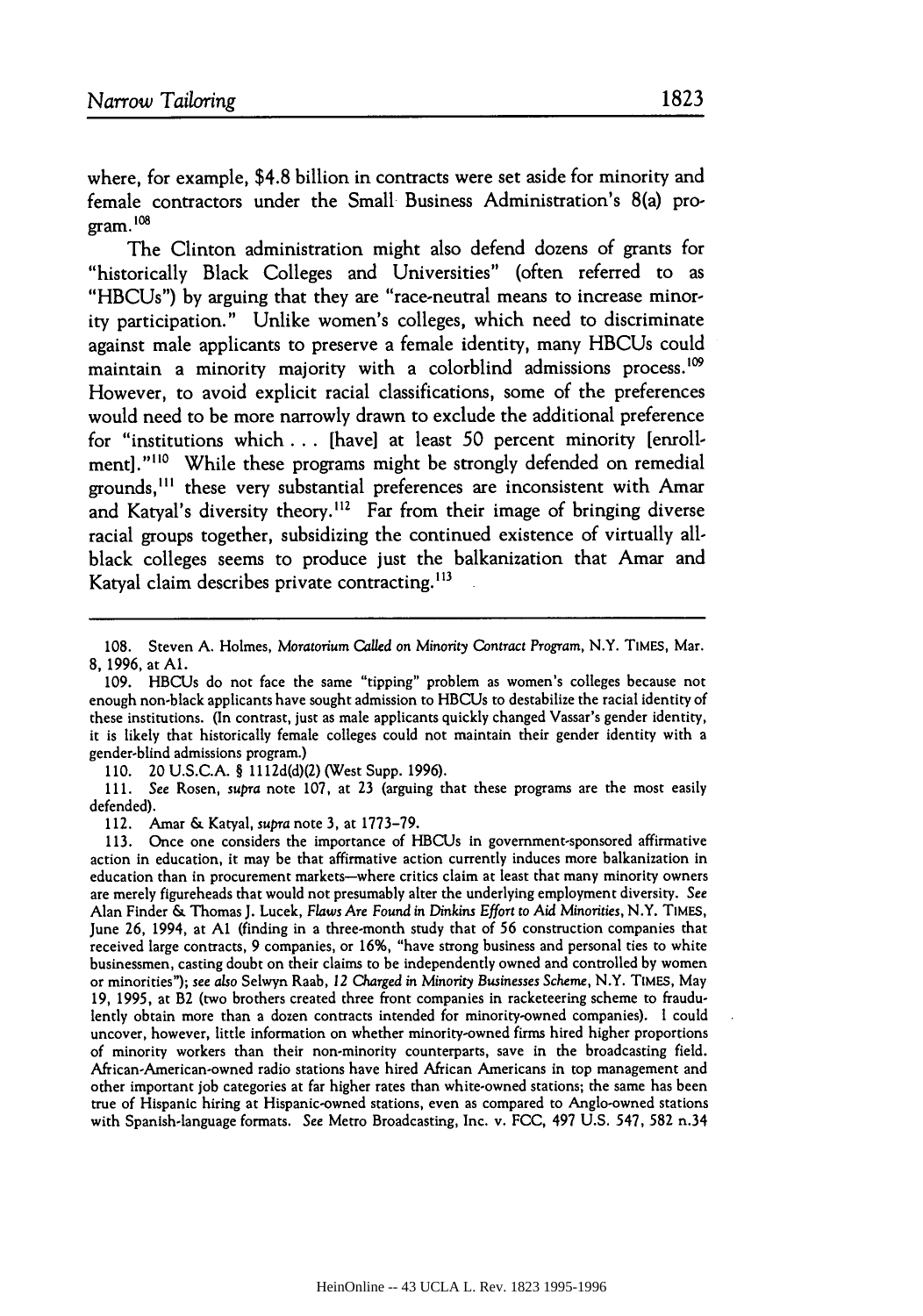where, for example, $4.8 billion in contracts were set aside for minority and female contractors under the Small Business Administration's 8(a) program.[108]

The Clinton administration might also defend dozens of grants for "historically Black Colleges and Universities" (often referred to as "HBCUs") by arguing that they are "race-neutral means to increase minority participation." Unlike women's colleges, which need to discriminate against male applicants to preserve a female identity, many HBCUs could maintain a minority majority with a colorblind admissions process.[109] However, to avoid explicit racial classifications, some of the preferences would need to be more narrowly drawn to exclude the additional preference for "institutions which . . . [have] at least 50 percent minority [enrollment]."[110] While these programs might be strongly defended on remedial grounds,[111] these very substantial preferences are inconsistent with Amar and Katyal's diversity theory.[112] Far from their image of bringing diverse racial groups together, subsidizing the continued existence of virtually all-black colleges seems to produce just the balkanization that Amar and Katyal claim describes private contracting.[113]

---

108. Steven A. Holmes, *Moratorium Called on Minority Contract Program*, N.Y. TIMES, Mar. 8, 1996, at A1.

109. HBCUs do not face the same "tipping" problem as women's colleges because not enough non-black applicants have sought admission to HBCUs to destabilize the racial identity of these institutions. (In contrast, just as male applicants quickly changed Vassar's gender identity, it is likely that historically female colleges could not maintain their gender identity with a gender-blind admissions program.)

110. 20 U.S.C.A. § 1112d(d)(2) (West Supp. 1996).

111. *See* Rosen, *supra* note 107, at 23 (arguing that these programs are the most easily defended).

112. Amar & Katyal, *supra* note 3, at 1773–79.

113. Once one considers the importance of HBCUs in government-sponsored affirmative action in education, it may be that affirmative action currently induces more balkanization in education than in procurement markets—where critics claim at least that many minority owners are merely figureheads that would not presumably alter the underlying employment diversity. *See* Alan Finder & Thomas J. Lucek, *Flaws Are Found in Dinkins Effort to Aid Minorities*, N.Y. TIMES, June 26, 1994, at A1 (finding in a three-month study that of 56 construction companies that received large contracts, 9 companies, or 16%, "have strong business and personal ties to white businessmen, casting doubt on their claims to be independently owned and controlled by women or minorities"); *see also* Selwyn Raab, *12 Charged in Minority Businesses Scheme*, N.Y. TIMES, May 19, 1995, at B2 (two brothers created three front companies in racketeering scheme to fraudulently obtain more than a dozen contracts intended for minority-owned companies). I could uncover, however, little information on whether minority-owned firms hired higher proportions of minority workers than their non-minority counterparts, save in the broadcasting field. African-American-owned radio stations have hired African Americans in top management and other important job categories at far higher rates than white-owned stations; the same has been true of Hispanic hiring at Hispanic-owned stations, even as compared to Anglo-owned stations with Spanish-language formats. *See* Metro Broadcasting, Inc. v. FCC, 497 U.S. 547, 582 n.34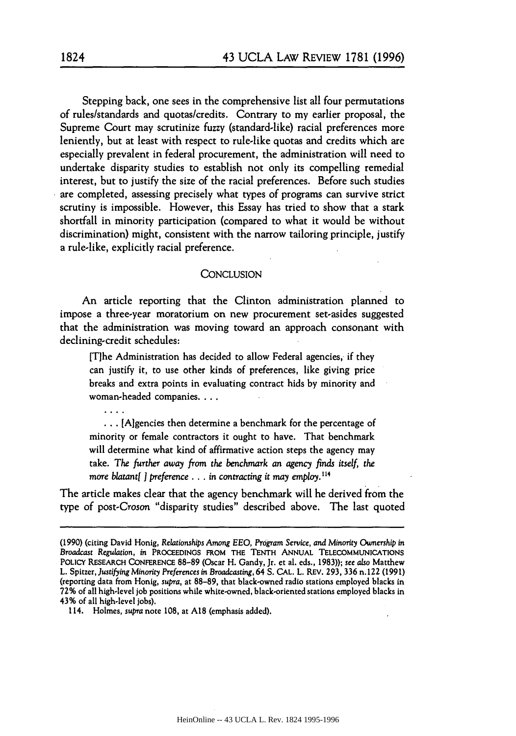Stepping back, one sees in the comprehensive list all four permutations of rules/standards and quotas/credits. Contrary to my earlier proposal, the Supreme Court may scrutinize fuzzy (standard-like) racial preferences more leniently, but at least with respect to rule-like quotas and credits which are especially prevalent in federal procurement, the administration will need to undertake disparity studies to establish not only its compelling remedial interest, but to justify the size of the racial preferences. Before such studies are completed, assessing precisely what types of programs can survive strict scrutiny is impossible. However, this Essay has tried to show that a stark shortfall in minority participation (compared to what it would be without discrimination) might, consistent with the narrow tailoring principle, justify a rule-like, explicitly racial preference.

## CONCLUSION

An article reporting that the Clinton administration planned to impose a three-year moratorium on new procurement set-asides suggested that the administration was moving toward an approach consonant with declining-credit schedules:

> [T]he Administration has decided to allow Federal agencies, if they can justify it, to use other kinds of preferences, like giving price breaks and extra points in evaluating contract hids by minority and woman-headed companies. . . .
>
> . . . .
>
> . . . [A]gencies then determine a benchmark for the percentage of minority or female contractors it ought to have. That benchmark will determine what kind of affirmative action steps the agency may take. *The further away from the benchmark an agency finds itself, the more blatant[ ] preference . . . in contracting it may employ.*[114]

The article makes clear that the agency benchmark will he derived from the type of post-*Croson* "disparity studies" described above. The last quoted

---

(1990) (citing David Honig, *Relationships Among EEO, Program Service, and Minority Ownership in Broadcast Regulation*, *in* PROCEEDINGS FROM THE TENTH ANNUAL TELECOMMUNICATIONS POLICY RESEARCH CONFERENCE 88–89 (Oscar H. Gandy, Jr. et al. eds., 1983)); *see also* Matthew L. Spitzer, *Justifying Minority Preferences in Broadcasting*, 64 S. CAL. L. REV. 293, 336 n.122 (1991) (reporting data from Honig, *supra*, at 88–89, that black-owned radio stations employed blacks in 72% of all high-level job positions while white-owned, black-oriented stations employed blacks in 43% of all high-level jobs).

114. Holmes, *supra* note 108, at A18 (emphasis added).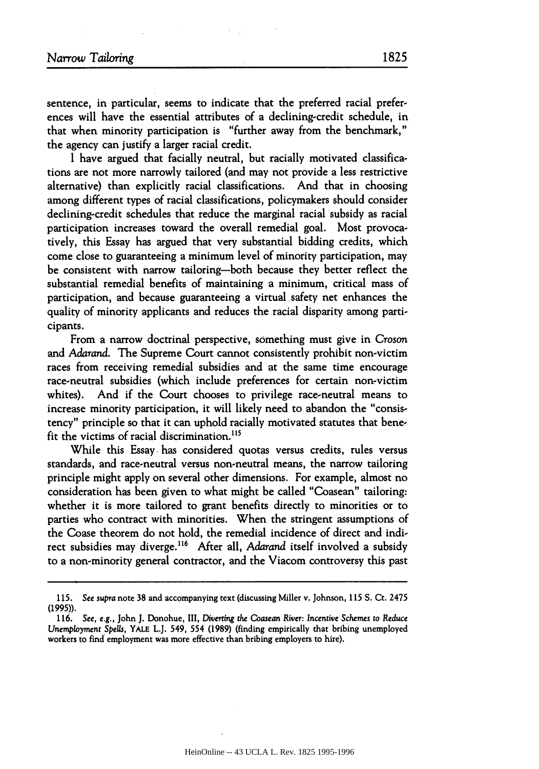sentence, in particular, seems to indicate that the preferred racial preferences will have the essential attributes of a declining-credit schedule, in that when minority participation is "further away from the benchmark," the agency can justify a larger racial credit.

I have argued that facially neutral, but racially motivated classifications are not more narrowly tailored (and may not provide a less restrictive alternative) than explicitly racial classifications. And that in choosing among different types of racial classifications, policymakers should consider declining-credit schedules that reduce the marginal racial subsidy as racial participation increases toward the overall remedial goal. Most provocatively, this Essay has argued that very substantial bidding credits, which come close to guaranteeing a minimum level of minority participation, may be consistent with narrow tailoring—both because they better reflect the substantial remedial benefits of maintaining a minimum, critical mass of participation, and because guaranteeing a virtual safety net enhances the quality of minority applicants and reduces the racial disparity among participants.

From a narrow doctrinal perspective, something must give in *Croson* and *Adarand*. The Supreme Court cannot consistently prohibit non-victim races from receiving remedial subsidies and at the same time encourage race-neutral subsidies (which include preferences for certain non-victim whites). And if the Court chooses to privilege race-neutral means to increase minority participation, it will likely need to abandon the "consistency" principle so that it can uphold racially motivated statutes that benefit the victims of racial discrimination.[115]

While this Essay has considered quotas versus credits, rules versus standards, and race-neutral versus non-neutral means, the narrow tailoring principle might apply on several other dimensions. For example, almost no consideration has been given to what might be called "Coasean" tailoring: whether it is more tailored to grant benefits directly to minorities or to parties who contract with minorities. When the stringent assumptions of the Coase theorem do not hold, the remedial incidence of direct and indirect subsidies may diverge.[116] After all, *Adarand* itself involved a subsidy to a non-minority general contractor, and the Viacom controversy this past

---

115. *See supra* note 38 and accompanying text (discussing Miller v. Johnson, 115 S. Ct. 2475 (1995)).

116. *See, e.g.*, John J. Donohue, III, *Diverting the Coasean River: Incentive Schemes to Reduce Unemployment Spells*, YALE L.J. 549, 554 (1989) (finding empirically that bribing unemployed workers to find employment was more effective than bribing employers to hire).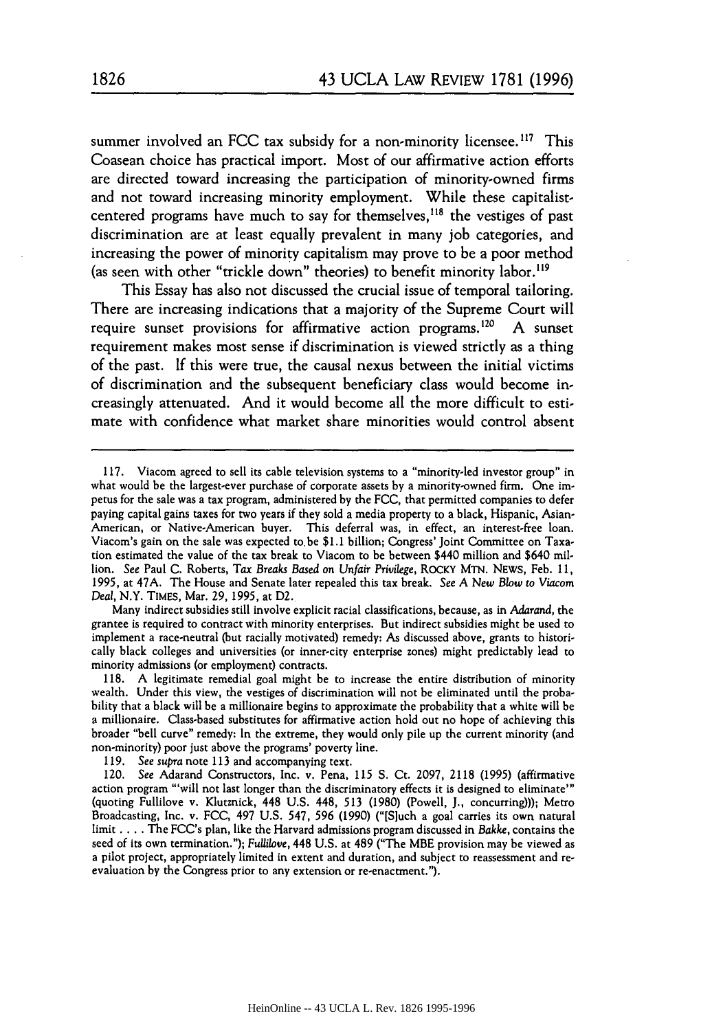summer involved an FCC tax subsidy for a non-minority licensee.[117] This Coasean choice has practical import. Most of our affirmative action efforts are directed toward increasing the participation of minority-owned firms and not toward increasing minority employment. While these capitalist-centered programs have much to say for themselves,[118] the vestiges of past discrimination are at least equally prevalent in many job categories, and increasing the power of minority capitalism may prove to be a poor method (as seen with other "trickle down" theories) to benefit minority labor.[119]

This Essay has also not discussed the crucial issue of temporal tailoring. There are increasing indications that a majority of the Supreme Court will require sunset provisions for affirmative action programs.[120] A sunset requirement makes most sense if discrimination is viewed strictly as a thing of the past. If this were true, the causal nexus between the initial victims of discrimination and the subsequent beneficiary class would become increasingly attenuated. And it would become all the more difficult to estimate with confidence what market share minorities would control absent

---

117. Viacom agreed to sell its cable television systems to a "minority-led investor group" in what would be the largest-ever purchase of corporate assets by a minority-owned firm. One impetus for the sale was a tax program, administered by the FCC, that permitted companies to defer paying capital gains taxes for two years if they sold a media property to a black, Hispanic, Asian-American, or Native-American buyer. This deferral was, in effect, an interest-free loan. Viacom's gain on the sale was expected to be $1.1 billion; Congress' Joint Committee on Taxation estimated the value of the tax break to Viacom to be between $440 million and $640 million. *See* Paul C. Roberts, *Tax Breaks Based on Unfair Privilege*, ROCKY MTN. NEWS, Feb. 11, 1995, at 47A. The House and Senate later repealed this tax break. *See A New Blow to Viacom Deal*, N.Y. TIMES, Mar. 29, 1995, at D2.

Many indirect subsidies still involve explicit racial classifications, because, as in *Adarand*, the grantee is required to contract with minority enterprises. But indirect subsidies might be used to implement a race-neutral (but racially motivated) remedy: As discussed above, grants to historically black colleges and universities (or inner-city enterprise zones) might predictably lead to minority admissions (or employment) contracts.

118. A legitimate remedial goal might be to increase the entire distribution of minority wealth. Under this view, the vestiges of discrimination will not be eliminated until the probability that a black will be a millionaire begins to approximate the probability that a white will be a millionaire. Class-based substitutes for affirmative action hold out no hope of achieving this broader "bell curve" remedy: In the extreme, they would only pile up the current minority (and non-minority) poor just above the programs' poverty line.

119. *See supra* note 113 and accompanying text.

120. *See* Adarand Constructors, Inc. v. Pena, 115 S. Ct. 2097, 2118 (1995) (affirmative action program "'will not last longer than the discriminatory effects it is designed to eliminate'" (quoting Fullilove v. Klutznick, 448 U.S. 448, 513 (1980) (Powell, J., concurring))); Metro Broadcasting, Inc. v. FCC, 497 U.S. 547, 596 (1990) ("[S]uch a goal carries its own natural limit . . . . The FCC's plan, like the Harvard admissions program discussed in *Bakke*, contains the seed of its own termination."); *Fullilove*, 448 U.S. at 489 ("The MBE provision may be viewed as a pilot project, appropriately limited in extent and duration, and subject to reassessment and reevaluation by the Congress prior to any extension or re-enactment.").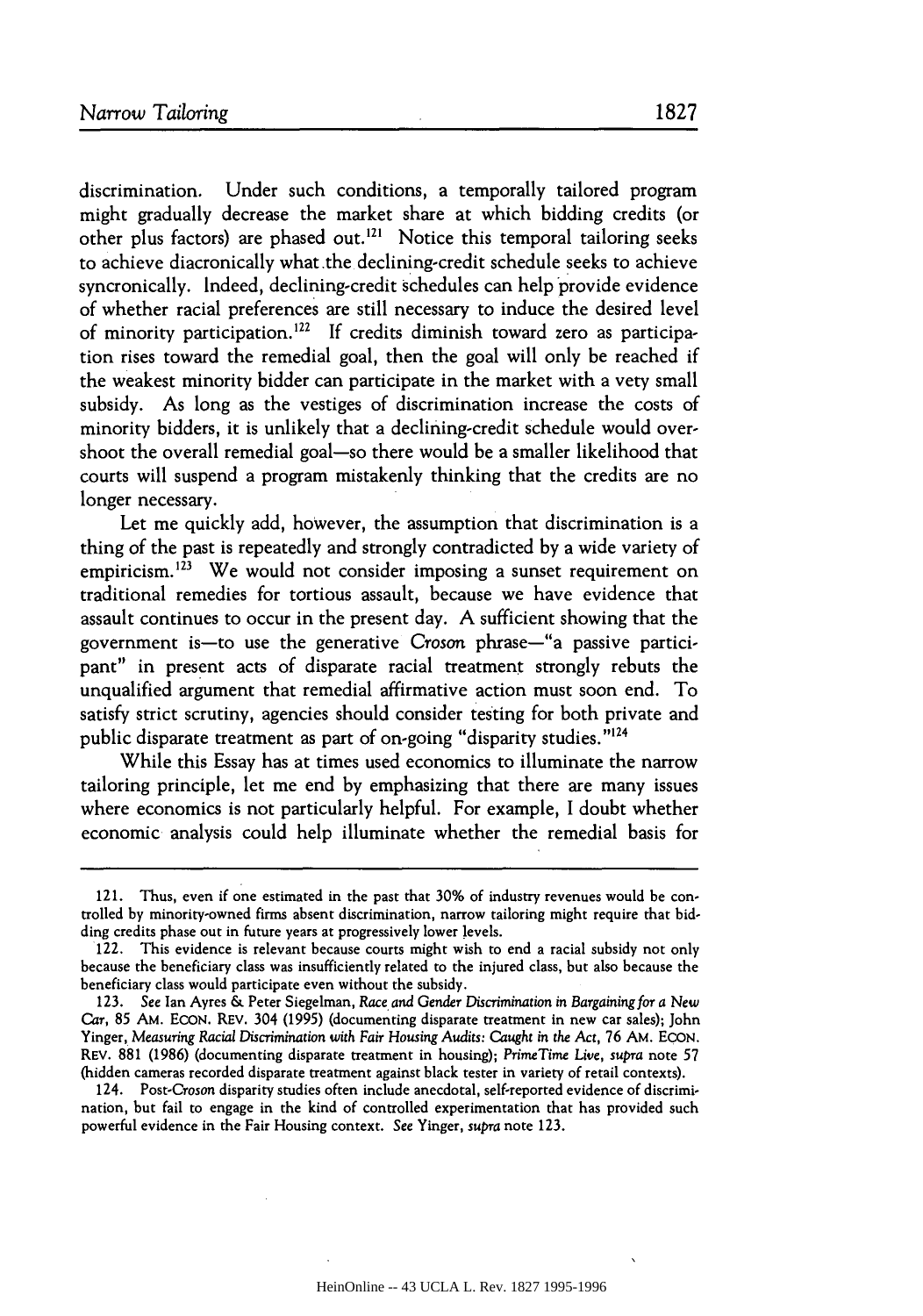discrimination. Under such conditions, a temporally tailored program might gradually decrease the market share at which bidding credits (or other plus factors) are phased out.[121] Notice this temporal tailoring seeks to achieve diacronically what the declining-credit schedule seeks to achieve syncronically. Indeed, declining-credit schedules can help provide evidence of whether racial preferences are still necessary to induce the desired level of minority participation.[122] If credits diminish toward zero as participation rises toward the remedial goal, then the goal will only be reached if the weakest minority bidder can participate in the market with a very small subsidy. As long as the vestiges of discrimination increase the costs of minority bidders, it is unlikely that a declining-credit schedule would overshoot the overall remedial goal—so there would be a smaller likelihood that courts will suspend a program mistakenly thinking that the credits are no longer necessary.

Let me quickly add, however, the assumption that discrimination is a thing of the past is repeatedly and strongly contradicted by a wide variety of empiricism.[123] We would not consider imposing a sunset requirement on traditional remedies for tortious assault, because we have evidence that assault continues to occur in the present day. A sufficient showing that the government is—to use the generative *Croson* phrase—"a passive participant" in present acts of disparate racial treatment strongly rebuts the unqualified argument that remedial affirmative action must soon end. To satisfy strict scrutiny, agencies should consider testing for both private and public disparate treatment as part of on-going "disparity studies."[124]

While this Essay has at times used economics to illuminate the narrow tailoring principle, let me end by emphasizing that there are many issues where economics is not particularly helpful. For example, I doubt whether economic analysis could help illuminate whether the remedial basis for

---

121. Thus, even if one estimated in the past that 30% of industry revenues would be controlled by minority-owned firms absent discrimination, narrow tailoring might require that bidding credits phase out in future years at progressively lower levels.

122. This evidence is relevant because courts might wish to end a racial subsidy not only because the beneficiary class was insufficiently related to the injured class, but also because the beneficiary class would participate even without the subsidy.

123. *See* Ian Ayres & Peter Siegelman, *Race and Gender Discrimination in Bargaining for a New Car*, 85 AM. ECON. REV. 304 (1995) (documenting disparate treatment in new car sales); John Yinger, *Measuring Racial Discrimination with Fair Housing Audits: Caught in the Act*, 76 AM. ECON. REV. 881 (1986) (documenting disparate treatment in housing); *PrimeTime Live*, *supra* note 57 (hidden cameras recorded disparate treatment against black tester in variety of retail contexts).

124. Post-*Croson* disparity studies often include anecdotal, self-reported evidence of discrimination, but fail to engage in the kind of controlled experimentation that has provided such powerful evidence in the Fair Housing context. *See* Yinger, *supra* note 123.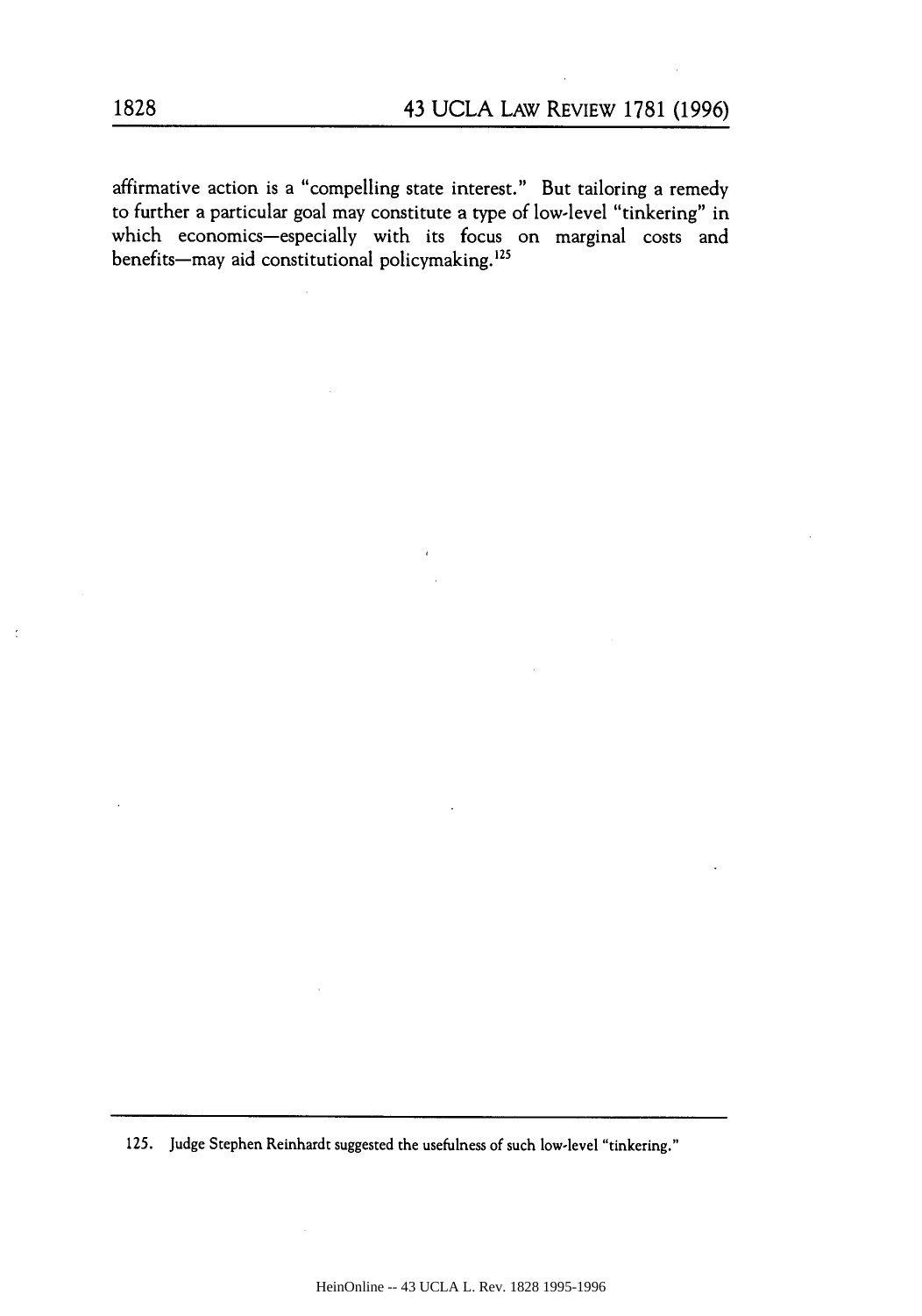affirmative action is a "compelling state interest." But tailoring a remedy to further a particular goal may constitute a type of low-level "tinkering" in which economics—especially with its focus on marginal costs and benefits—may aid constitutional policymaking.[125]

---

125. Judge Stephen Reinhardt suggested the usefulness of such low-level "tinkering."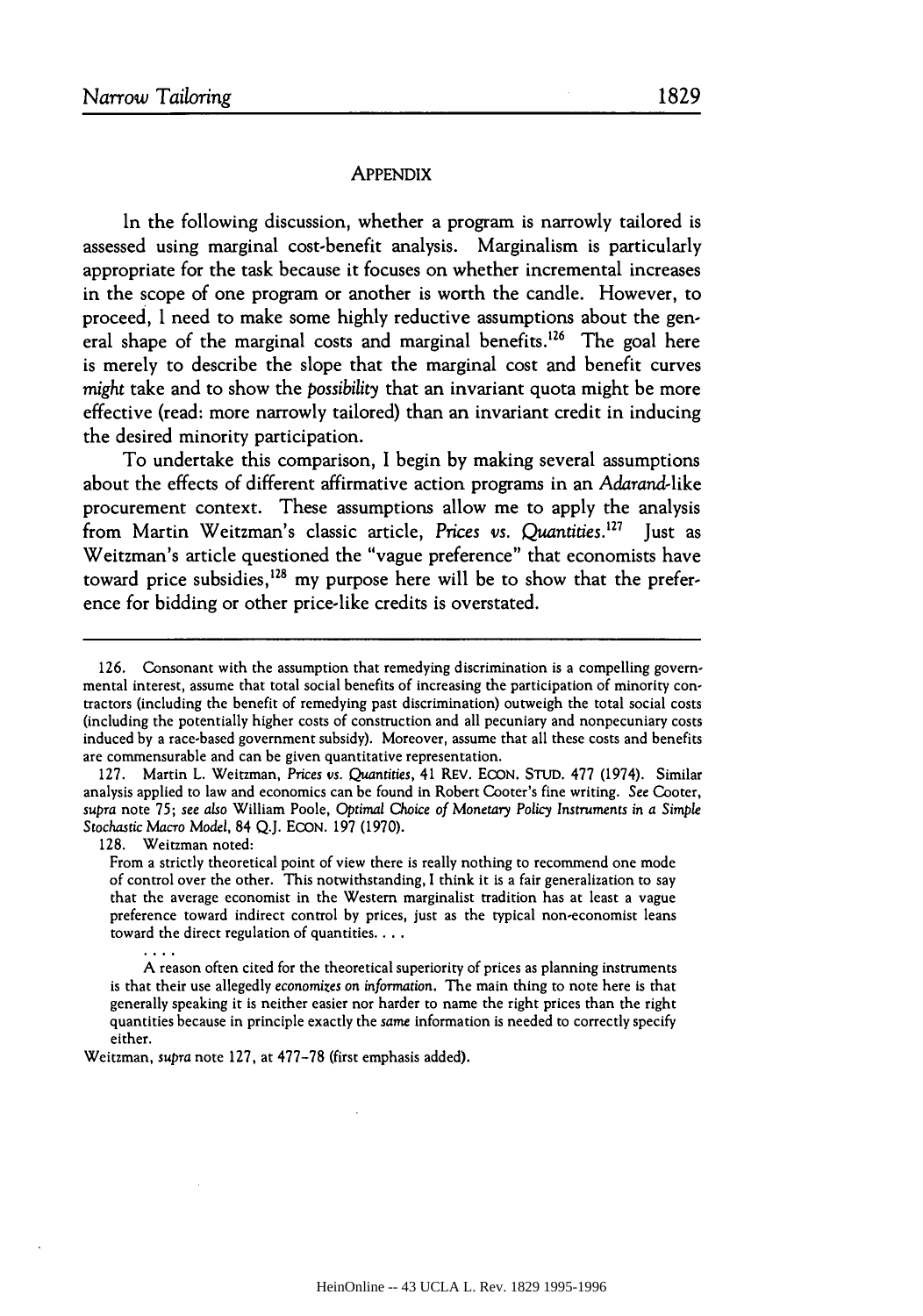## APPENDIX

In the following discussion, whether a program is narrowly tailored is assessed using marginal cost-benefit analysis. Marginalism is particularly appropriate for the task because it focuses on whether incremental increases in the scope of one program or another is worth the candle. However, to proceed, I need to make some highly reductive assumptions about the general shape of the marginal costs and marginal benefits.[126] The goal here is merely to describe the slope that the marginal cost and benefit curves *might* take and to show the *possibility* that an invariant quota might be more effective (read: more narrowly tailored) than an invariant credit in inducing the desired minority participation.

To undertake this comparison, I begin by making several assumptions about the effects of different affirmative action programs in an *Adarand*-like procurement context. These assumptions allow me to apply the analysis from Martin Weitzman's classic article, *Prices vs. Quantities*.[127] Just as Weitzman's article questioned the "vague preference" that economists have toward price subsidies,[128] my purpose here will be to show that the preference for bidding or other price-like credits is overstated.

---

126. Consonant with the assumption that remedying discrimination is a compelling governmental interest, assume that total social benefits of increasing the participation of minority contractors (including the benefit of remedying past discrimination) outweigh the total social costs (including the potentially higher costs of construction and all pecuniary and nonpecuniary costs induced by a race-based government subsidy). Moreover, assume that all these costs and benefits are commensurable and can be given quantitative representation.

127. Martin L. Weitzman, *Prices vs. Quantities*, 41 REV. ECON. STUD. 477 (1974). Similar analysis applied to law and economics can be found in Robert Cooter's fine writing. *See* Cooter, *supra* note 75; *see also* William Poole, *Optimal Choice of Monetary Policy Instruments in a Simple Stochastic Macro Model*, 84 Q.J. ECON. 197 (1970).

128. Weitzman noted:

> From a strictly theoretical point of view there is really nothing to recommend one mode of control over the other. This notwithstanding, I think it is a fair generalization to say that the average economist in the Western marginalist tradition has at least a vague preference toward indirect control by prices, just as the typical non-economist leans toward the direct regulation of quantities. . . .
>
> . . . .
>
> A reason often cited for the theoretical superiority of prices as planning instruments is that their use allegedly *economizes on information*. The main thing to note here is that generally speaking it is neither easier nor harder to name the right prices than the right quantities because in principle exactly the *same* information is needed to correctly specify either.

Weitzman, *supra* note 127, at 477–78 (first emphasis added).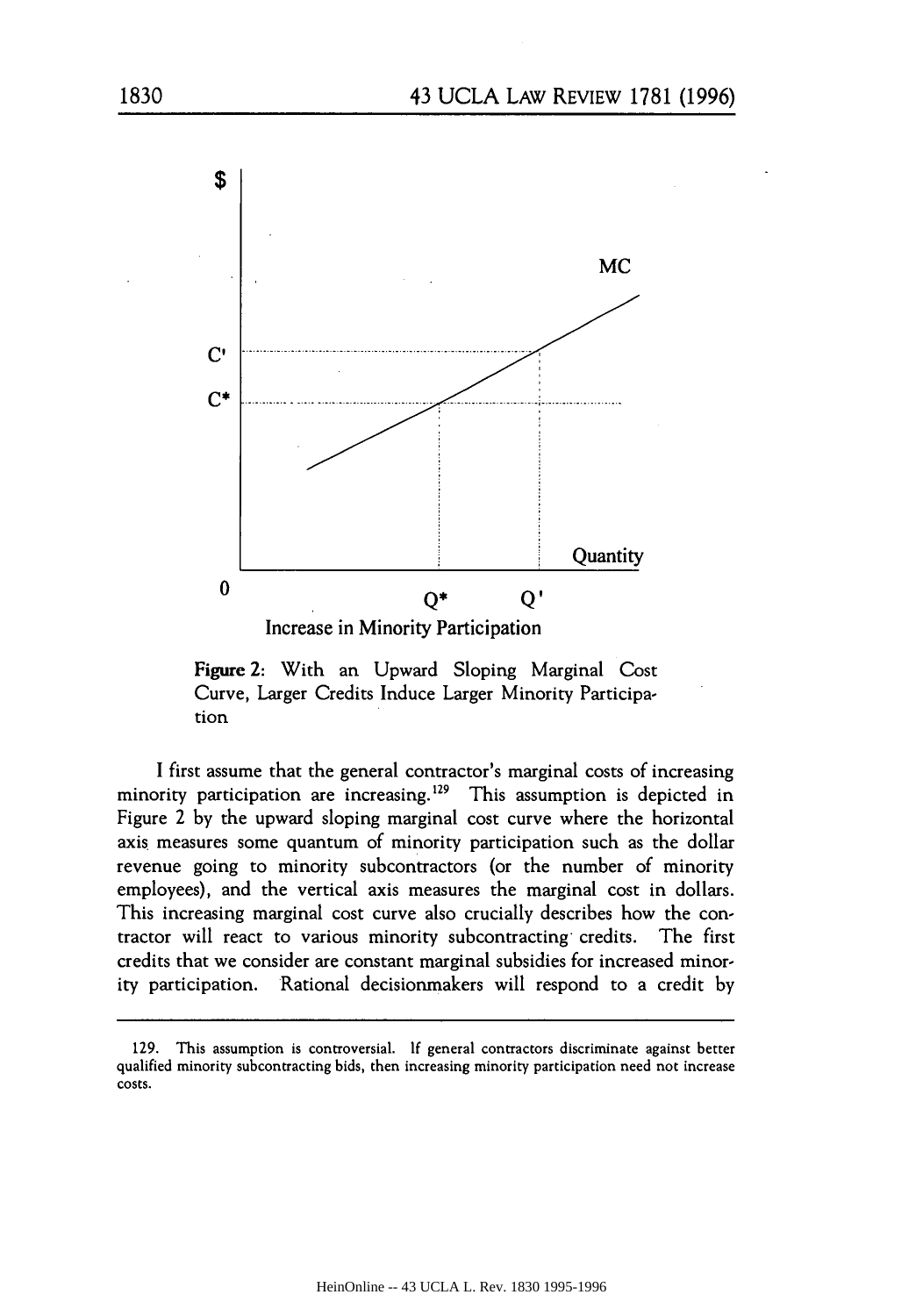**Figure 2:** With an Upward Sloping Marginal Cost Curve, Larger Credits Induce Larger Minority Participation

I first assume that the general contractor's marginal costs of increasing minority participation are increasing.[129] This assumption is depicted in Figure 2 by the upward sloping marginal cost curve where the horizontal axis measures some quantum of minority participation such as the dollar revenue going to minority subcontractors (or the number of minority employees), and the vertical axis measures the marginal cost in dollars. This increasing marginal cost curve also crucially describes how the contractor will react to various minority subcontracting credits. The first credits that we consider are constant marginal subsidies for increased minority participation. Rational decisionmakers will respond to a credit by

---

129. This assumption is controversial. If general contractors discriminate against better qualified minority subcontracting bids, then increasing minority participation need not increase costs.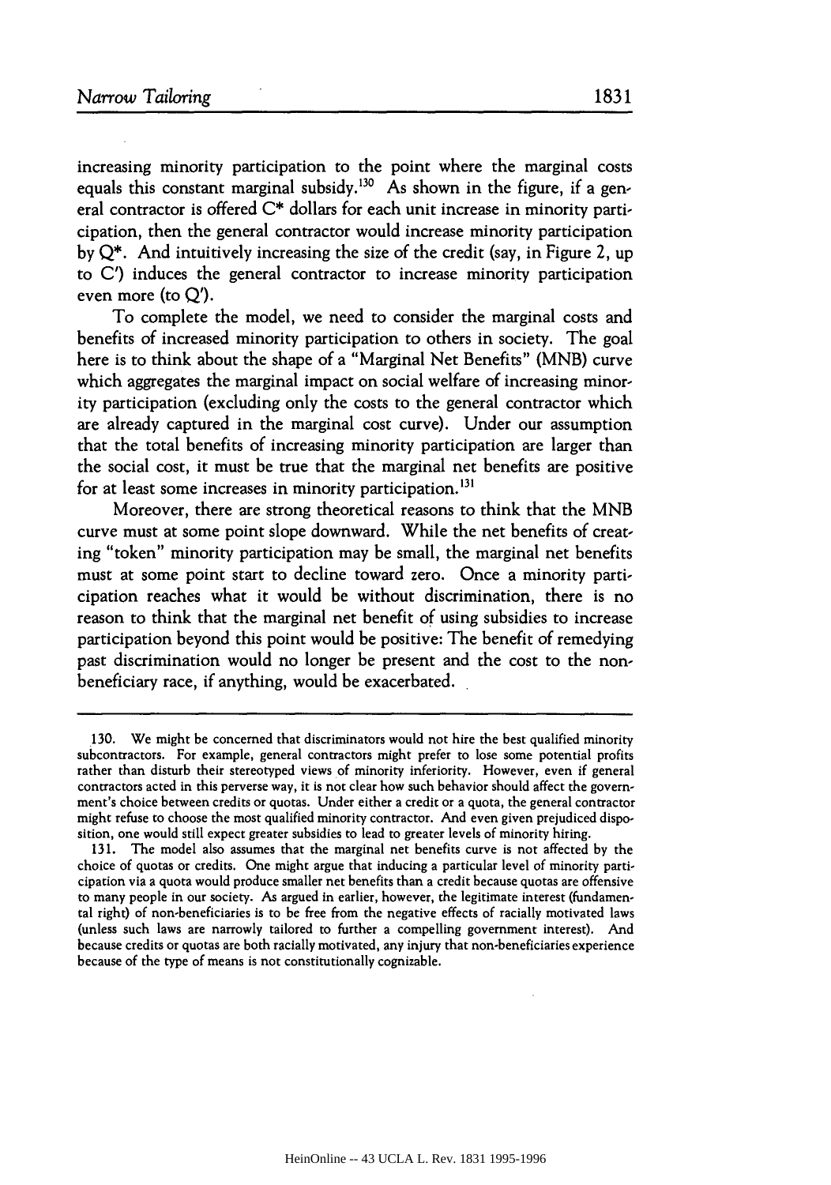increasing minority participation to the point where the marginal costs equals this constant marginal subsidy.[130] As shown in the figure, if a general contractor is offered $C^*$ dollars for each unit increase in minority participation, then the general contractor would increase minority participation by $Q^*$. And intuitively increasing the size of the credit (say, in Figure 2, up to $C'$) induces the general contractor to increase minority participation even more (to $Q'$).

To complete the model, we need to consider the marginal costs and benefits of increased minority participation to others in society. The goal here is to think about the shape of a "Marginal Net Benefits" (MNB) curve which aggregates the marginal impact on social welfare of increasing minority participation (excluding only the costs to the general contractor which are already captured in the marginal cost curve). Under our assumption that the total benefits of increasing minority participation are larger than the social cost, it must be true that the marginal net benefits are positive for at least some increases in minority participation.[131]

Moreover, there are strong theoretical reasons to think that the MNB curve must at some point slope downward. While the net benefits of creating "token" minority participation may be small, the marginal net benefits must at some point start to decline toward zero. Once a minority participation reaches what it would be without discrimination, there is no reason to think that the marginal net benefit of using subsidies to increase participation beyond this point would be positive: The benefit of remedying past discrimination would no longer be present and the cost to the non-beneficiary race, if anything, would be exacerbated.

---

130. We might be concerned that discriminators would not hire the best qualified minority subcontractors. For example, general contractors might prefer to lose some potential profits rather than disturb their stereotyped views of minority inferiority. However, even if general contractors acted in this perverse way, it is not clear how such behavior should affect the government's choice between credits or quotas. Under either a credit or a quota, the general contractor might refuse to choose the most qualified minority contractor. And even given prejudiced disposition, one would still expect greater subsidies to lead to greater levels of minority hiring.

131. The model also assumes that the marginal net benefits curve is not affected by the choice of quotas or credits. One might argue that inducing a particular level of minority participation via a quota would produce smaller net benefits than a credit because quotas are offensive to many people in our society. As argued in earlier, however, the legitimate interest (fundamental right) of non-beneficiaries is to be free from the negative effects of racially motivated laws (unless such laws are narrowly tailored to further a compelling government interest). And because credits or quotas are both racially motivated, any injury that non-beneficiaries experience because of the type of means is not constitutionally cognizable.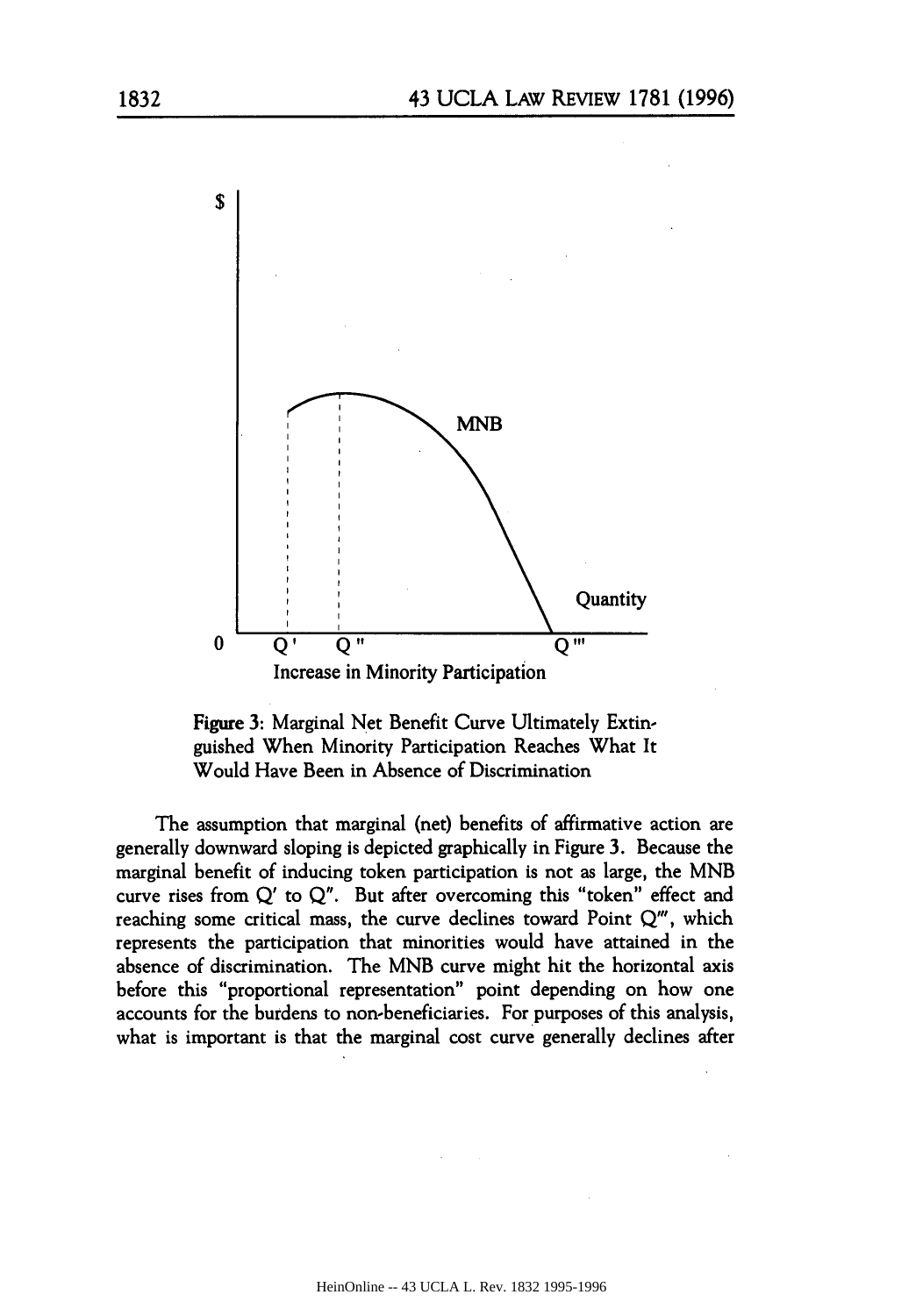Figure 3: Marginal Net Benefit Curve Ultimately Extinguished When Minority Participation Reaches What It Would Have Been in Absence of Discrimination

The assumption that marginal (net) benefits of affirmative action are generally downward sloping is depicted graphically in Figure 3. Because the marginal benefit of inducing token participation is not as large, the MNB curve rises from Q′ to Q″. But after overcoming this "token" effect and reaching some critical mass, the curve declines toward Point Q‴, which represents the participation that minorities would have attained in the absence of discrimination. The MNB curve might hit the horizontal axis before this "proportional representation" point depending on how one accounts for the burdens to non-beneficiaries. For purposes of this analysis, what is important is that the marginal cost curve generally declines after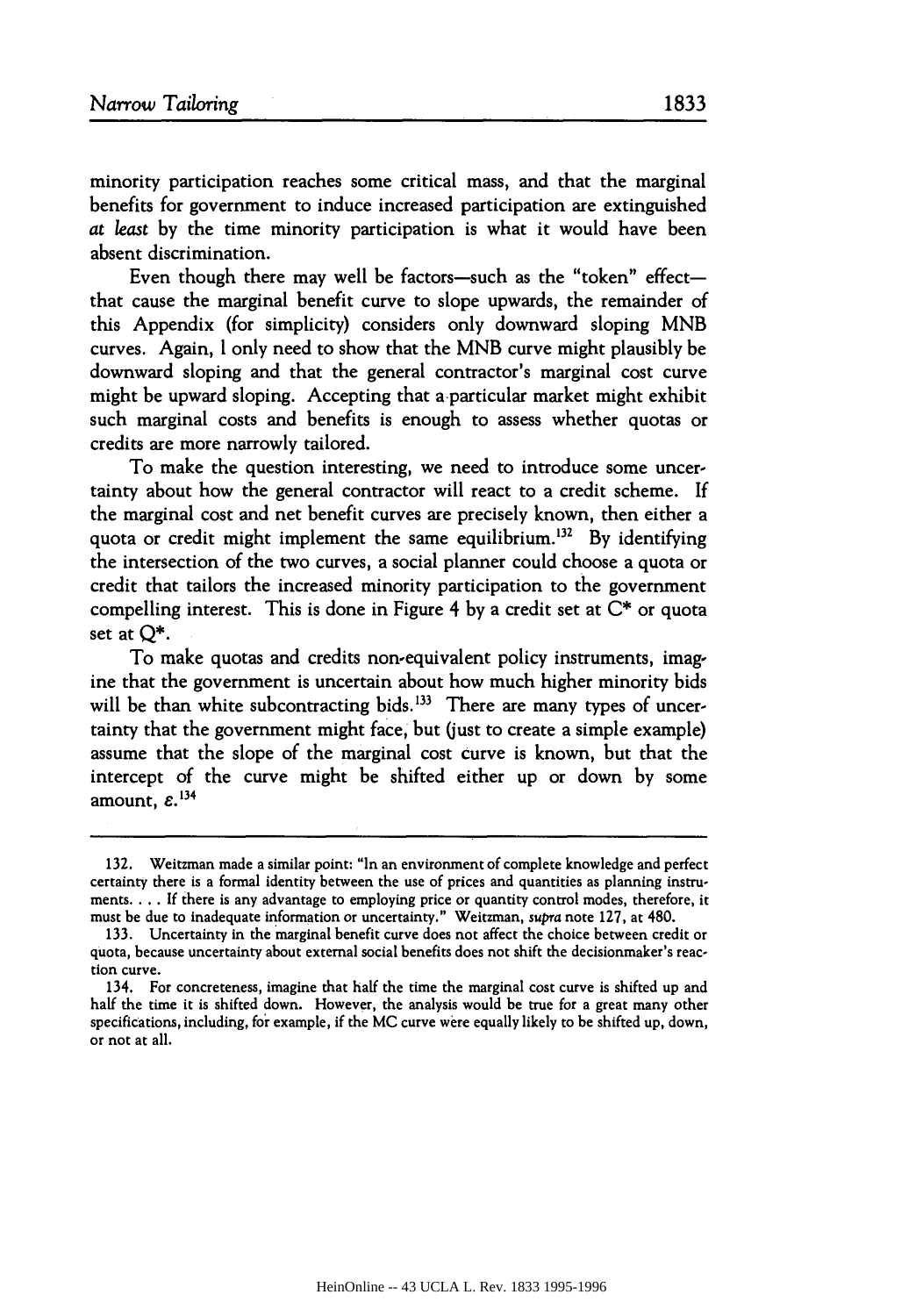minority participation reaches some critical mass, and that the marginal benefits for government to induce increased participation are extinguished *at least* by the time minority participation is what it would have been absent discrimination.

Even though there may well be factors—such as the "token" effect—that cause the marginal benefit curve to slope upwards, the remainder of this Appendix (for simplicity) considers only downward sloping MNB curves. Again, I only need to show that the MNB curve might plausibly be downward sloping and that the general contractor's marginal cost curve might be upward sloping. Accepting that a particular market might exhibit such marginal costs and benefits is enough to assess whether quotas or credits are more narrowly tailored.

To make the question interesting, we need to introduce some uncertainty about how the general contractor will react to a credit scheme. If the marginal cost and net benefit curves are precisely known, then either a quota or credit might implement the same equilibrium.[132] By identifying the intersection of the two curves, a social planner could choose a quota or credit that tailors the increased minority participation to the government compelling interest. This is done in Figure 4 by a credit set at $C^*$ or quota set at $Q^*$.

To make quotas and credits non-equivalent policy instruments, imagine that the government is uncertain about how much higher minority bids will be than white subcontracting bids.[133] There are many types of uncertainty that the government might face, but (just to create a simple example) assume that the slope of the marginal cost curve is known, but that the intercept of the curve might be shifted either up or down by some amount, $\varepsilon$.[134]

---

132. Weitzman made a similar point: "In an environment of complete knowledge and perfect certainty there is a formal identity between the use of prices and quantities as planning instruments. . . . If there is any advantage to employing price or quantity control modes, therefore, it must be due to inadequate information or uncertainty." Weitzman, *supra* note 127, at 480.

133. Uncertainty in the marginal benefit curve does not affect the choice between credit or quota, because uncertainty about external social benefits does not shift the decisionmaker's reaction curve.

134. For concreteness, imagine that half the time the marginal cost curve is shifted up and half the time it is shifted down. However, the analysis would be true for a great many other specifications, including, for example, if the MC curve were equally likely to be shifted up, down, or not at all.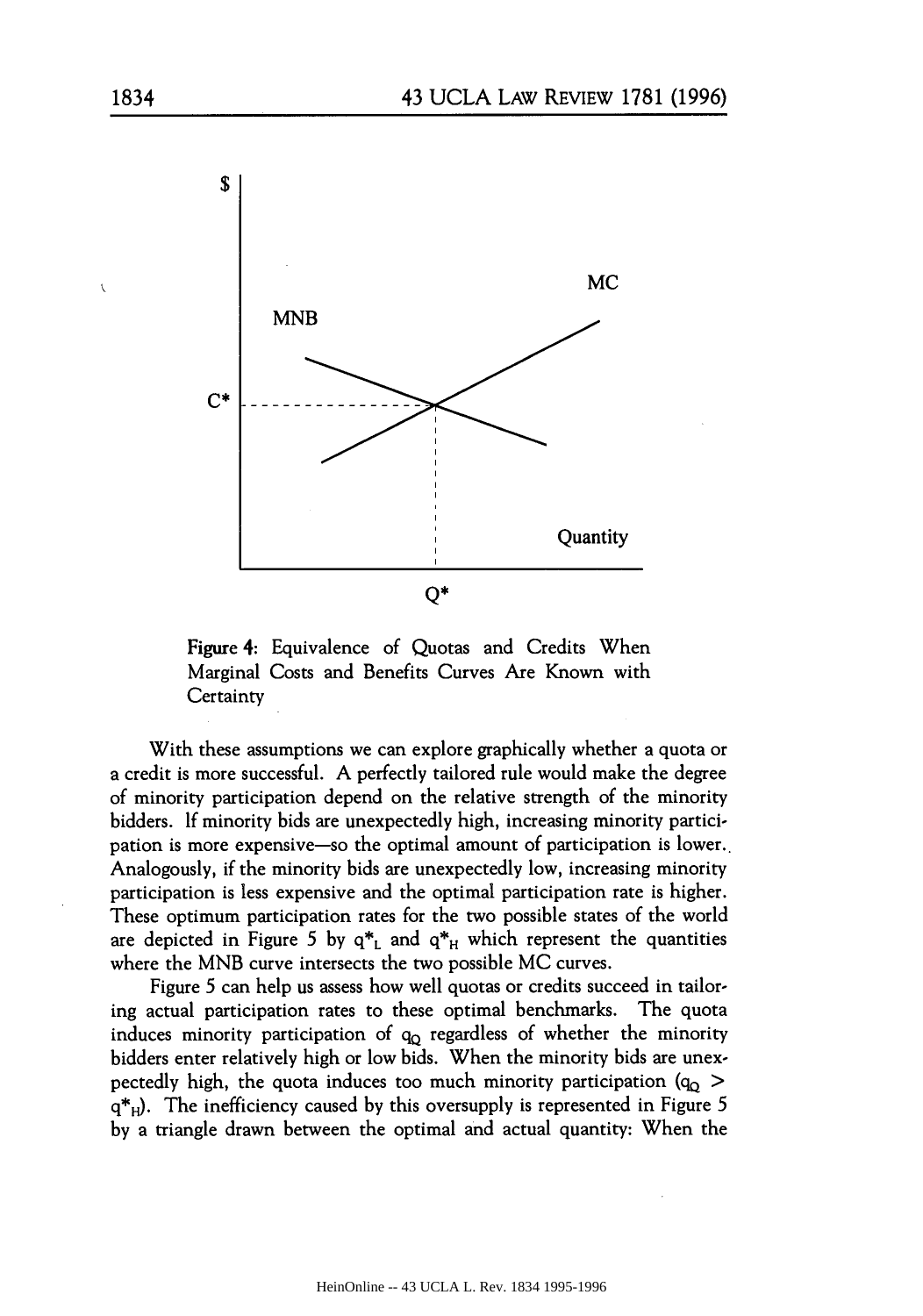Figure 4: Equivalence of Quotas and Credits When Marginal Costs and Benefits Curves Are Known with Certainty

With these assumptions we can explore graphically whether a quota or a credit is more successful. A perfectly tailored rule would make the degree of minority participation depend on the relative strength of the minority bidders. If minority bids are unexpectedly high, increasing minority participation is more expensive—so the optimal amount of participation is lower. Analogously, if the minority bids are unexpectedly low, increasing minority participation is less expensive and the optimal participation rate is higher. These optimum participation rates for the two possible states of the world are depicted in Figure 5 by $q^*_L$ and $q^*_H$ which represent the quantities where the MNB curve intersects the two possible MC curves.

Figure 5 can help us assess how well quotas or credits succeed in tailoring actual participation rates to these optimal benchmarks. The quota induces minority participation of $q_Q$ regardless of whether the minority bidders enter relatively high or low bids. When the minority bids are unexpectedly high, the quota induces too much minority participation ($q_Q > q^*_H$). The inefficiency caused by this oversupply is represented in Figure 5 by a triangle drawn between the optimal and actual quantity: When the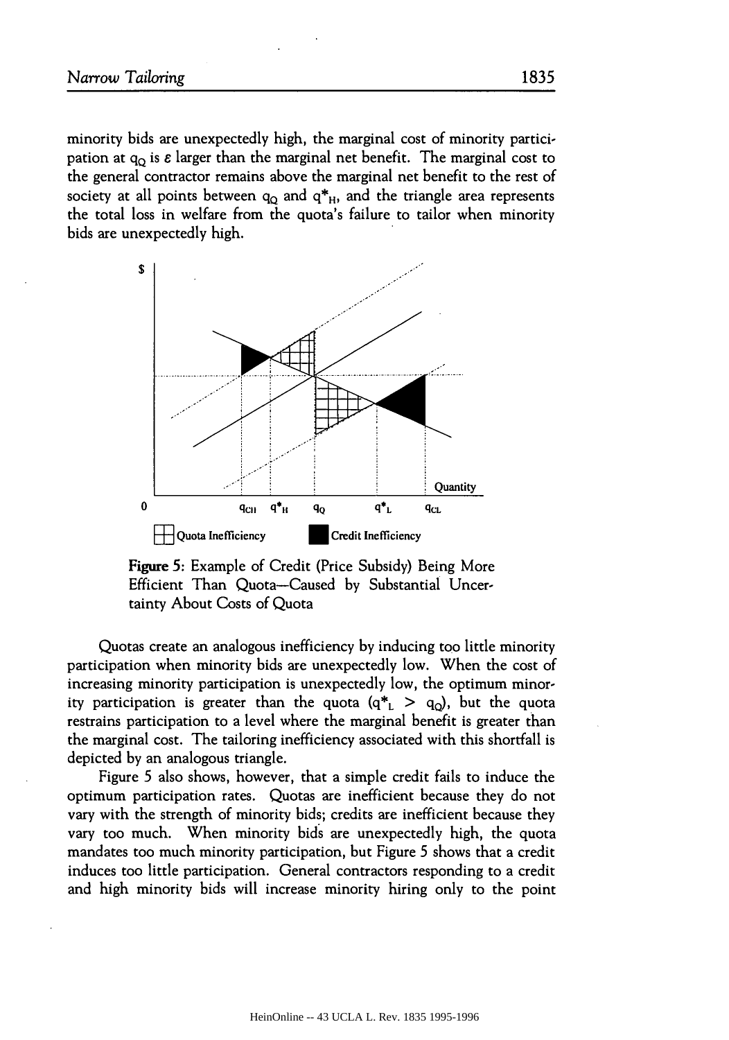minority bids are unexpectedly high, the marginal cost of minority participation at $q_Q$ is $\varepsilon$ larger than the marginal net benefit. The marginal cost to the general contractor remains above the marginal net benefit to the rest of society at all points between $q_Q$ and $q^*_H$, and the triangle area represents the total loss in welfare from the quota's failure to tailor when minority bids are unexpectedly high.

**Figure 5**: Example of Credit (Price Subsidy) Being More Efficient Than Quota—Caused by Substantial Uncertainty About Costs of Quota

Quotas create an analogous inefficiency by inducing too little minority participation when minority bids are unexpectedly low. When the cost of increasing minority participation is unexpectedly low, the optimum minority participation is greater than the quota ($q^*_L > q_Q$), but the quota restrains participation to a level where the marginal benefit is greater than the marginal cost. The tailoring inefficiency associated with this shortfall is depicted by an analogous triangle.

Figure 5 also shows, however, that a simple credit fails to induce the optimum participation rates. Quotas are inefficient because they do not vary with the strength of minority bids; credits are inefficient because they vary too much. When minority bids are unexpectedly high, the quota mandates too much minority participation, but Figure 5 shows that a credit induces too little participation. General contractors responding to a credit and high minority bids will increase minority hiring only to the point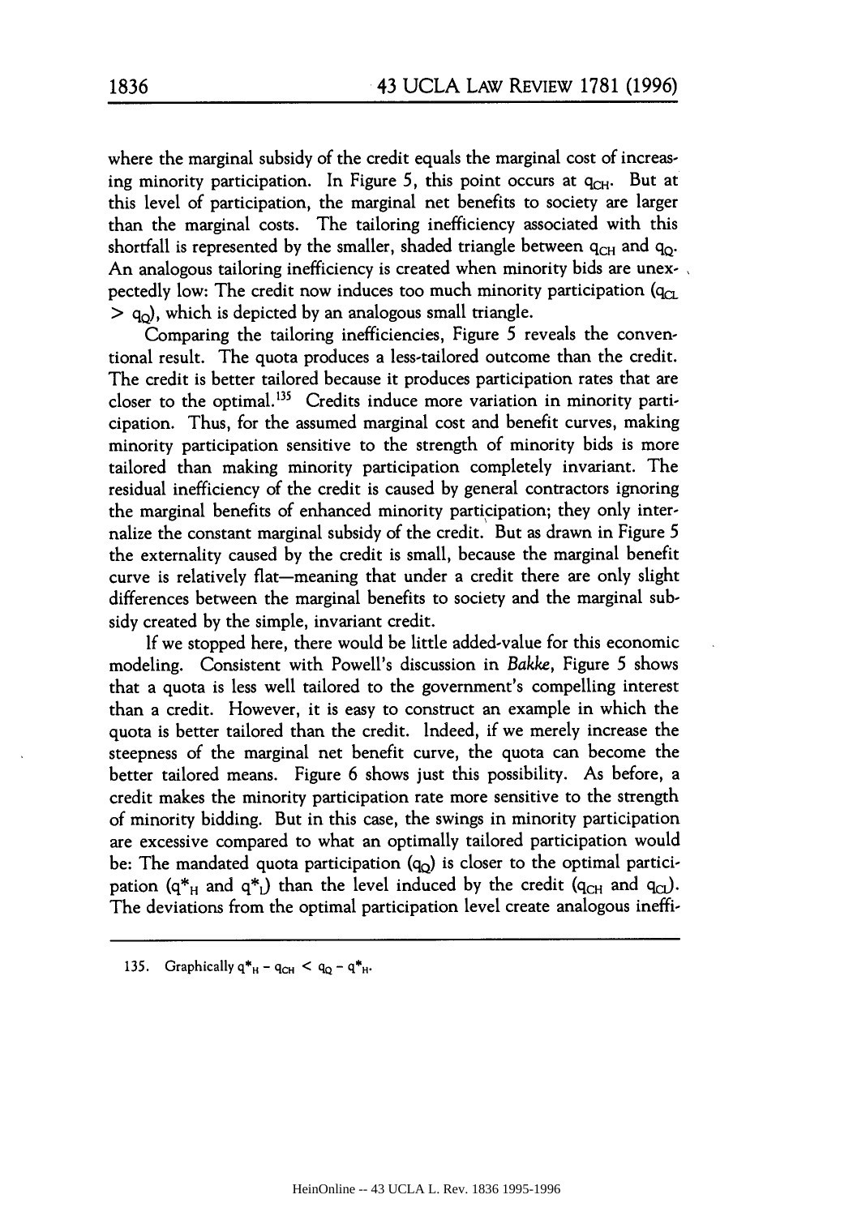where the marginal subsidy of the credit equals the marginal cost of increasing minority participation. In Figure 5, this point occurs at $q_{CH}$. But at this level of participation, the marginal net benefits to society are larger than the marginal costs. The tailoring inefficiency associated with this shortfall is represented by the smaller, shaded triangle between $q_{CH}$ and $q_Q$. An analogous tailoring inefficiency is created when minority bids are unexpectedly low: The credit now induces too much minority participation ($q_{CL} > q_Q$), which is depicted by an analogous small triangle.

Comparing the tailoring inefficiencies, Figure 5 reveals the conventional result. The quota produces a less-tailored outcome than the credit. The credit is better tailored because it produces participation rates that are closer to the optimal.[135] Credits induce more variation in minority participation. Thus, for the assumed marginal cost and benefit curves, making minority participation sensitive to the strength of minority bids is more tailored than making minority participation completely invariant. The residual inefficiency of the credit is caused by general contractors ignoring the marginal benefits of enhanced minority participation; they only internalize the constant marginal subsidy of the credit. But as drawn in Figure 5 the externality caused by the credit is small, because the marginal benefit curve is relatively flat—meaning that under a credit there are only slight differences between the marginal benefits to society and the marginal subsidy created by the simple, invariant credit.

If we stopped here, there would be little added-value for this economic modeling. Consistent with Powell's discussion in *Bakke*, Figure 5 shows that a quota is less well tailored to the government's compelling interest than a credit. However, it is easy to construct an example in which the quota is better tailored than the credit. Indeed, if we merely increase the steepness of the marginal net benefit curve, the quota can become the better tailored means. Figure 6 shows just this possibility. As before, a credit makes the minority participation rate more sensitive to the strength of minority bidding. But in this case, the swings in minority participation are excessive compared to what an optimally tailored participation would be: The mandated quota participation ($q_Q$) is closer to the optimal participation ($q^*_H$ and $q^*_L$) than the level induced by the credit ($q_{CH}$ and $q_{CL}$). The deviations from the optimal participation level create analogous ineffi-

135. Graphically $q^*_H - q_{CH} < q_Q - q^*_H$.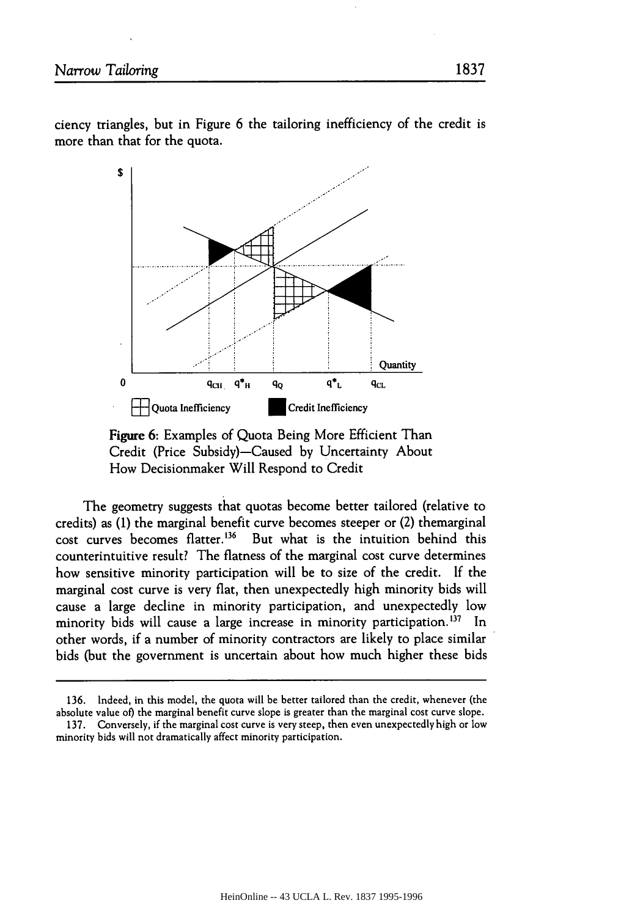ciency triangles, but in Figure 6 the tailoring inefficiency of the credit is more than that for the quota.

**Figure 6**: Examples of Quota Being More Efficient Than Credit (Price Subsidy)—Caused by Uncertainty About How Decisionmaker Will Respond to Credit

The geometry suggests that quotas become better tailored (relative to credits) as (1) the marginal benefit curve becomes steeper or (2) themarginal cost curves becomes flatter.[136] But what is the intuition behind this counterintuitive result? The flatness of the marginal cost curve determines how sensitive minority participation will be to size of the credit. If the marginal cost curve is very flat, then unexpectedly high minority bids will cause a large decline in minority participation, and unexpectedly low minority bids will cause a large increase in minority participation.[137] In other words, if a number of minority contractors are likely to place similar bids (but the government is uncertain about how much higher these bids

136. Indeed, in this model, the quota will be better tailored than the credit, whenever (the absolute value of) the marginal benefit curve slope is greater than the marginal cost curve slope.

137. Conversely, if the marginal cost curve is very steep, then even unexpectedly high or low minority bids will not dramatically affect minority participation.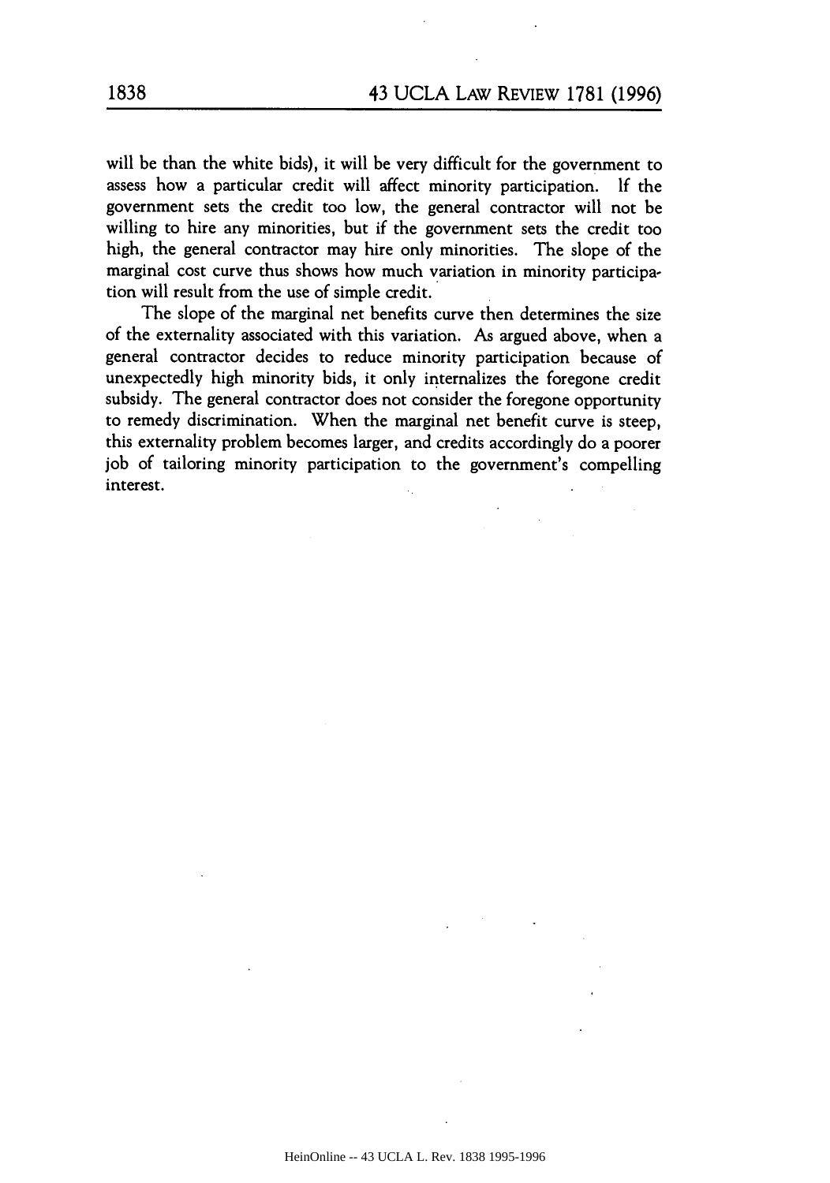will be than the white bids), it will be very difficult for the government to assess how a particular credit will affect minority participation. If the government sets the credit too low, the general contractor will not be willing to hire any minorities, but if the government sets the credit too high, the general contractor may hire only minorities. The slope of the marginal cost curve thus shows how much variation in minority participation will result from the use of simple credit.

The slope of the marginal net benefits curve then determines the size of the externality associated with this variation. As argued above, when a general contractor decides to reduce minority participation because of unexpectedly high minority bids, it only internalizes the foregone credit subsidy. The general contractor does not consider the foregone opportunity to remedy discrimination. When the marginal net benefit curve is steep, this externality problem becomes larger, and credits accordingly do a poorer job of tailoring minority participation to the government's compelling interest.